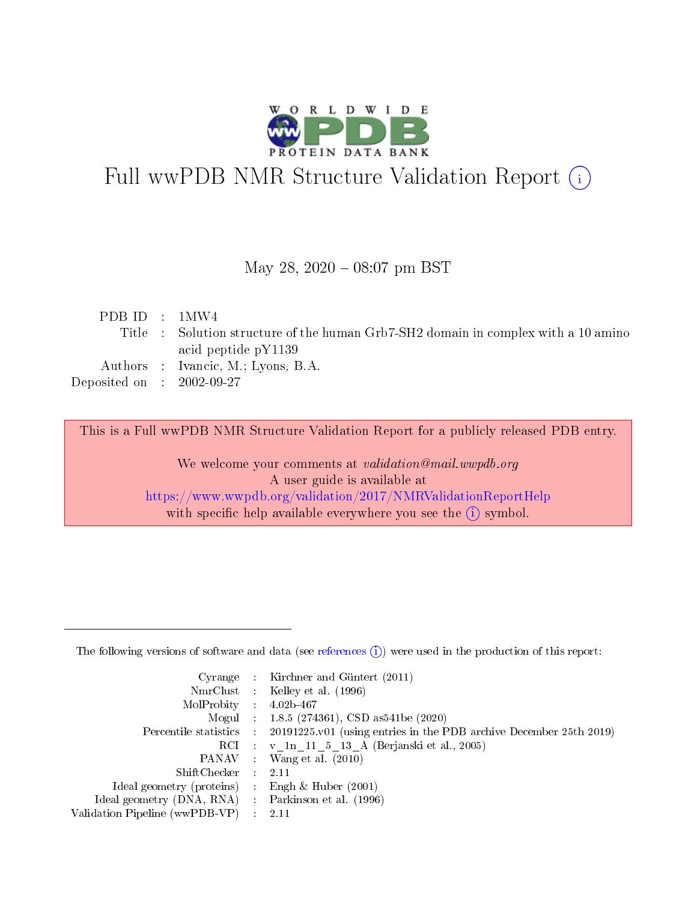# Full wwPDB NMR Structure Validation Report (i)

May 28, 2020 – 08:07 pm BST

| | | |
|---|---|---|
| PDB ID | : | 1MW4 |
| Title | : | Solution structure of the human Grb7-SH2 domain in complex with a 10 amino acid peptide pY1139 |
| Authors | : | Ivancic, M.; Lyons, B.A. |
| Deposited on | : | 2002-09-27 |

This is a Full wwPDB NMR Structure Validation Report for a publicly released PDB entry.

We welcome your comments at *validation@mail.wwpdb.org*
A user guide is available at
https://www.wwpdb.org/validation/2017/NMRValidationReportHelp
with specific help available everywhere you see the (i) symbol.

---

The following versions of software and data (see references (i)) were used in the production of this report:

| | | |
|---|---|---|
| Cyrange | : | Kirchner and Güntert (2011) |
| NmrClust | : | Kelley et al. (1996) |
| MolProbity | : | 4.02b-467 |
| Mogul | : | 1.8.5 (274361), CSD as541be (2020) |
| Percentile statistics | : | 20191225.v01 (using entries in the PDB archive December 25th 2019) |
| RCI | : | v_1n_11_5_13_A (Berjanski et al., 2005) |
| PANAV | : | Wang et al. (2010) |
| ShiftChecker | : | 2.11 |
| Ideal geometry (proteins) | : | Engh & Huber (2001) |
| Ideal geometry (DNA, RNA) | : | Parkinson et al. (1996) |
| Validation Pipeline (wwPDB-VP) | : | 2.11 |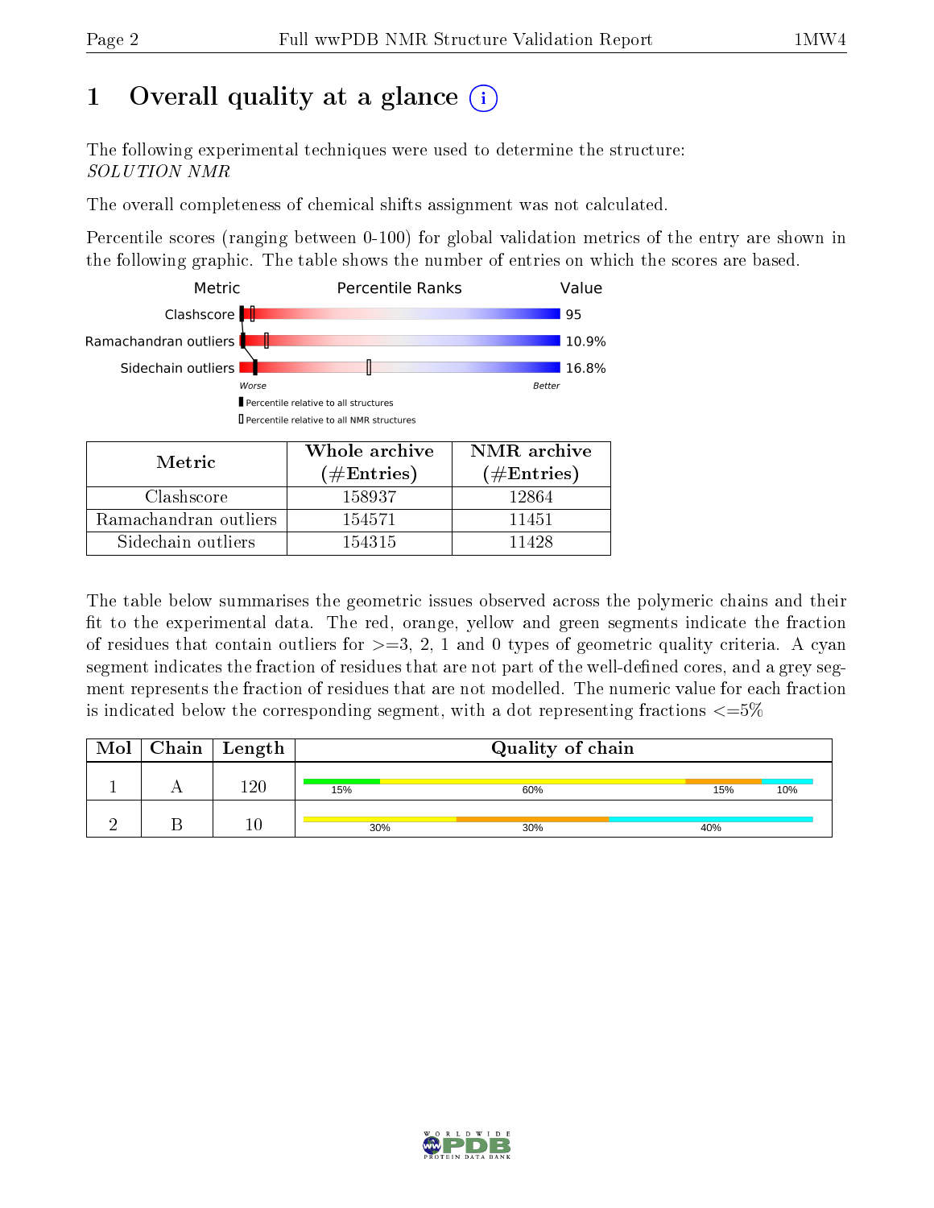# 1 Overall quality at a glance (i)

The following experimental techniques were used to determine the structure:
*SOLUTION NMR*

The overall completeness of chemical shifts assignment was not calculated.

Percentile scores (ranging between 0-100) for global validation metrics of the entry are shown in the following graphic. The table shows the number of entries on which the scores are based.

| Metric | Percentile Ranks | Value |
|---|---|---|
| Clashscore | | 95 |
| Ramachandran outliers | | 10.9% |
| Sidechain outliers | | 16.8% |

Worse — Better

▮ Percentile relative to all structures
▯ Percentile relative to all NMR structures

| Metric | Whole archive (#Entries) | NMR archive (#Entries) |
|---|---|---|
| Clashscore | 158937 | 12864 |
| Ramachandran outliers | 154571 | 11451 |
| Sidechain outliers | 154315 | 11428 |

The table below summarises the geometric issues observed across the polymeric chains and their fit to the experimental data. The red, orange, yellow and green segments indicate the fraction of residues that contain outliers for >=3, 2, 1 and 0 types of geometric quality criteria. A cyan segment indicates the fraction of residues that are not part of the well-defined cores, and a grey segment represents the fraction of residues that are not modelled. The numeric value for each fraction is indicated below the corresponding segment, with a dot representing fractions <=5%

| Mol | Chain | Length | Quality of chain |
|---|---|---|---|
| 1 | A | 120 | 15% (green), 60% (yellow), 15% (orange), 10% (cyan) |
| 2 | B | 10 | 30% (yellow), 30% (orange), 40% (cyan) |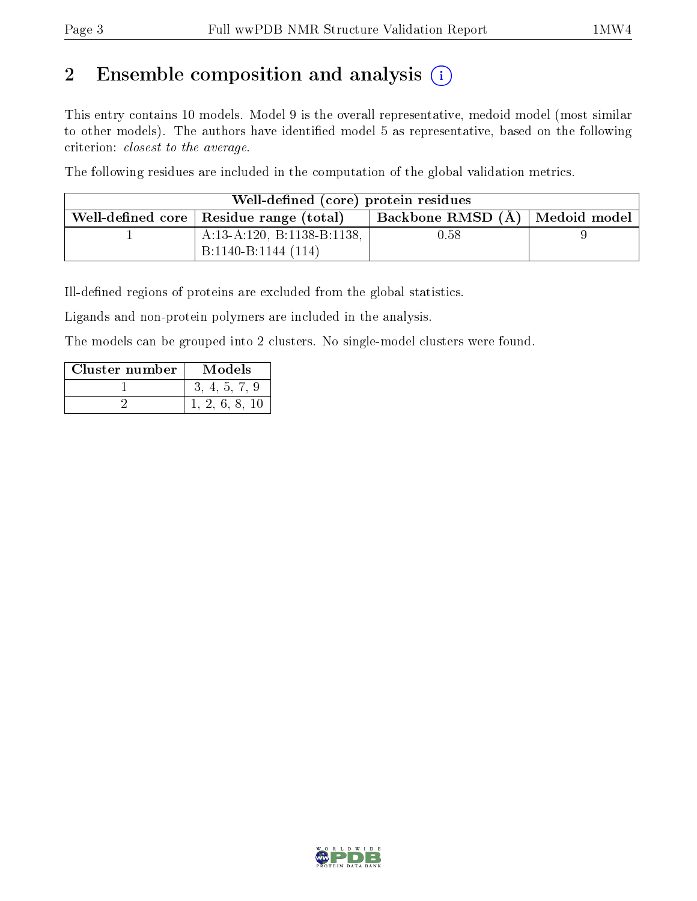## 2 Ensemble composition and analysis

This entry contains 10 models. Model 9 is the overall representative, medoid model (most similar to other models). The authors have identified model 5 as representative, based on the following criterion: *closest to the average*.

The following residues are included in the computation of the global validation metrics.

| Well-defined (core) protein residues | | | |
|---|---|---|---|
| Well-defined core | Residue range (total) | Backbone RMSD (Å) | Medoid model |
| 1 | A:13-A:120, B:1138-B:1138, B:1140-B:1144 (114) | 0.58 | 9 |

Ill-defined regions of proteins are excluded from the global statistics.

Ligands and non-protein polymers are included in the analysis.

The models can be grouped into 2 clusters. No single-model clusters were found.

| Cluster number | Models |
|---|---|
| 1 | 3, 4, 5, 7, 9 |
| 2 | 1, 2, 6, 8, 10 |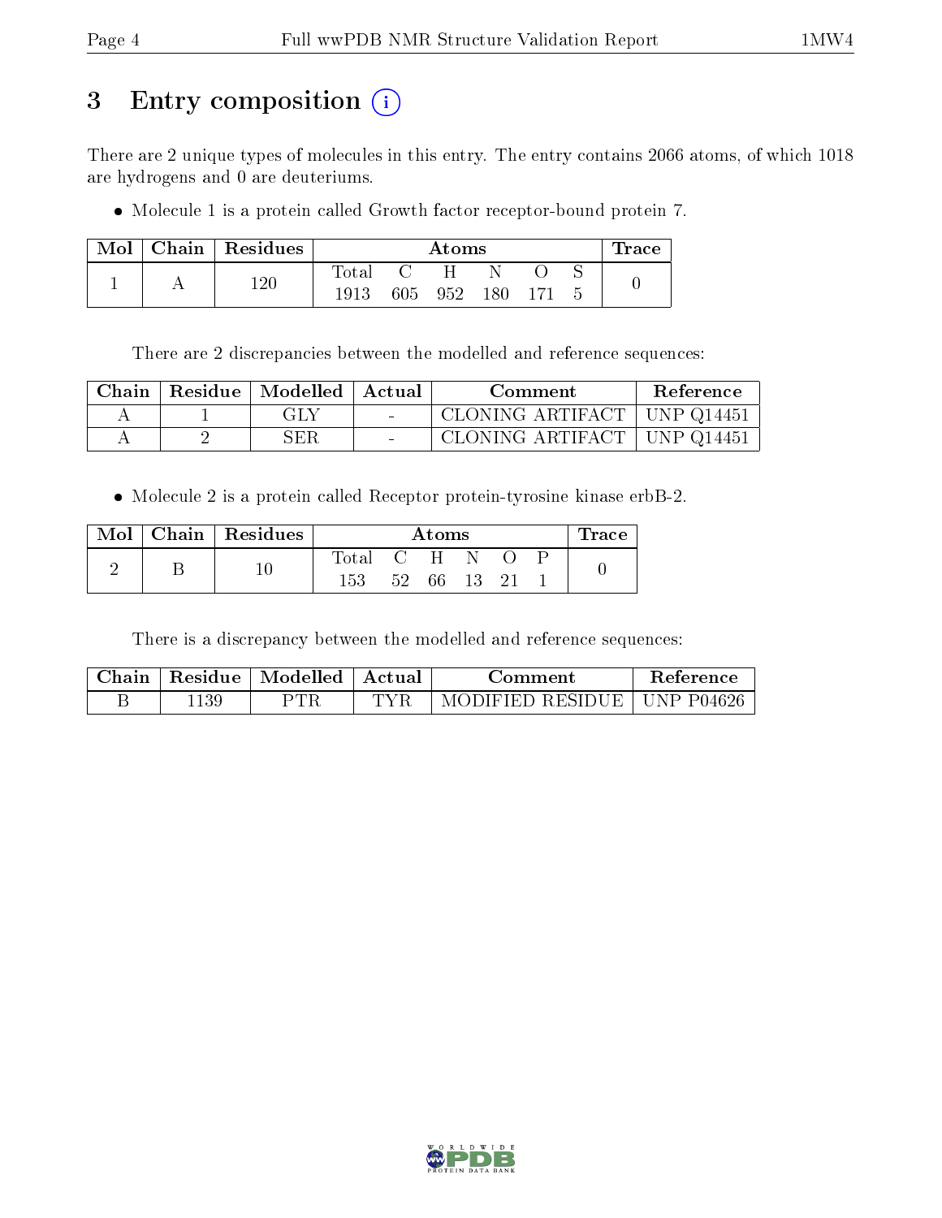# 3 Entry composition (i)

There are 2 unique types of molecules in this entry. The entry contains 2066 atoms, of which 1018 are hydrogens and 0 are deuteriums.

- Molecule 1 is a protein called Growth factor receptor-bound protein 7.

| Mol | Chain | Residues | Atoms | | | | | | Trace |
|---|---|---|---|---|---|---|---|---|---|
| | | | Total | C | H | N | O | S | |
| 1 | A | 120 | 1913 | 605 | 952 | 180 | 171 | 5 | 0 |

There are 2 discrepancies between the modelled and reference sequences:

| Chain | Residue | Modelled | Actual | Comment | Reference |
|---|---|---|---|---|---|
| A | 1 | GLY | - | CLONING ARTIFACT | UNP Q14451 |
| A | 2 | SER | - | CLONING ARTIFACT | UNP Q14451 |

- Molecule 2 is a protein called Receptor protein-tyrosine kinase erbB-2.

| Mol | Chain | Residues | Atoms | | | | | | Trace |
|---|---|---|---|---|---|---|---|---|---|
| | | | Total | C | H | N | O | P | |
| 2 | B | 10 | 153 | 52 | 66 | 13 | 21 | 1 | 0 |

There is a discrepancy between the modelled and reference sequences:

| Chain | Residue | Modelled | Actual | Comment | Reference |
|---|---|---|---|---|---|
| B | 1139 | PTR | TYR | MODIFIED RESIDUE | UNP P04626 |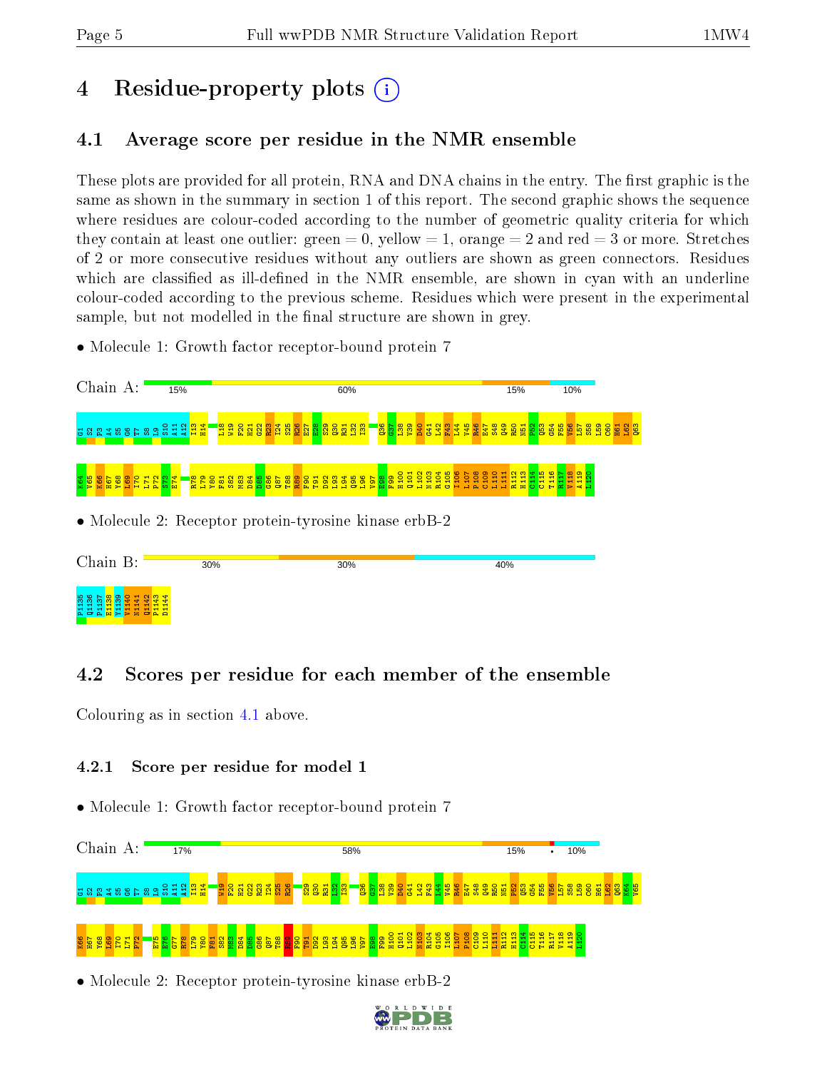# 4 Residue-property plots

## 4.1 Average score per residue in the NMR ensemble

These plots are provided for all protein, RNA and DNA chains in the entry. The first graphic is the same as shown in the summary in section 1 of this report. The second graphic shows the sequence where residues are colour-coded according to the number of geometric quality criteria for which they contain at least one outlier: green = 0, yellow = 1, orange = 2 and red = 3 or more. Stretches of 2 or more consecutive residues without any outliers are shown as green connectors. Residues which are classified as ill-defined in the NMR ensemble, are shown in cyan with an underline colour-coded according to the previous scheme. Residues which were present in the experimental sample, but not modelled in the final structure are shown in grey.

- Molecule 1: Growth factor receptor-bound protein 7

Chain A: 15% | 60% | 15% | 10%

G1 S2 P3 A4 S5 G6 T7 S8 L9 S10 A11 A12 I13 H14 L18 W19 F20 H21 G22 R23 I24 S25 R26 E27 E28 S29 Q30 R31 L32 I33 Q36 G37 L38 V39 D40 G41 L42 F43 L44 V45 R46 E47 S48 Q49 R50 N51 P52 Q53 G54 F55 V56 L57 S58 L59 C60 H61 L62 Q63 K64 V65 K66 H67 Y68 L69 I70 L71 P72 S73 E74 R78 L79 Y80 F81 S82 M83 D84 D85 G86 Q87 T88 R89 F90 T91 D92 L93 L94 Q95 L96 V97 E98 F99 H100 Q101 L102 N103 R104 G105 I106 L107 P108 C109 L110 L111 R112 H113 C114 C115 T116 R117 V118 A119 L120

- Molecule 2: Receptor protein-tyrosine kinase erbB-2

Chain B: 30% | 30% | 40%

P1135 Q1136 P1137 E1138 Y1139 V1140 N1141 Q1142 P1143 D1144

## 4.2 Scores per residue for each member of the ensemble

Colouring as in section 4.1 above.

### 4.2.1 Score per residue for model 1

- Molecule 1: Growth factor receptor-bound protein 7

Chain A: 17% | 58% | 15% | • | 10%

G1 S2 P3 A4 S5 G6 T7 S8 L9 S10 A11 A12 I13 H14 W19 F20 H21 G22 R23 I24 S25 R26 S29 Q30 R31 L32 I33 Q36 G37 L38 V39 D40 G41 L42 F43 L44 V45 R46 E47 S48 Q49 R50 N51 P52 Q53 G54 F55 V56 L57 S58 L59 C60 H61 L62 Q63 K64 V65 K66 H67 Y68 L69 I70 L71 P72 E75 E76 G77 R78 L79 Y80 F81 S82 M83 D84 D85 G86 Q87 T88 R89 F90 T91 D92 L93 L94 Q95 L96 V97 E98 F99 H100 Q101 L102 N103 R104 G105 I106 L107 P108 C109 L110 L111 R112 H113 C114 C115 T116 R117 V118 A119 L120

- Molecule 2: Receptor protein-tyrosine kinase erbB-2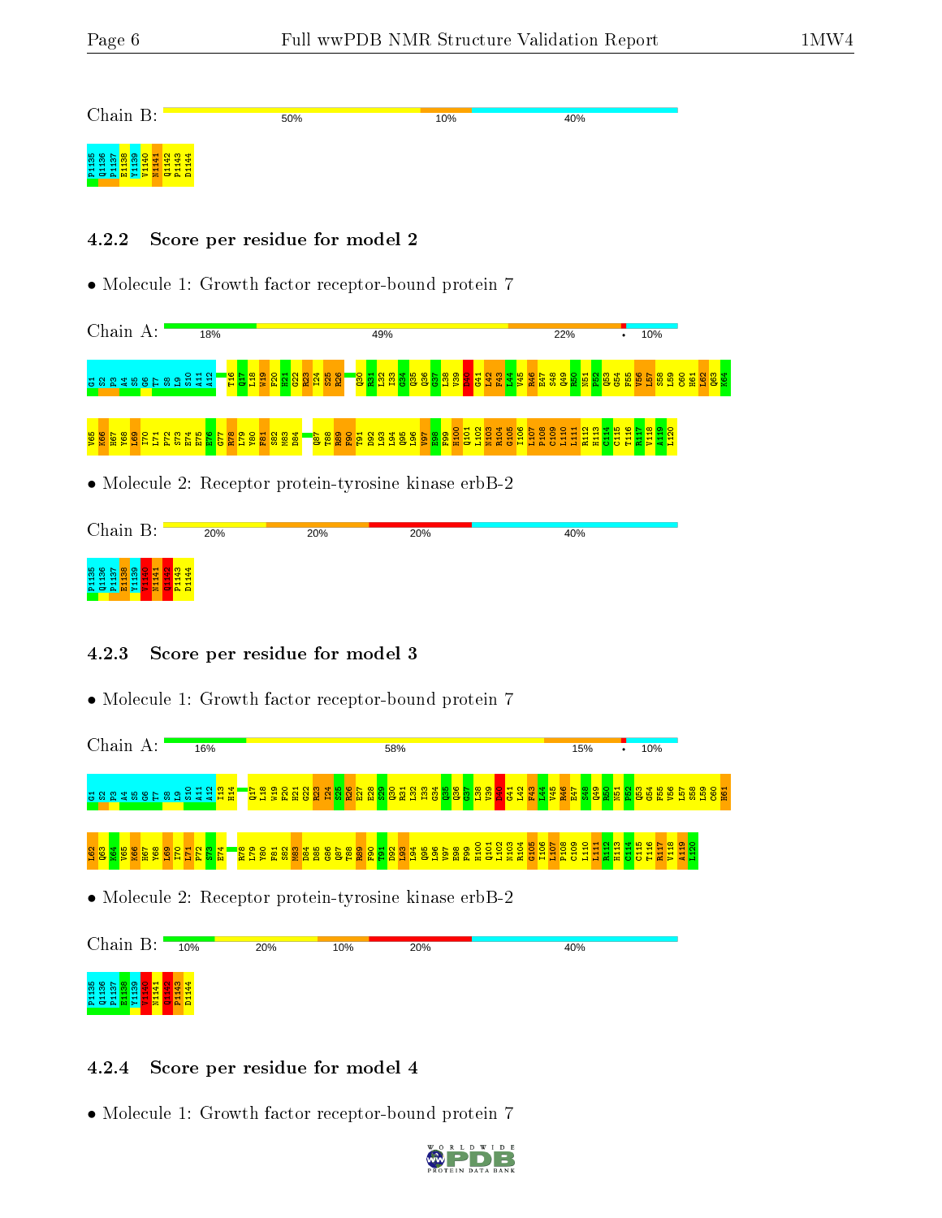Chain B: 50% 10% 40%

P1135 Q1136 P1137 E1138 Y1139 V1140 N1141 Q1142 P1143 D1144

### 4.2.2 Score per residue for model 2

- Molecule 1: Growth factor receptor-bound protein 7

Chain A: 18% 49% 22% • 10%

G1 S2 P3 A4 S5 G6 T7 S8 L9 S10 A11 A12 T16 Q17 L18 W19 F20 H21 G22 R23 I24 S25 R26 Q30 R31 L32 I33 G34 Q35 Q36 G37 L38 V39 D40 G41 L42 F43 L44 V45 R46 E47 S48 Q49 R50 N51 P52 Q53 G54 F55 V56 L57 S58 L59 C60 H61 L62 Q63 K64 V65 K66 H67 Y68 L69 I70 L71 P72 S73 E74 E75 E76 G77 R78 L79 Y80 F81 S82 M83 D84 Q87 T88 R89 F90 T91 D92 L93 L94 Q95 L96 V97 E98 F99 H100 Q101 L102 N103 R104 G105 I106 L107 P108 C109 L110 L111 R112 H113 C114 C115 T116 R117 V118 A119 L120

- Molecule 2: Receptor protein-tyrosine kinase erbB-2

Chain B: 20% 20% 20% 40%

P1135 Q1136 P1137 E1138 Y1139 V1140 N1141 Q1142 P1143 D1144

### 4.2.3 Score per residue for model 3

- Molecule 1: Growth factor receptor-bound protein 7

Chain A: 16% 58% 15% • 10%

G1 S2 P3 A4 S5 G6 T7 S8 L9 S10 A11 A12 I13 H14 Q17 L18 W19 F20 H21 G22 R23 I24 S25 R26 E27 E28 S29 Q30 R31 L32 I33 G34 Q35 Q36 G37 L38 V39 D40 G41 L42 F43 L44 V45 R46 E47 S48 Q49 R50 N51 P52 Q53 G54 F55 V56 L57 S58 L59 C60 H61 L62 Q63 K64 V65 K66 H67 Y68 L69 I70 L71 P72 S73 E74 R78 L79 Y80 F81 S82 M83 D84 D85 G86 Q87 T88 R89 F90 T91 D92 L93 L94 Q95 L96 V97 E98 F99 H100 Q101 L102 N103 R104 G105 I106 L107 P108 C109 L110 L111 R112 H113 C114 C115 T116 R117 V118 A119 L120

- Molecule 2: Receptor protein-tyrosine kinase erbB-2

Chain B: 10% 20% 10% 20% 40%

P1135 Q1136 P1137 E1138 Y1139 V1140 N1141 Q1142 P1143 D1144

### 4.2.4 Score per residue for model 4

- Molecule 1: Growth factor receptor-bound protein 7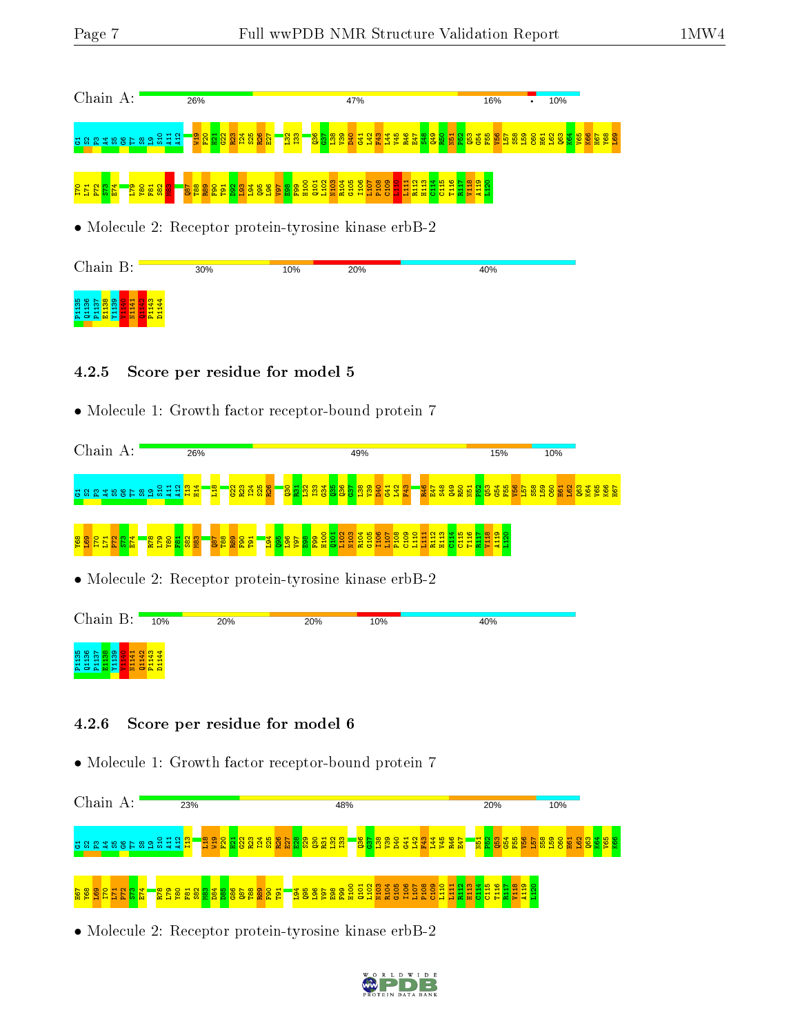Chain A: 26% 47% 16% • 10%

G1 S2 P3 A4 S5 G6 T7 S8 L9 S10 A11 A12 V19 F20 H21 G22 R23 I24 S25 R26 E27 L32 I33 Q36 G37 L38 V39 D40 G41 L42 F43 L44 V45 R46 E47 S48 Q49 R50 N51 F52 Q53 G54 F55 V56 L57 S58 L59 C60 H61 L62 Q63 K64 V65 K66 H67 Y68 L69

I70 L71 F72 S73 E74 L79 Y80 F81 S82 M83 Q87 T88 R89 F90 T91 D92 L93 L94 Q95 L96 V97 E98 F99 H100 Q101 L102 N103 R104 G105 I106 L107 P108 C109 L110 L111 R112 H113 C114 C115 T116 R117 V118 A119 L120

• Molecule 2: Receptor protein-tyrosine kinase erbB-2

Chain B: 30% 10% 20% 40%

P1135 Q1136 P1137 E1138 Y1139 V1140 N1141 Q1142 P1143 D1144

### 4.2.5 Score per residue for model 5

• Molecule 1: Growth factor receptor-bound protein 7

Chain A: 26% 49% 15% 10%

G1 S2 P3 A4 S5 G6 T7 S8 L9 S10 A11 A12 I13 H14 L18 G22 R23 I24 S25 R26 Q30 R31 L32 I33 G34 Q35 Q36 G37 L38 V39 D40 G41 L42 F43 R46 E47 S48 Q49 R50 N51 F52 Q53 G54 F55 V56 L57 S58 L59 C60 H61 L62 Q63 K64 V65 K66 H67

Y68 L69 I70 L71 F72 S73 E74 R78 L79 Y80 F81 S82 M83 Q87 T88 R89 F90 T91 L94 Q95 L96 V97 E98 F99 H100 Q101 L102 N103 R104 G105 I106 L107 P108 C109 L110 L111 R112 H113 C114 C115 T116 R117 V118 A119 L120

• Molecule 2: Receptor protein-tyrosine kinase erbB-2

Chain B: 10% 20% 20% 10% 40%

P1135 Q1136 P1137 E1138 Y1139 V1140 N1141 Q1142 P1143 D1144

### 4.2.6 Score per residue for model 6

• Molecule 1: Growth factor receptor-bound protein 7

Chain A: 23% 48% 20% 10%

G1 S2 P3 A4 S5 G6 T7 S8 L9 S10 A11 A12 I13 L18 V19 F20 H21 G22 R23 I24 S25 R26 E27 E28 S29 Q30 R31 L32 I33 Q36 G37 L38 V39 D40 G41 L42 F43 L44 V45 R46 E47 N51 F52 Q53 G54 F55 V56 L57 S58 L59 C60 H61 L62 Q63 K64 V65 K66

H67 Y68 L69 I70 L71 F72 S73 E74 R78 L79 Y80 F81 S82 M83 D84 D85 G86 Q87 T88 R89 F90 T91 L94 Q95 L96 V97 E98 F99 H100 Q101 L102 N103 R104 G105 I106 L107 P108 C109 L110 L111 R112 H113 C114 C115 T116 R117 V118 A119 L120

• Molecule 2: Receptor protein-tyrosine kinase erbB-2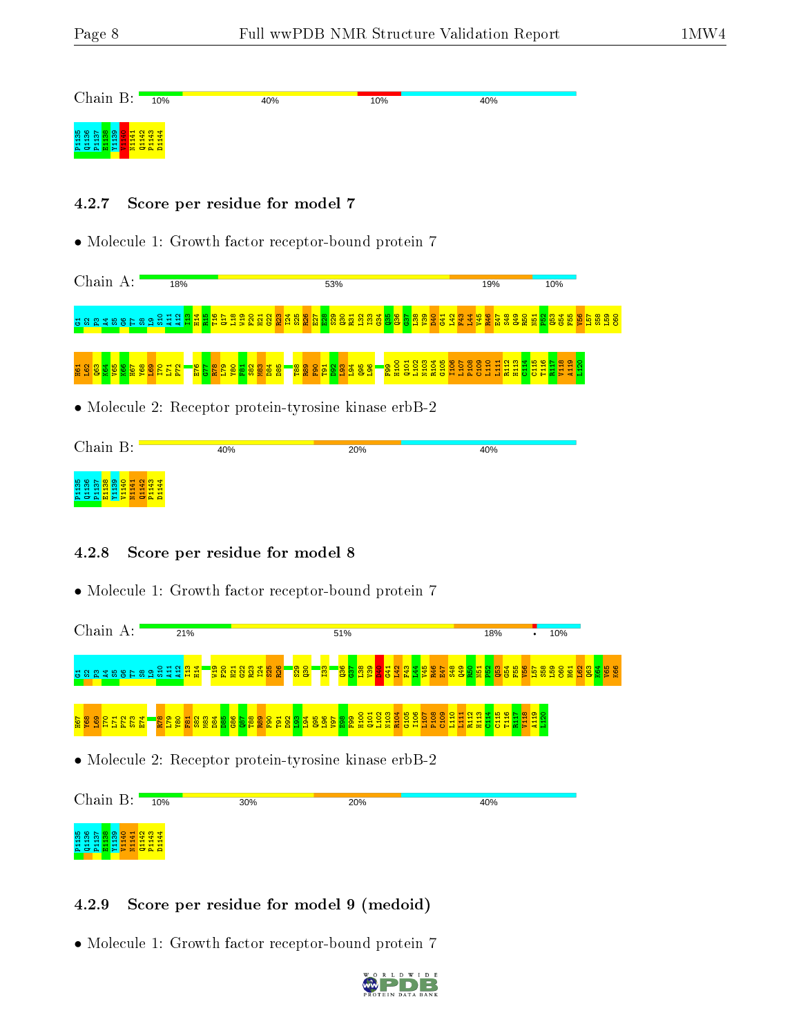Chain B: 10% 40% 10% 40%

P1135 Q1136 P1137 E1138 Y1139 V1140 N1141 Q1142 P1143 D1144

### 4.2.7 Score per residue for model 7

- Molecule 1: Growth factor receptor-bound protein 7

Chain A: 18% 53% 19% 10%

G1 S2 P3 A4 S5 G6 T7 S8 L9 S10 A11 A12 I13 H14 R15 T16 Q17 L18 W19 F20 H21 G22 R23 I24 S25 R26 E27 E28 S29 Q30 R31 L32 I33 G34 Q35 Q36 G37 L38 V39 D40 G41 L42 F43 L44 V45 R46 E47 S48 Q49 R50 N51 P52 Q53 G54 F55 V56 L57 S58 L59 C60 H61 L62 Q63 K64 V65 K66 H67 Y68 L69 I70 L71 P72 E76 G77 R78 L79 Y80 F81 S82 M83 D84 D85 T88 R89 F90 T91 D92 L93 L94 Q95 L96 F99 H100 Q101 L102 N103 R104 G105 I106 L107 P108 C109 L110 L111 R112 H113 C114 C115 T116 R117 V118 A119 L120

- Molecule 2: Receptor protein-tyrosine kinase erbB-2

Chain B: 40% 20% 40%

P1135 Q1136 P1137 E1138 Y1139 V1140 N1141 Q1142 P1143 D1144

### 4.2.8 Score per residue for model 8

- Molecule 1: Growth factor receptor-bound protein 7

Chain A: 21% 51% 18% • 10%

G1 S2 P3 A4 S5 G6 T7 S8 L9 S10 A11 A12 I13 H14 W19 F20 H21 G22 R23 I24 S25 R26 S29 Q30 I33 Q36 G37 L38 V39 D40 G41 L42 F43 L44 V45 R46 E47 S48 Q49 R50 N51 P52 Q53 G54 F55 V56 L57 S58 L59 C60 H61 L62 Q63 K64 V65 K66 H67 Y68 L69 I70 L71 P72 S73 E74 R78 L79 Y80 F81 S82 M83 D84 D85 G86 Q87 T88 R89 F90 T91 D92 L93 L94 Q95 L96 V97 E98 F99 H100 Q101 L102 N103 R104 G105 I106 L107 P108 C109 L110 L111 R112 H113 C114 C115 T116 R117 V118 A119 L120

- Molecule 2: Receptor protein-tyrosine kinase erbB-2

Chain B: 10% 30% 20% 40%

P1135 Q1136 P1137 E1138 Y1139 V1140 N1141 Q1142 P1143 D1144

### 4.2.9 Score per residue for model 9 (medoid)

- Molecule 1: Growth factor receptor-bound protein 7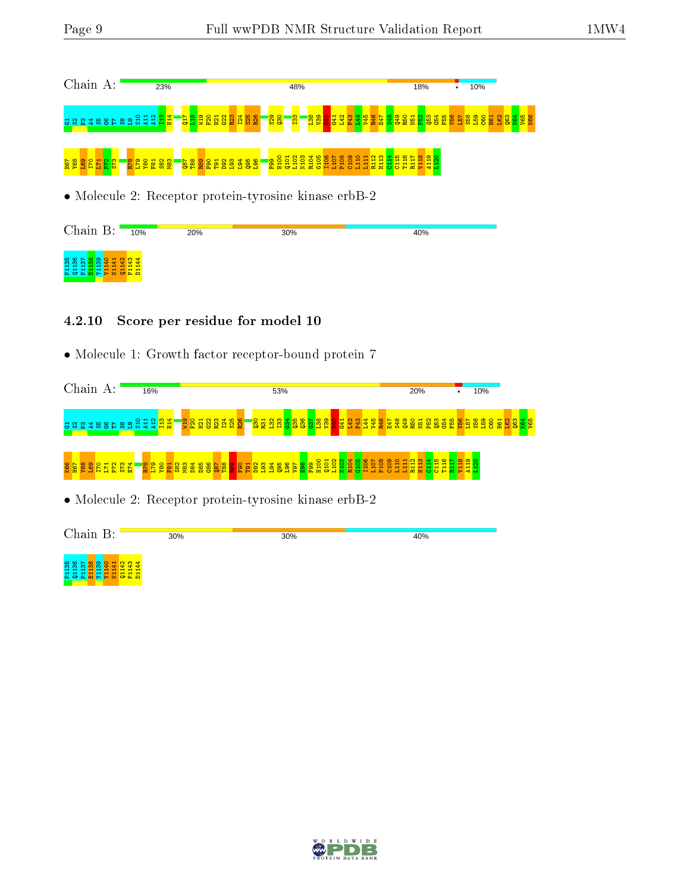Chain A: 23% 48% 18% • 10%

G1 S2 P3 A4 S5 G6 T7 S8 L9 S10 A11 A12 I13 H14 Q17 L18 W19 F20 H21 G22 R23 I24 S25 R26 S29 Q30 I33 L38 V39 K40 G41 L42 F43 L44 V45 R46 E47 S48 Q49 R50 N51 P52 Q53 G54 F55 V56 L57 S58 L59 C60 H61 L62 Q63 K64 V65 K66

H67 Y68 L69 I70 L71 P72 S73 R78 L79 Y80 F81 S82 M83 Q87 T88 R89 F90 T91 D92 L93 L94 Q95 L96 F99 H100 Q101 L102 N103 R104 G105 I106 L107 P108 C109 L110 L111 R112 H113 C114 C115 T116 R117 V118 A119 L120

• Molecule 2: Receptor protein-tyrosine kinase erbB-2

Chain B: 10% 20% 30% 40%

P1135 Q1136 P1137 E1138 Y1139 V1140 N1141 Q1142 P1143 D1144

### 4.2.10 Score per residue for model 10

• Molecule 1: Growth factor receptor-bound protein 7

Chain A: 16% 53% 20% • 10%

G1 S2 P3 A4 S5 G6 T7 S8 L9 S10 A11 A12 I13 H14 W19 F20 H21 G22 R23 I24 S25 R26 Q30 R31 L32 I33 G34 Q35 Q36 G37 L38 V39 K40 G41 L42 F43 L44 V45 R46 E47 S48 Q49 R50 N51 P52 Q53 G54 F55 V56 L57 S58 L59 C60 H61 L62 Q63 K64 V65

K66 H67 Y68 L69 I70 L71 P72 S73 E74 R78 L79 Y80 F81 S82 M83 D84 D85 G86 Q87 T88 R89 F90 T91 D92 L93 L94 Q95 L96 V97 E98 F99 H100 Q101 L102 N103 R104 G105 I106 L107 P108 C109 L110 L111 R112 H113 C114 C115 T116 R117 V118 A119 L120

• Molecule 2: Receptor protein-tyrosine kinase erbB-2

Chain B: 30% 30% 40%

P1135 Q1136 P1137 E1138 Y1139 V1140 N1141 Q1142 P1143 D1144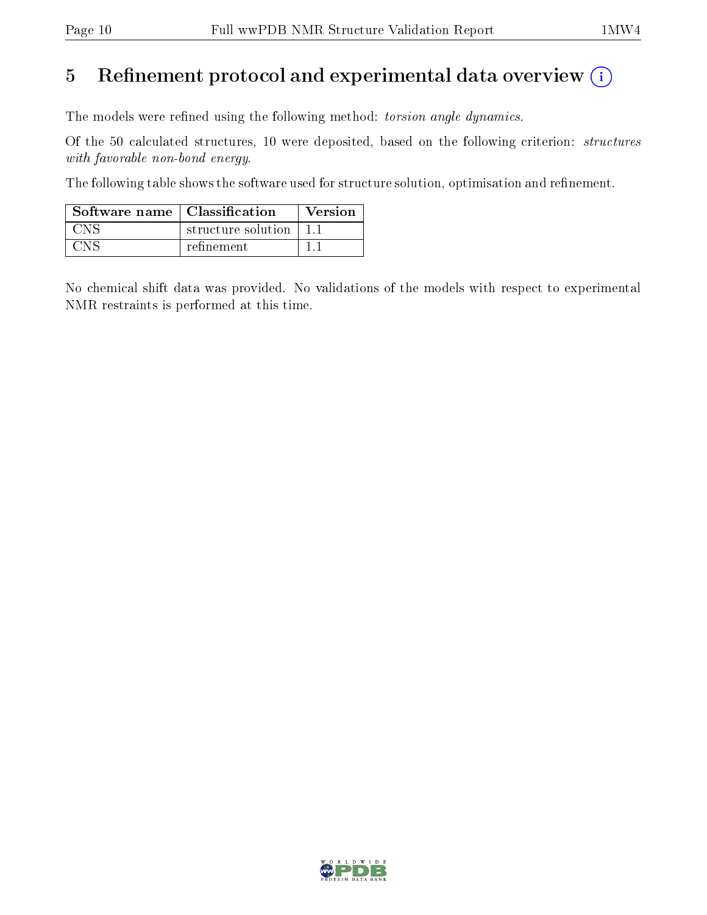# 5 Refinement protocol and experimental data overview

The models were refined using the following method: *torsion angle dynamics*.

Of the 50 calculated structures, 10 were deposited, based on the following criterion: *structures with favorable non-bond energy*.

The following table shows the software used for structure solution, optimisation and refinement.

| Software name | Classification | Version |
|---|---|---|
| CNS | structure solution | 1.1 |
| CNS | refinement | 1.1 |

No chemical shift data was provided. No validations of the models with respect to experimental NMR restraints is performed at this time.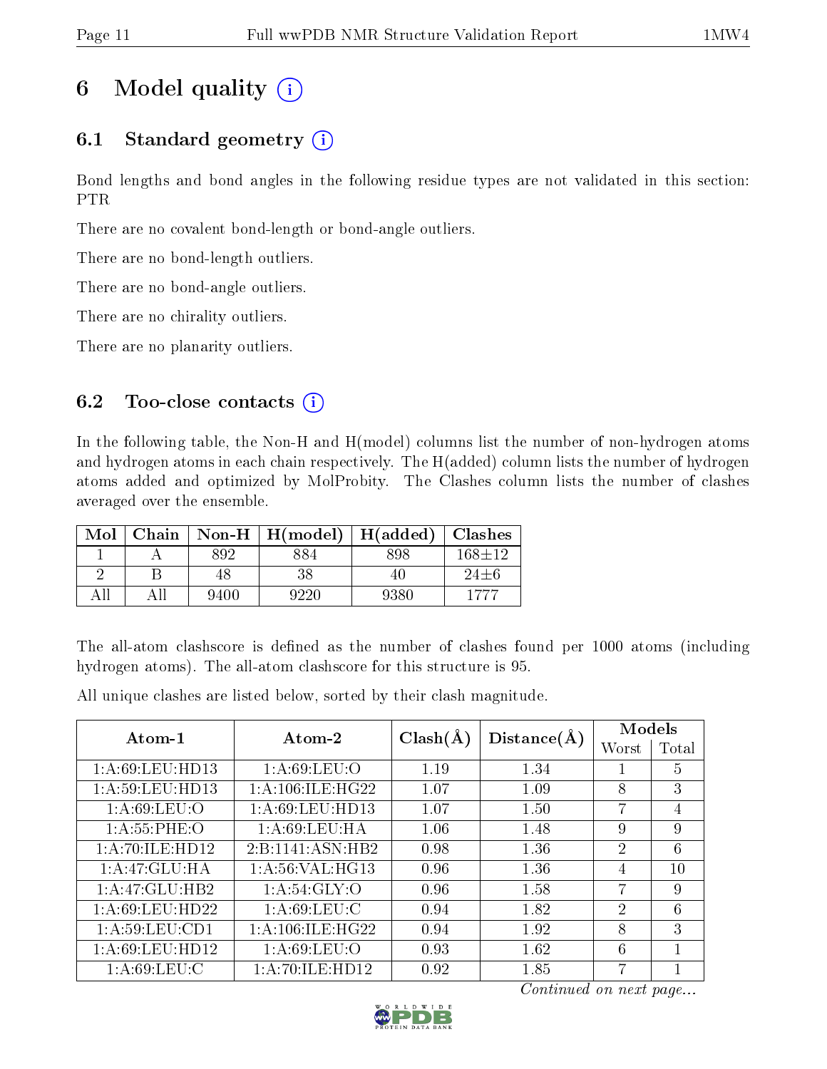# 6 Model quality (i)

## 6.1 Standard geometry (i)

Bond lengths and bond angles in the following residue types are not validated in this section: PTR

There are no covalent bond-length or bond-angle outliers.

There are no bond-length outliers.

There are no bond-angle outliers.

There are no chirality outliers.

There are no planarity outliers.

## 6.2 Too-close contacts (i)

In the following table, the Non-H and H(model) columns list the number of non-hydrogen atoms and hydrogen atoms in each chain respectively. The H(added) column lists the number of hydrogen atoms added and optimized by MolProbity. The Clashes column lists the number of clashes averaged over the ensemble.

| Mol | Chain | Non-H | H(model) | H(added) | Clashes |
|---|---|---|---|---|---|
| 1 | A | 892 | 884 | 898 | 168±12 |
| 2 | B | 48 | 38 | 40 | 24±6 |
| All | All | 9400 | 9220 | 9380 | 1777 |

The all-atom clashscore is defined as the number of clashes found per 1000 atoms (including hydrogen atoms). The all-atom clashscore for this structure is 95.

All unique clashes are listed below, sorted by their clash magnitude.

| Atom-1 | Atom-2 | Clash(Å) | Distance(Å) | Models | |
|---|---|---|---|---|---|
| | | | | Worst | Total |
| 1:A:69:LEU:HD13 | 1:A:69:LEU:O | 1.19 | 1.34 | 1 | 5 |
| 1:A:59:LEU:HD13 | 1:A:106:ILE:HG22 | 1.07 | 1.09 | 8 | 3 |
| 1:A:69:LEU:O | 1:A:69:LEU:HD13 | 1.07 | 1.50 | 7 | 4 |
| 1:A:55:PHE:O | 1:A:69:LEU:HA | 1.06 | 1.48 | 9 | 9 |
| 1:A:70:ILE:HD12 | 2:B:1141:ASN:HB2 | 0.98 | 1.36 | 2 | 6 |
| 1:A:47:GLU:HA | 1:A:56:VAL:HG13 | 0.96 | 1.36 | 4 | 10 |
| 1:A:47:GLU:HB2 | 1:A:54:GLY:O | 0.96 | 1.58 | 7 | 9 |
| 1:A:69:LEU:HD22 | 1:A:69:LEU:C | 0.94 | 1.82 | 2 | 6 |
| 1:A:59:LEU:CD1 | 1:A:106:ILE:HG22 | 0.94 | 1.92 | 8 | 3 |
| 1:A:69:LEU:HD12 | 1:A:69:LEU:O | 0.93 | 1.62 | 6 | 1 |
| 1:A:69:LEU:C | 1:A:70:ILE:HD12 | 0.92 | 1.85 | 7 | 1 |

*Continued on next page...*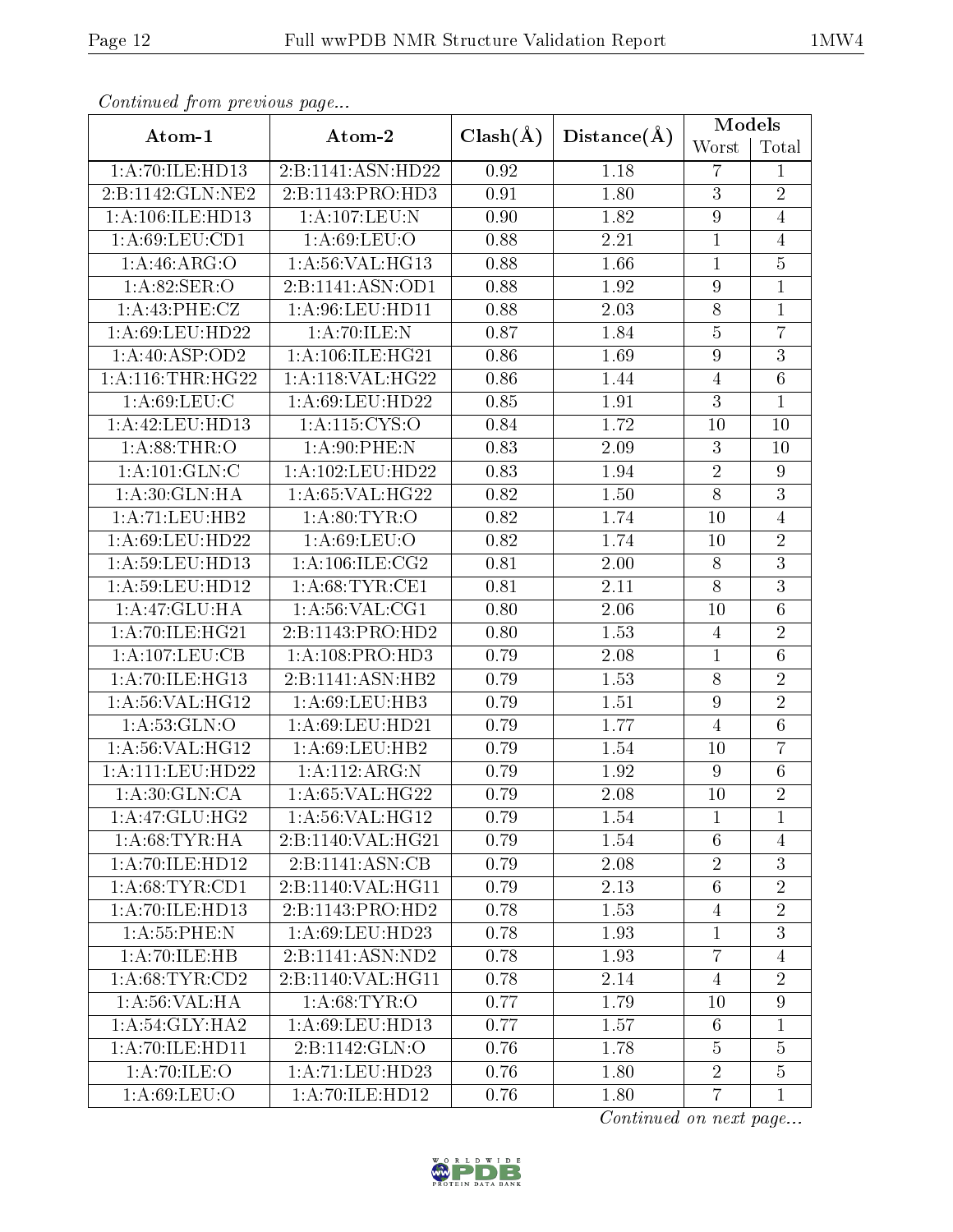*Continued from previous page...*

| Atom-1 | Atom-2 | Clash(Å) | Distance(Å) | Models | |
|---|---|---|---|---|---|
| | | | | Worst | Total |
| 1:A:70:ILE:HD13 | 2:B:1141:ASN:HD22 | 0.92 | 1.18 | 7 | 1 |
| 2:B:1142:GLN:NE2 | 2:B:1143:PRO:HD3 | 0.91 | 1.80 | 3 | 2 |
| 1:A:106:ILE:HD13 | 1:A:107:LEU:N | 0.90 | 1.82 | 9 | 4 |
| 1:A:69:LEU:CD1 | 1:A:69:LEU:O | 0.88 | 2.21 | 1 | 4 |
| 1:A:46:ARG:O | 1:A:56:VAL:HG13 | 0.88 | 1.66 | 1 | 5 |
| 1:A:82:SER:O | 2:B:1141:ASN:OD1 | 0.88 | 1.92 | 9 | 1 |
| 1:A:43:PHE:CZ | 1:A:96:LEU:HD11 | 0.88 | 2.03 | 8 | 1 |
| 1:A:69:LEU:HD22 | 1:A:70:ILE:N | 0.87 | 1.84 | 5 | 7 |
| 1:A:40:ASP:OD2 | 1:A:106:ILE:HG21 | 0.86 | 1.69 | 9 | 3 |
| 1:A:116:THR:HG22 | 1:A:118:VAL:HG22 | 0.86 | 1.44 | 4 | 6 |
| 1:A:69:LEU:C | 1:A:69:LEU:HD22 | 0.85 | 1.91 | 3 | 1 |
| 1:A:42:LEU:HD13 | 1:A:115:CYS:O | 0.84 | 1.72 | 10 | 10 |
| 1:A:88:THR:O | 1:A:90:PHE:N | 0.83 | 2.09 | 3 | 10 |
| 1:A:101:GLN:C | 1:A:102:LEU:HD22 | 0.83 | 1.94 | 2 | 9 |
| 1:A:30:GLN:HA | 1:A:65:VAL:HG22 | 0.82 | 1.50 | 8 | 3 |
| 1:A:71:LEU:HB2 | 1:A:80:TYR:O | 0.82 | 1.74 | 10 | 4 |
| 1:A:69:LEU:HD22 | 1:A:69:LEU:O | 0.82 | 1.74 | 10 | 2 |
| 1:A:59:LEU:HD13 | 1:A:106:ILE:CG2 | 0.81 | 2.00 | 8 | 3 |
| 1:A:59:LEU:HD12 | 1:A:68:TYR:CE1 | 0.81 | 2.11 | 8 | 3 |
| 1:A:47:GLU:HA | 1:A:56:VAL:CG1 | 0.80 | 2.06 | 10 | 6 |
| 1:A:70:ILE:HG21 | 2:B:1143:PRO:HD2 | 0.80 | 1.53 | 4 | 2 |
| 1:A:107:LEU:CB | 1:A:108:PRO:HD3 | 0.79 | 2.08 | 1 | 6 |
| 1:A:70:ILE:HG13 | 2:B:1141:ASN:HB2 | 0.79 | 1.53 | 8 | 2 |
| 1:A:56:VAL:HG12 | 1:A:69:LEU:HB3 | 0.79 | 1.51 | 9 | 2 |
| 1:A:53:GLN:O | 1:A:69:LEU:HD21 | 0.79 | 1.77 | 4 | 6 |
| 1:A:56:VAL:HG12 | 1:A:69:LEU:HB2 | 0.79 | 1.54 | 10 | 7 |
| 1:A:111:LEU:HD22 | 1:A:112:ARG:N | 0.79 | 1.92 | 9 | 6 |
| 1:A:30:GLN:CA | 1:A:65:VAL:HG22 | 0.79 | 2.08 | 10 | 2 |
| 1:A:47:GLU:HG2 | 1:A:56:VAL:HG12 | 0.79 | 1.54 | 1 | 1 |
| 1:A:68:TYR:HA | 2:B:1140:VAL:HG21 | 0.79 | 1.54 | 6 | 4 |
| 1:A:70:ILE:HD12 | 2:B:1141:ASN:CB | 0.79 | 2.08 | 2 | 3 |
| 1:A:68:TYR:CD1 | 2:B:1140:VAL:HG11 | 0.79 | 2.13 | 6 | 2 |
| 1:A:70:ILE:HD13 | 2:B:1143:PRO:HD2 | 0.78 | 1.53 | 4 | 2 |
| 1:A:55:PHE:N | 1:A:69:LEU:HD23 | 0.78 | 1.93 | 1 | 3 |
| 1:A:70:ILE:HB | 2:B:1141:ASN:ND2 | 0.78 | 1.93 | 7 | 4 |
| 1:A:68:TYR:CD2 | 2:B:1140:VAL:HG11 | 0.78 | 2.14 | 4 | 2 |
| 1:A:56:VAL:HA | 1:A:68:TYR:O | 0.77 | 1.79 | 10 | 9 |
| 1:A:54:GLY:HA2 | 1:A:69:LEU:HD13 | 0.77 | 1.57 | 6 | 1 |
| 1:A:70:ILE:HD11 | 2:B:1142:GLN:O | 0.76 | 1.78 | 5 | 5 |
| 1:A:70:ILE:O | 1:A:71:LEU:HD23 | 0.76 | 1.80 | 2 | 5 |
| 1:A:69:LEU:O | 1:A:70:ILE:HD12 | 0.76 | 1.80 | 7 | 1 |

*Continued on next page...*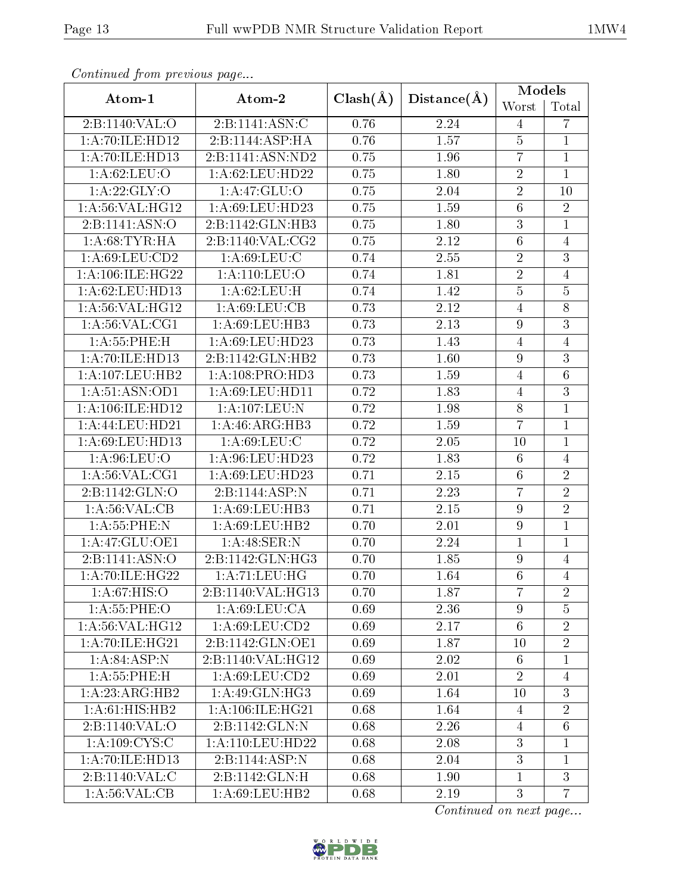*Continued from previous page...*

| Atom-1 | Atom-2 | Clash(Å) | Distance(Å) | Models | |
|---|---|---|---|---|---|
| | | | | Worst | Total |
| 2:B:1140:VAL:O | 2:B:1141:ASN:C | 0.76 | 2.24 | 4 | 7 |
| 1:A:70:ILE:HD12 | 2:B:1144:ASP:HA | 0.76 | 1.57 | 5 | 1 |
| 1:A:70:ILE:HD13 | 2:B:1141:ASN:ND2 | 0.75 | 1.96 | 7 | 1 |
| 1:A:62:LEU:O | 1:A:62:LEU:HD22 | 0.75 | 1.80 | 2 | 1 |
| 1:A:22:GLY:O | 1:A:47:GLU:O | 0.75 | 2.04 | 2 | 10 |
| 1:A:56:VAL:HG12 | 1:A:69:LEU:HD23 | 0.75 | 1.59 | 6 | 2 |
| 2:B:1141:ASN:O | 2:B:1142:GLN:HB3 | 0.75 | 1.80 | 3 | 1 |
| 1:A:68:TYR:HA | 2:B:1140:VAL:CG2 | 0.75 | 2.12 | 6 | 4 |
| 1:A:69:LEU:CD2 | 1:A:69:LEU:C | 0.74 | 2.55 | 2 | 3 |
| 1:A:106:ILE:HG22 | 1:A:110:LEU:O | 0.74 | 1.81 | 2 | 4 |
| 1:A:62:LEU:HD13 | 1:A:62:LEU:H | 0.74 | 1.42 | 5 | 5 |
| 1:A:56:VAL:HG12 | 1:A:69:LEU:CB | 0.73 | 2.12 | 4 | 8 |
| 1:A:56:VAL:CG1 | 1:A:69:LEU:HB3 | 0.73 | 2.13 | 9 | 3 |
| 1:A:55:PHE:H | 1:A:69:LEU:HD23 | 0.73 | 1.43 | 4 | 4 |
| 1:A:70:ILE:HD13 | 2:B:1142:GLN:HB2 | 0.73 | 1.60 | 9 | 3 |
| 1:A:107:LEU:HB2 | 1:A:108:PRO:HD3 | 0.73 | 1.59 | 4 | 6 |
| 1:A:51:ASN:OD1 | 1:A:69:LEU:HD11 | 0.72 | 1.83 | 4 | 3 |
| 1:A:106:ILE:HD12 | 1:A:107:LEU:N | 0.72 | 1.98 | 8 | 1 |
| 1:A:44:LEU:HD21 | 1:A:46:ARG:HB3 | 0.72 | 1.59 | 7 | 1 |
| 1:A:69:LEU:HD13 | 1:A:69:LEU:C | 0.72 | 2.05 | 10 | 1 |
| 1:A:96:LEU:O | 1:A:96:LEU:HD23 | 0.72 | 1.83 | 6 | 4 |
| 1:A:56:VAL:CG1 | 1:A:69:LEU:HD23 | 0.71 | 2.15 | 6 | 2 |
| 2:B:1142:GLN:O | 2:B:1144:ASP:N | 0.71 | 2.23 | 7 | 2 |
| 1:A:56:VAL:CB | 1:A:69:LEU:HB3 | 0.71 | 2.15 | 9 | 2 |
| 1:A:55:PHE:N | 1:A:69:LEU:HB2 | 0.70 | 2.01 | 9 | 1 |
| 1:A:47:GLU:OE1 | 1:A:48:SER:N | 0.70 | 2.24 | 1 | 1 |
| 2:B:1141:ASN:O | 2:B:1142:GLN:HG3 | 0.70 | 1.85 | 9 | 4 |
| 1:A:70:ILE:HG22 | 1:A:71:LEU:HG | 0.70 | 1.64 | 6 | 4 |
| 1:A:67:HIS:O | 2:B:1140:VAL:HG13 | 0.70 | 1.87 | 7 | 2 |
| 1:A:55:PHE:O | 1:A:69:LEU:CA | 0.69 | 2.36 | 9 | 5 |
| 1:A:56:VAL:HG12 | 1:A:69:LEU:CD2 | 0.69 | 2.17 | 6 | 2 |
| 1:A:70:ILE:HG21 | 2:B:1142:GLN:OE1 | 0.69 | 1.87 | 10 | 2 |
| 1:A:84:ASP:N | 2:B:1140:VAL:HG12 | 0.69 | 2.02 | 6 | 1 |
| 1:A:55:PHE:H | 1:A:69:LEU:CD2 | 0.69 | 2.01 | 2 | 4 |
| 1:A:23:ARG:HB2 | 1:A:49:GLN:HG3 | 0.69 | 1.64 | 10 | 3 |
| 1:A:61:HIS:HB2 | 1:A:106:ILE:HG21 | 0.68 | 1.64 | 4 | 2 |
| 2:B:1140:VAL:O | 2:B:1142:GLN:N | 0.68 | 2.26 | 4 | 6 |
| 1:A:109:CYS:C | 1:A:110:LEU:HD22 | 0.68 | 2.08 | 3 | 1 |
| 1:A:70:ILE:HD13 | 2:B:1144:ASP:N | 0.68 | 2.04 | 3 | 1 |
| 2:B:1140:VAL:C | 2:B:1142:GLN:H | 0.68 | 1.90 | 1 | 3 |
| 1:A:56:VAL:CB | 1:A:69:LEU:HB2 | 0.68 | 2.19 | 3 | 7 |

*Continued on next page...*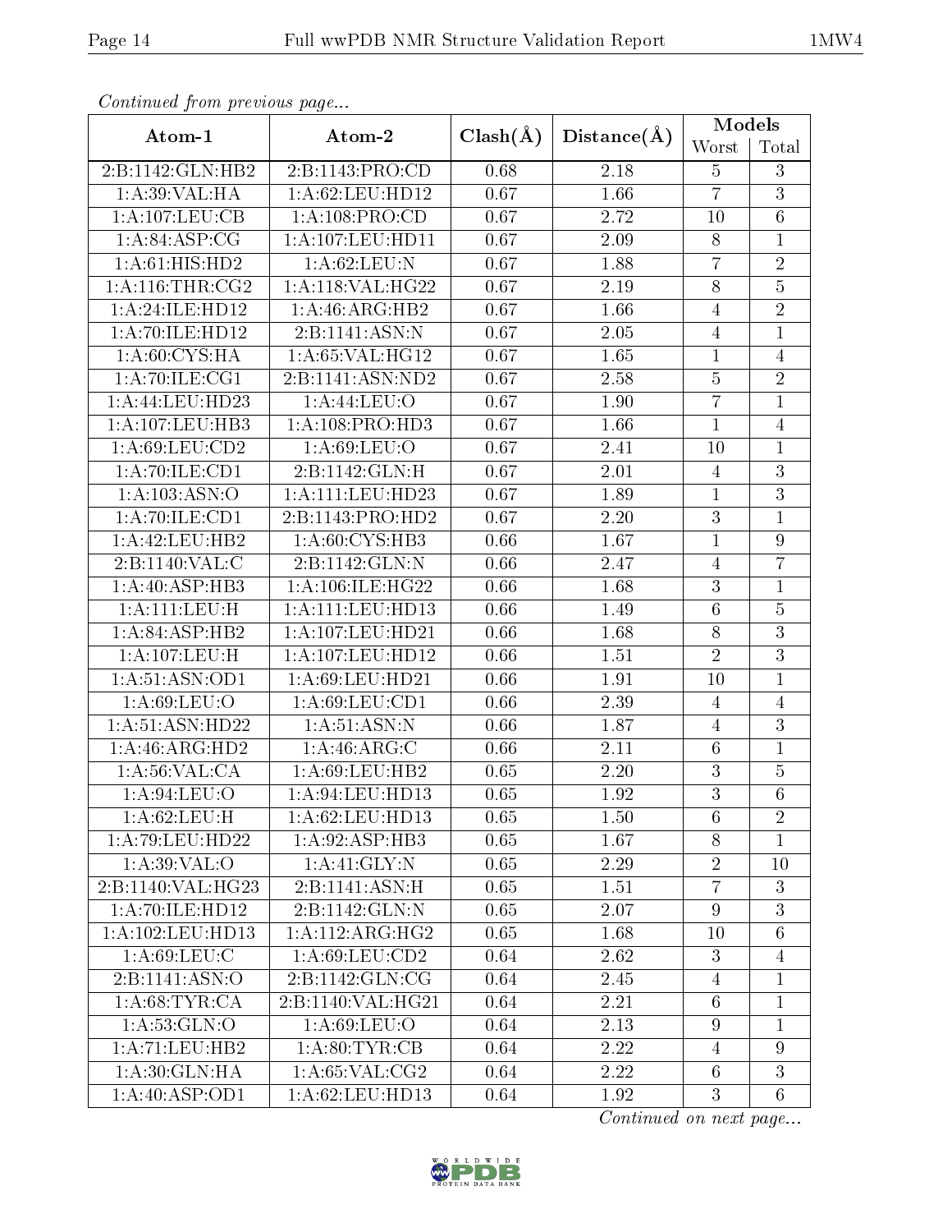*Continued from previous page...*

| Atom-1 | Atom-2 | Clash(Å) | Distance(Å) | Models | |
|---|---|---|---|---|---|
| | | | | Worst | Total |
| 2:B:1142:GLN:HB2 | 2:B:1143:PRO:CD | 0.68 | 2.18 | 5 | 3 |
| 1:A:39:VAL:HA | 1:A:62:LEU:HD12 | 0.67 | 1.66 | 7 | 3 |
| 1:A:107:LEU:CB | 1:A:108:PRO:CD | 0.67 | 2.72 | 10 | 6 |
| 1:A:84:ASP:CG | 1:A:107:LEU:HD11 | 0.67 | 2.09 | 8 | 1 |
| 1:A:61:HIS:HD2 | 1:A:62:LEU:N | 0.67 | 1.88 | 7 | 2 |
| 1:A:116:THR:CG2 | 1:A:118:VAL:HG22 | 0.67 | 2.19 | 8 | 5 |
| 1:A:24:ILE:HD12 | 1:A:46:ARG:HB2 | 0.67 | 1.66 | 4 | 2 |
| 1:A:70:ILE:HD12 | 2:B:1141:ASN:N | 0.67 | 2.05 | 4 | 1 |
| 1:A:60:CYS:HA | 1:A:65:VAL:HG12 | 0.67 | 1.65 | 1 | 4 |
| 1:A:70:ILE:CG1 | 2:B:1141:ASN:ND2 | 0.67 | 2.58 | 5 | 2 |
| 1:A:44:LEU:HD23 | 1:A:44:LEU:O | 0.67 | 1.90 | 7 | 1 |
| 1:A:107:LEU:HB3 | 1:A:108:PRO:HD3 | 0.67 | 1.66 | 1 | 4 |
| 1:A:69:LEU:CD2 | 1:A:69:LEU:O | 0.67 | 2.41 | 10 | 1 |
| 1:A:70:ILE:CD1 | 2:B:1142:GLN:H | 0.67 | 2.01 | 4 | 3 |
| 1:A:103:ASN:O | 1:A:111:LEU:HD23 | 0.67 | 1.89 | 1 | 3 |
| 1:A:70:ILE:CD1 | 2:B:1143:PRO:HD2 | 0.67 | 2.20 | 3 | 1 |
| 1:A:42:LEU:HB2 | 1:A:60:CYS:HB3 | 0.66 | 1.67 | 1 | 9 |
| 2:B:1140:VAL:C | 2:B:1142:GLN:N | 0.66 | 2.47 | 4 | 7 |
| 1:A:40:ASP:HB3 | 1:A:106:ILE:HG22 | 0.66 | 1.68 | 3 | 1 |
| 1:A:111:LEU:H | 1:A:111:LEU:HD13 | 0.66 | 1.49 | 6 | 5 |
| 1:A:84:ASP:HB2 | 1:A:107:LEU:HD21 | 0.66 | 1.68 | 8 | 3 |
| 1:A:107:LEU:H | 1:A:107:LEU:HD12 | 0.66 | 1.51 | 2 | 3 |
| 1:A:51:ASN:OD1 | 1:A:69:LEU:HD21 | 0.66 | 1.91 | 10 | 1 |
| 1:A:69:LEU:O | 1:A:69:LEU:CD1 | 0.66 | 2.39 | 4 | 4 |
| 1:A:51:ASN:HD22 | 1:A:51:ASN:N | 0.66 | 1.87 | 4 | 3 |
| 1:A:46:ARG:HD2 | 1:A:46:ARG:C | 0.66 | 2.11 | 6 | 1 |
| 1:A:56:VAL:CA | 1:A:69:LEU:HB2 | 0.65 | 2.20 | 3 | 5 |
| 1:A:94:LEU:O | 1:A:94:LEU:HD13 | 0.65 | 1.92 | 3 | 6 |
| 1:A:62:LEU:H | 1:A:62:LEU:HD13 | 0.65 | 1.50 | 6 | 2 |
| 1:A:79:LEU:HD22 | 1:A:92:ASP:HB3 | 0.65 | 1.67 | 8 | 1 |
| 1:A:39:VAL:O | 1:A:41:GLY:N | 0.65 | 2.29 | 2 | 10 |
| 2:B:1140:VAL:HG23 | 2:B:1141:ASN:H | 0.65 | 1.51 | 7 | 3 |
| 1:A:70:ILE:HD12 | 2:B:1142:GLN:N | 0.65 | 2.07 | 9 | 3 |
| 1:A:102:LEU:HD13 | 1:A:112:ARG:HG2 | 0.65 | 1.68 | 10 | 6 |
| 1:A:69:LEU:C | 1:A:69:LEU:CD2 | 0.64 | 2.62 | 3 | 4 |
| 2:B:1141:ASN:O | 2:B:1142:GLN:CG | 0.64 | 2.45 | 4 | 1 |
| 1:A:68:TYR:CA | 2:B:1140:VAL:HG21 | 0.64 | 2.21 | 6 | 1 |
| 1:A:53:GLN:O | 1:A:69:LEU:O | 0.64 | 2.13 | 9 | 1 |
| 1:A:71:LEU:HB2 | 1:A:80:TYR:CB | 0.64 | 2.22 | 4 | 9 |
| 1:A:30:GLN:HA | 1:A:65:VAL:CG2 | 0.64 | 2.22 | 6 | 3 |
| 1:A:40:ASP:OD1 | 1:A:62:LEU:HD13 | 0.64 | 1.92 | 3 | 6 |

*Continued on next page...*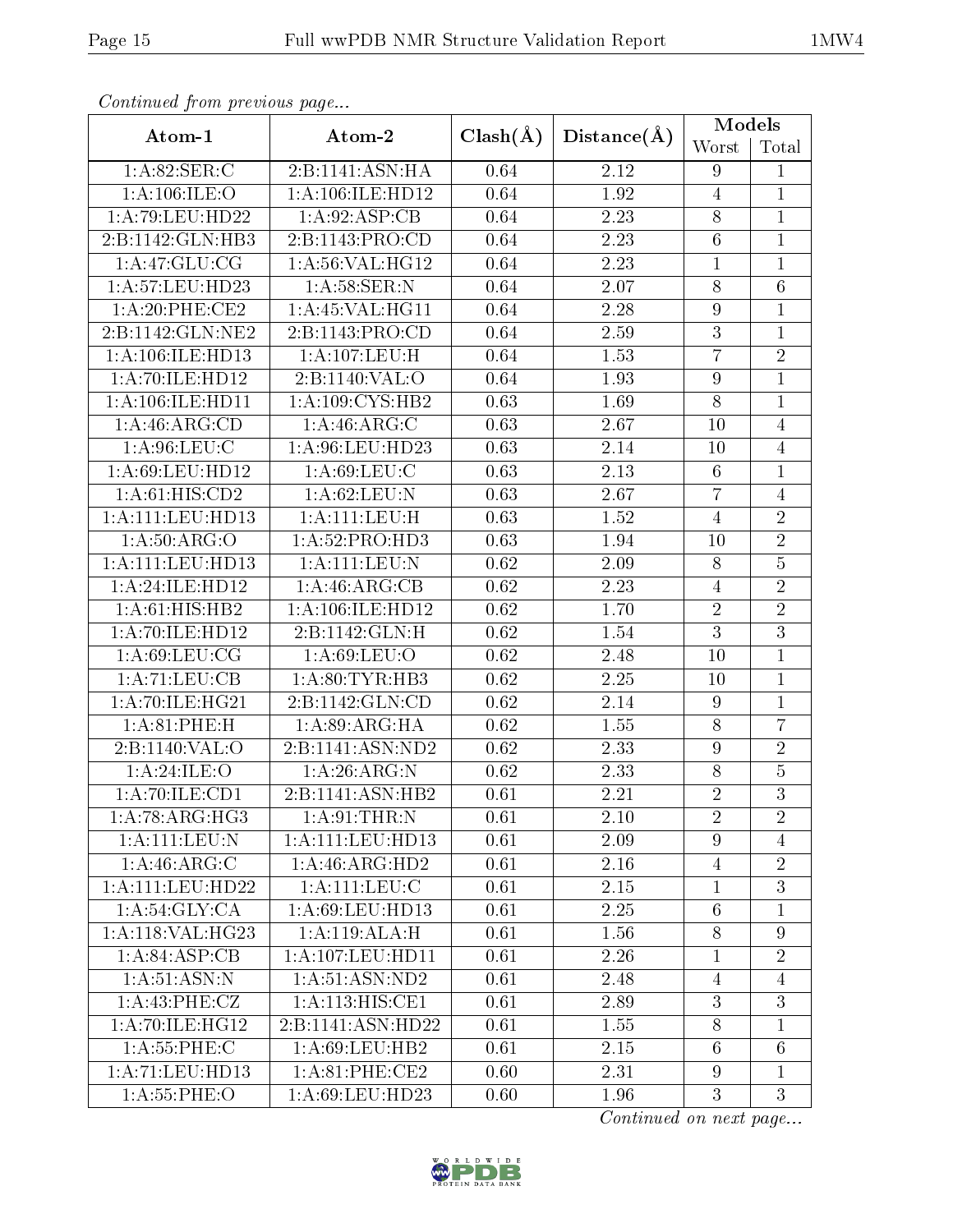*Continued from previous page...*

| Atom-1 | Atom-2 | Clash(Å) | Distance(Å) | Models | |
|---|---|---|---|---|---|
| | | | | Worst | Total |
| 1:A:82:SER:C | 2:B:1141:ASN:HA | 0.64 | 2.12 | 9 | 1 |
| 1:A:106:ILE:O | 1:A:106:ILE:HD12 | 0.64 | 1.92 | 4 | 1 |
| 1:A:79:LEU:HD22 | 1:A:92:ASP:CB | 0.64 | 2.23 | 8 | 1 |
| 2:B:1142:GLN:HB3 | 2:B:1143:PRO:CD | 0.64 | 2.23 | 6 | 1 |
| 1:A:47:GLU:CG | 1:A:56:VAL:HG12 | 0.64 | 2.23 | 1 | 1 |
| 1:A:57:LEU:HD23 | 1:A:58:SER:N | 0.64 | 2.07 | 8 | 6 |
| 1:A:20:PHE:CE2 | 1:A:45:VAL:HG11 | 0.64 | 2.28 | 9 | 1 |
| 2:B:1142:GLN:NE2 | 2:B:1143:PRO:CD | 0.64 | 2.59 | 3 | 1 |
| 1:A:106:ILE:HD13 | 1:A:107:LEU:H | 0.64 | 1.53 | 7 | 2 |
| 1:A:70:ILE:HD12 | 2:B:1140:VAL:O | 0.64 | 1.93 | 9 | 1 |
| 1:A:106:ILE:HD11 | 1:A:109:CYS:HB2 | 0.63 | 1.69 | 8 | 1 |
| 1:A:46:ARG:CD | 1:A:46:ARG:C | 0.63 | 2.67 | 10 | 4 |
| 1:A:96:LEU:C | 1:A:96:LEU:HD23 | 0.63 | 2.14 | 10 | 4 |
| 1:A:69:LEU:HD12 | 1:A:69:LEU:C | 0.63 | 2.13 | 6 | 1 |
| 1:A:61:HIS:CD2 | 1:A:62:LEU:N | 0.63 | 2.67 | 7 | 4 |
| 1:A:111:LEU:HD13 | 1:A:111:LEU:H | 0.63 | 1.52 | 4 | 2 |
| 1:A:50:ARG:O | 1:A:52:PRO:HD3 | 0.63 | 1.94 | 10 | 2 |
| 1:A:111:LEU:HD13 | 1:A:111:LEU:N | 0.62 | 2.09 | 8 | 5 |
| 1:A:24:ILE:HD12 | 1:A:46:ARG:CB | 0.62 | 2.23 | 4 | 2 |
| 1:A:61:HIS:HB2 | 1:A:106:ILE:HD12 | 0.62 | 1.70 | 2 | 2 |
| 1:A:70:ILE:HD12 | 2:B:1142:GLN:H | 0.62 | 1.54 | 3 | 3 |
| 1:A:69:LEU:CG | 1:A:69:LEU:O | 0.62 | 2.48 | 10 | 1 |
| 1:A:71:LEU:CB | 1:A:80:TYR:HB3 | 0.62 | 2.25 | 10 | 1 |
| 1:A:70:ILE:HG21 | 2:B:1142:GLN:CD | 0.62 | 2.14 | 9 | 1 |
| 1:A:81:PHE:H | 1:A:89:ARG:HA | 0.62 | 1.55 | 8 | 7 |
| 2:B:1140:VAL:O | 2:B:1141:ASN:ND2 | 0.62 | 2.33 | 9 | 2 |
| 1:A:24:ILE:O | 1:A:26:ARG:N | 0.62 | 2.33 | 8 | 5 |
| 1:A:70:ILE:CD1 | 2:B:1141:ASN:HB2 | 0.61 | 2.21 | 2 | 3 |
| 1:A:78:ARG:HG3 | 1:A:91:THR:N | 0.61 | 2.10 | 2 | 2 |
| 1:A:111:LEU:N | 1:A:111:LEU:HD13 | 0.61 | 2.09 | 9 | 4 |
| 1:A:46:ARG:C | 1:A:46:ARG:HD2 | 0.61 | 2.16 | 4 | 2 |
| 1:A:111:LEU:HD22 | 1:A:111:LEU:C | 0.61 | 2.15 | 1 | 3 |
| 1:A:54:GLY:CA | 1:A:69:LEU:HD13 | 0.61 | 2.25 | 6 | 1 |
| 1:A:118:VAL:HG23 | 1:A:119:ALA:H | 0.61 | 1.56 | 8 | 9 |
| 1:A:84:ASP:CB | 1:A:107:LEU:HD11 | 0.61 | 2.26 | 1 | 2 |
| 1:A:51:ASN:N | 1:A:51:ASN:ND2 | 0.61 | 2.48 | 4 | 4 |
| 1:A:43:PHE:CZ | 1:A:113:HIS:CE1 | 0.61 | 2.89 | 3 | 3 |
| 1:A:70:ILE:HG12 | 2:B:1141:ASN:HD22 | 0.61 | 1.55 | 8 | 1 |
| 1:A:55:PHE:C | 1:A:69:LEU:HB2 | 0.61 | 2.15 | 6 | 6 |
| 1:A:71:LEU:HD13 | 1:A:81:PHE:CE2 | 0.60 | 2.31 | 9 | 1 |
| 1:A:55:PHE:O | 1:A:69:LEU:HD23 | 0.60 | 1.96 | 3 | 3 |

*Continued on next page...*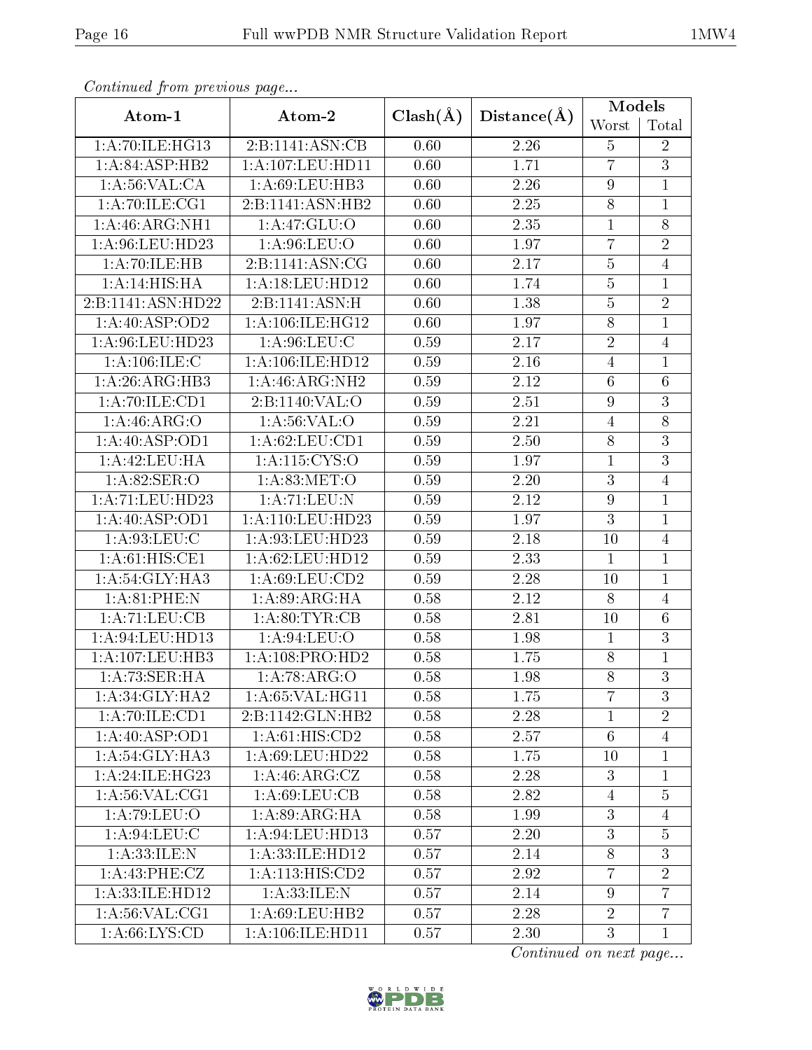*Continued from previous page...*

| Atom-1 | Atom-2 | Clash(Å) | Distance(Å) | Models | |
|---|---|---|---|---|---|
| | | | | Worst | Total |
| 1:A:70:ILE:HG13 | 2:B:1141:ASN:CB | 0.60 | 2.26 | 5 | 2 |
| 1:A:84:ASP:HB2 | 1:A:107:LEU:HD11 | 0.60 | 1.71 | 7 | 3 |
| 1:A:56:VAL:CA | 1:A:69:LEU:HB3 | 0.60 | 2.26 | 9 | 1 |
| 1:A:70:ILE:CG1 | 2:B:1141:ASN:HB2 | 0.60 | 2.25 | 8 | 1 |
| 1:A:46:ARG:NH1 | 1:A:47:GLU:O | 0.60 | 2.35 | 1 | 8 |
| 1:A:96:LEU:HD23 | 1:A:96:LEU:O | 0.60 | 1.97 | 7 | 2 |
| 1:A:70:ILE:HB | 2:B:1141:ASN:CG | 0.60 | 2.17 | 5 | 4 |
| 1:A:14:HIS:HA | 1:A:18:LEU:HD12 | 0.60 | 1.74 | 5 | 1 |
| 2:B:1141:ASN:HD22 | 2:B:1141:ASN:H | 0.60 | 1.38 | 5 | 2 |
| 1:A:40:ASP:OD2 | 1:A:106:ILE:HG12 | 0.60 | 1.97 | 8 | 1 |
| 1:A:96:LEU:HD23 | 1:A:96:LEU:C | 0.59 | 2.17 | 2 | 4 |
| 1:A:106:ILE:C | 1:A:106:ILE:HD12 | 0.59 | 2.16 | 4 | 1 |
| 1:A:26:ARG:HB3 | 1:A:46:ARG:NH2 | 0.59 | 2.12 | 6 | 6 |
| 1:A:70:ILE:CD1 | 2:B:1140:VAL:O | 0.59 | 2.51 | 9 | 3 |
| 1:A:46:ARG:O | 1:A:56:VAL:O | 0.59 | 2.21 | 4 | 8 |
| 1:A:40:ASP:OD1 | 1:A:62:LEU:CD1 | 0.59 | 2.50 | 8 | 3 |
| 1:A:42:LEU:HA | 1:A:115:CYS:O | 0.59 | 1.97 | 1 | 3 |
| 1:A:82:SER:O | 1:A:83:MET:O | 0.59 | 2.20 | 3 | 4 |
| 1:A:71:LEU:HD23 | 1:A:71:LEU:N | 0.59 | 2.12 | 9 | 1 |
| 1:A:40:ASP:OD1 | 1:A:110:LEU:HD23 | 0.59 | 1.97 | 3 | 1 |
| 1:A:93:LEU:C | 1:A:93:LEU:HD23 | 0.59 | 2.18 | 10 | 4 |
| 1:A:61:HIS:CE1 | 1:A:62:LEU:HD12 | 0.59 | 2.33 | 1 | 1 |
| 1:A:54:GLY:HA3 | 1:A:69:LEU:CD2 | 0.59 | 2.28 | 10 | 1 |
| 1:A:81:PHE:N | 1:A:89:ARG:HA | 0.58 | 2.12 | 8 | 4 |
| 1:A:71:LEU:CB | 1:A:80:TYR:CB | 0.58 | 2.81 | 10 | 6 |
| 1:A:94:LEU:HD13 | 1:A:94:LEU:O | 0.58 | 1.98 | 1 | 3 |
| 1:A:107:LEU:HB3 | 1:A:108:PRO:HD2 | 0.58 | 1.75 | 8 | 1 |
| 1:A:73:SER:HA | 1:A:78:ARG:O | 0.58 | 1.98 | 8 | 3 |
| 1:A:34:GLY:HA2 | 1:A:65:VAL:HG11 | 0.58 | 1.75 | 7 | 3 |
| 1:A:70:ILE:CD1 | 2:B:1142:GLN:HB2 | 0.58 | 2.28 | 1 | 2 |
| 1:A:40:ASP:OD1 | 1:A:61:HIS:CD2 | 0.58 | 2.57 | 6 | 4 |
| 1:A:54:GLY:HA3 | 1:A:69:LEU:HD22 | 0.58 | 1.75 | 10 | 1 |
| 1:A:24:ILE:HG23 | 1:A:46:ARG:CZ | 0.58 | 2.28 | 3 | 1 |
| 1:A:56:VAL:CG1 | 1:A:69:LEU:CB | 0.58 | 2.82 | 4 | 5 |
| 1:A:79:LEU:O | 1:A:89:ARG:HA | 0.58 | 1.99 | 3 | 4 |
| 1:A:94:LEU:C | 1:A:94:LEU:HD13 | 0.57 | 2.20 | 3 | 5 |
| 1:A:33:ILE:N | 1:A:33:ILE:HD12 | 0.57 | 2.14 | 8 | 3 |
| 1:A:43:PHE:CZ | 1:A:113:HIS:CD2 | 0.57 | 2.92 | 7 | 2 |
| 1:A:33:ILE:HD12 | 1:A:33:ILE:N | 0.57 | 2.14 | 9 | 7 |
| 1:A:56:VAL:CG1 | 1:A:69:LEU:HB2 | 0.57 | 2.28 | 2 | 7 |
| 1:A:66:LYS:CD | 1:A:106:ILE:HD11 | 0.57 | 2.30 | 3 | 1 |

*Continued on next page...*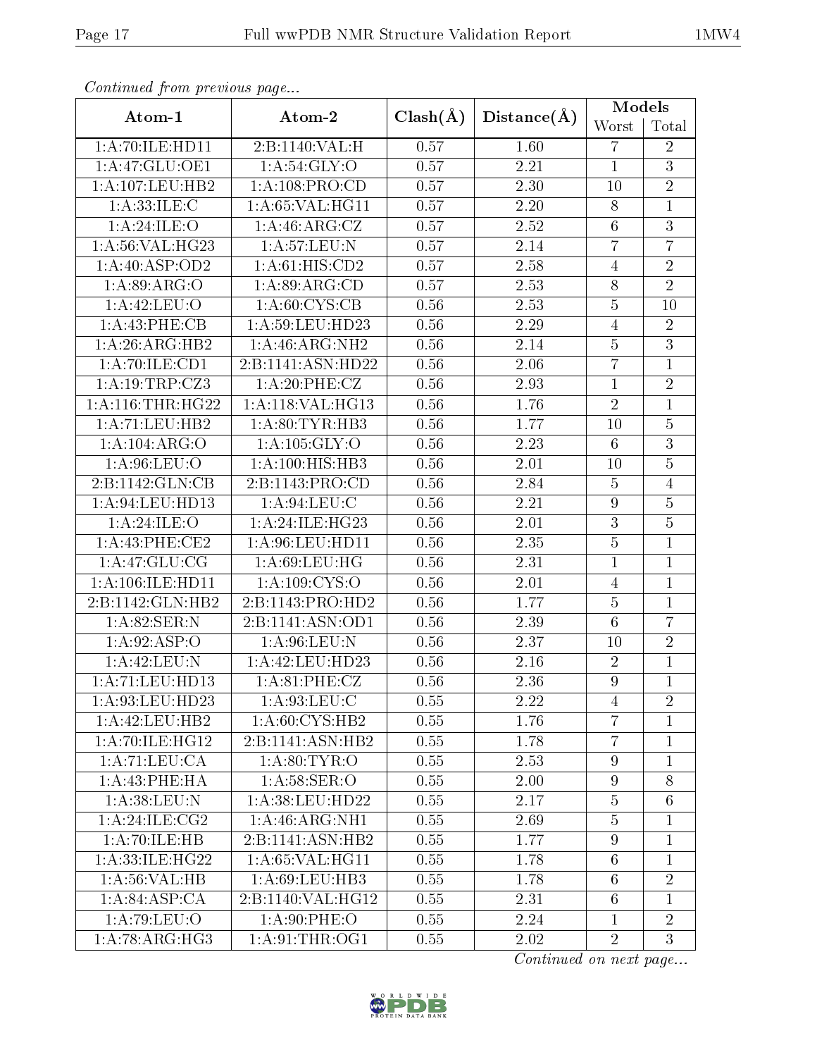*Continued from previous page...*

| Atom-1 | Atom-2 | Clash(Å) | Distance(Å) | Models | |
|---|---|---|---|---|---|
| | | | | Worst | Total |
| 1:A:70:ILE:HD11 | 2:B:1140:VAL:H | 0.57 | 1.60 | 7 | 2 |
| 1:A:47:GLU:OE1 | 1:A:54:GLY:O | 0.57 | 2.21 | 1 | 3 |
| 1:A:107:LEU:HB2 | 1:A:108:PRO:CD | 0.57 | 2.30 | 10 | 2 |
| 1:A:33:ILE:C | 1:A:65:VAL:HG11 | 0.57 | 2.20 | 8 | 1 |
| 1:A:24:ILE:O | 1:A:46:ARG:CZ | 0.57 | 2.52 | 6 | 3 |
| 1:A:56:VAL:HG23 | 1:A:57:LEU:N | 0.57 | 2.14 | 7 | 7 |
| 1:A:40:ASP:OD2 | 1:A:61:HIS:CD2 | 0.57 | 2.58 | 4 | 2 |
| 1:A:89:ARG:O | 1:A:89:ARG:CD | 0.57 | 2.53 | 8 | 2 |
| 1:A:42:LEU:O | 1:A:60:CYS:CB | 0.56 | 2.53 | 5 | 10 |
| 1:A:43:PHE:CB | 1:A:59:LEU:HD23 | 0.56 | 2.29 | 4 | 2 |
| 1:A:26:ARG:HB2 | 1:A:46:ARG:NH2 | 0.56 | 2.14 | 5 | 3 |
| 1:A:70:ILE:CD1 | 2:B:1141:ASN:HD22 | 0.56 | 2.06 | 7 | 1 |
| 1:A:19:TRP:CZ3 | 1:A:20:PHE:CZ | 0.56 | 2.93 | 1 | 2 |
| 1:A:116:THR:HG22 | 1:A:118:VAL:HG13 | 0.56 | 1.76 | 2 | 1 |
| 1:A:71:LEU:HB2 | 1:A:80:TYR:HB3 | 0.56 | 1.77 | 10 | 5 |
| 1:A:104:ARG:O | 1:A:105:GLY:O | 0.56 | 2.23 | 6 | 3 |
| 1:A:96:LEU:O | 1:A:100:HIS:HB3 | 0.56 | 2.01 | 10 | 5 |
| 2:B:1142:GLN:CB | 2:B:1143:PRO:CD | 0.56 | 2.84 | 5 | 4 |
| 1:A:94:LEU:HD13 | 1:A:94:LEU:C | 0.56 | 2.21 | 9 | 5 |
| 1:A:24:ILE:O | 1:A:24:ILE:HG23 | 0.56 | 2.01 | 3 | 5 |
| 1:A:43:PHE:CE2 | 1:A:96:LEU:HD11 | 0.56 | 2.35 | 5 | 1 |
| 1:A:47:GLU:CG | 1:A:69:LEU:HG | 0.56 | 2.31 | 1 | 1 |
| 1:A:106:ILE:HD11 | 1:A:109:CYS:O | 0.56 | 2.01 | 4 | 1 |
| 2:B:1142:GLN:HB2 | 2:B:1143:PRO:HD2 | 0.56 | 1.77 | 5 | 1 |
| 1:A:82:SER:N | 2:B:1141:ASN:OD1 | 0.56 | 2.39 | 6 | 7 |
| 1:A:92:ASP:O | 1:A:96:LEU:N | 0.56 | 2.37 | 10 | 2 |
| 1:A:42:LEU:N | 1:A:42:LEU:HD23 | 0.56 | 2.16 | 2 | 1 |
| 1:A:71:LEU:HD13 | 1:A:81:PHE:CZ | 0.56 | 2.36 | 9 | 1 |
| 1:A:93:LEU:HD23 | 1:A:93:LEU:C | 0.55 | 2.22 | 4 | 2 |
| 1:A:42:LEU:HB2 | 1:A:60:CYS:HB2 | 0.55 | 1.76 | 7 | 1 |
| 1:A:70:ILE:HG12 | 2:B:1141:ASN:HB2 | 0.55 | 1.78 | 7 | 1 |
| 1:A:71:LEU:CA | 1:A:80:TYR:O | 0.55 | 2.53 | 9 | 1 |
| 1:A:43:PHE:HA | 1:A:58:SER:O | 0.55 | 2.00 | 9 | 8 |
| 1:A:38:LEU:N | 1:A:38:LEU:HD22 | 0.55 | 2.17 | 5 | 6 |
| 1:A:24:ILE:CG2 | 1:A:46:ARG:NH1 | 0.55 | 2.69 | 5 | 1 |
| 1:A:70:ILE:HB | 2:B:1141:ASN:HB2 | 0.55 | 1.77 | 9 | 1 |
| 1:A:33:ILE:HG22 | 1:A:65:VAL:HG11 | 0.55 | 1.78 | 6 | 1 |
| 1:A:56:VAL:HB | 1:A:69:LEU:HB3 | 0.55 | 1.78 | 6 | 2 |
| 1:A:84:ASP:CA | 2:B:1140:VAL:HG12 | 0.55 | 2.31 | 6 | 1 |
| 1:A:79:LEU:O | 1:A:90:PHE:O | 0.55 | 2.24 | 1 | 2 |
| 1:A:78:ARG:HG3 | 1:A:91:THR:OG1 | 0.55 | 2.02 | 2 | 3 |

*Continued on next page...*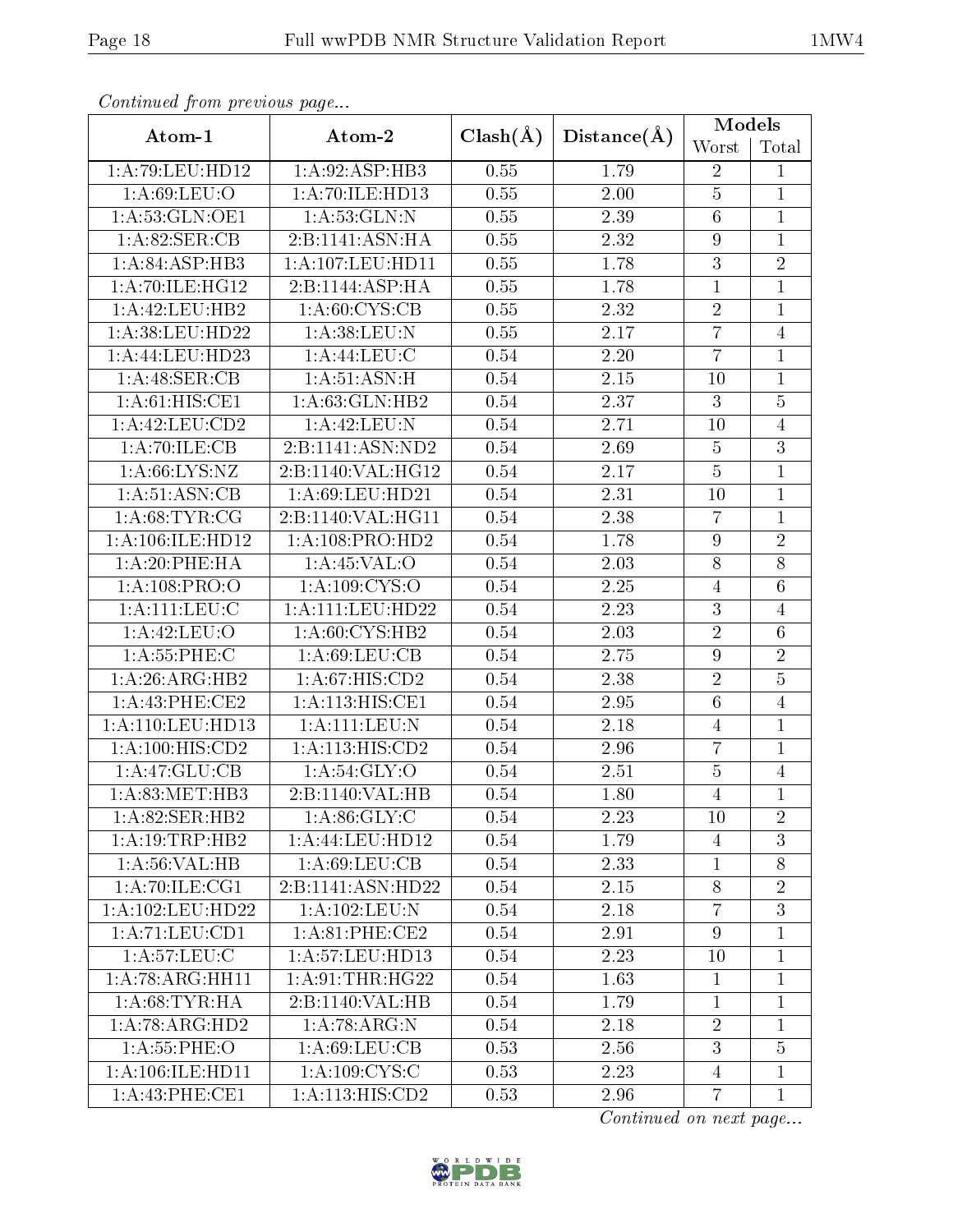*Continued from previous page...*

| Atom-1 | Atom-2 | Clash(Å) | Distance(Å) | Models | |
|---|---|---|---|---|---|
| | | | | Worst | Total |
| 1:A:79:LEU:HD12 | 1:A:92:ASP:HB3 | 0.55 | 1.79 | 2 | 1 |
| 1:A:69:LEU:O | 1:A:70:ILE:HD13 | 0.55 | 2.00 | 5 | 1 |
| 1:A:53:GLN:OE1 | 1:A:53:GLN:N | 0.55 | 2.39 | 6 | 1 |
| 1:A:82:SER:CB | 2:B:1141:ASN:HA | 0.55 | 2.32 | 9 | 1 |
| 1:A:84:ASP:HB3 | 1:A:107:LEU:HD11 | 0.55 | 1.78 | 3 | 2 |
| 1:A:70:ILE:HG12 | 2:B:1144:ASP:HA | 0.55 | 1.78 | 1 | 1 |
| 1:A:42:LEU:HB2 | 1:A:60:CYS:CB | 0.55 | 2.32 | 2 | 1 |
| 1:A:38:LEU:HD22 | 1:A:38:LEU:N | 0.55 | 2.17 | 7 | 4 |
| 1:A:44:LEU:HD23 | 1:A:44:LEU:C | 0.54 | 2.20 | 7 | 1 |
| 1:A:48:SER:CB | 1:A:51:ASN:H | 0.54 | 2.15 | 10 | 1 |
| 1:A:61:HIS:CE1 | 1:A:63:GLN:HB2 | 0.54 | 2.37 | 3 | 5 |
| 1:A:42:LEU:CD2 | 1:A:42:LEU:N | 0.54 | 2.71 | 10 | 4 |
| 1:A:70:ILE:CB | 2:B:1141:ASN:ND2 | 0.54 | 2.69 | 5 | 3 |
| 1:A:66:LYS:NZ | 2:B:1140:VAL:HG12 | 0.54 | 2.17 | 5 | 1 |
| 1:A:51:ASN:CB | 1:A:69:LEU:HD21 | 0.54 | 2.31 | 10 | 1 |
| 1:A:68:TYR:CG | 2:B:1140:VAL:HG11 | 0.54 | 2.38 | 7 | 1 |
| 1:A:106:ILE:HD12 | 1:A:108:PRO:HD2 | 0.54 | 1.78 | 9 | 2 |
| 1:A:20:PHE:HA | 1:A:45:VAL:O | 0.54 | 2.03 | 8 | 8 |
| 1:A:108:PRO:O | 1:A:109:CYS:O | 0.54 | 2.25 | 4 | 6 |
| 1:A:111:LEU:C | 1:A:111:LEU:HD22 | 0.54 | 2.23 | 3 | 4 |
| 1:A:42:LEU:O | 1:A:60:CYS:HB2 | 0.54 | 2.03 | 2 | 6 |
| 1:A:55:PHE:C | 1:A:69:LEU:CB | 0.54 | 2.75 | 9 | 2 |
| 1:A:26:ARG:HB2 | 1:A:67:HIS:CD2 | 0.54 | 2.38 | 2 | 5 |
| 1:A:43:PHE:CE2 | 1:A:113:HIS:CE1 | 0.54 | 2.95 | 6 | 4 |
| 1:A:110:LEU:HD13 | 1:A:111:LEU:N | 0.54 | 2.18 | 4 | 1 |
| 1:A:100:HIS:CD2 | 1:A:113:HIS:CD2 | 0.54 | 2.96 | 7 | 1 |
| 1:A:47:GLU:CB | 1:A:54:GLY:O | 0.54 | 2.51 | 5 | 4 |
| 1:A:83:MET:HB3 | 2:B:1140:VAL:HB | 0.54 | 1.80 | 4 | 1 |
| 1:A:82:SER:HB2 | 1:A:86:GLY:C | 0.54 | 2.23 | 10 | 2 |
| 1:A:19:TRP:HB2 | 1:A:44:LEU:HD12 | 0.54 | 1.79 | 4 | 3 |
| 1:A:56:VAL:HB | 1:A:69:LEU:CB | 0.54 | 2.33 | 1 | 8 |
| 1:A:70:ILE:CG1 | 2:B:1141:ASN:HD22 | 0.54 | 2.15 | 8 | 2 |
| 1:A:102:LEU:HD22 | 1:A:102:LEU:N | 0.54 | 2.18 | 7 | 3 |
| 1:A:71:LEU:CD1 | 1:A:81:PHE:CE2 | 0.54 | 2.91 | 9 | 1 |
| 1:A:57:LEU:C | 1:A:57:LEU:HD13 | 0.54 | 2.23 | 10 | 1 |
| 1:A:78:ARG:HH11 | 1:A:91:THR:HG22 | 0.54 | 1.63 | 1 | 1 |
| 1:A:68:TYR:HA | 2:B:1140:VAL:HB | 0.54 | 1.79 | 1 | 1 |
| 1:A:78:ARG:HD2 | 1:A:78:ARG:N | 0.54 | 2.18 | 2 | 1 |
| 1:A:55:PHE:O | 1:A:69:LEU:CB | 0.53 | 2.56 | 3 | 5 |
| 1:A:106:ILE:HD11 | 1:A:109:CYS:C | 0.53 | 2.23 | 4 | 1 |
| 1:A:43:PHE:CE1 | 1:A:113:HIS:CD2 | 0.53 | 2.96 | 7 | 1 |

*Continued on next page...*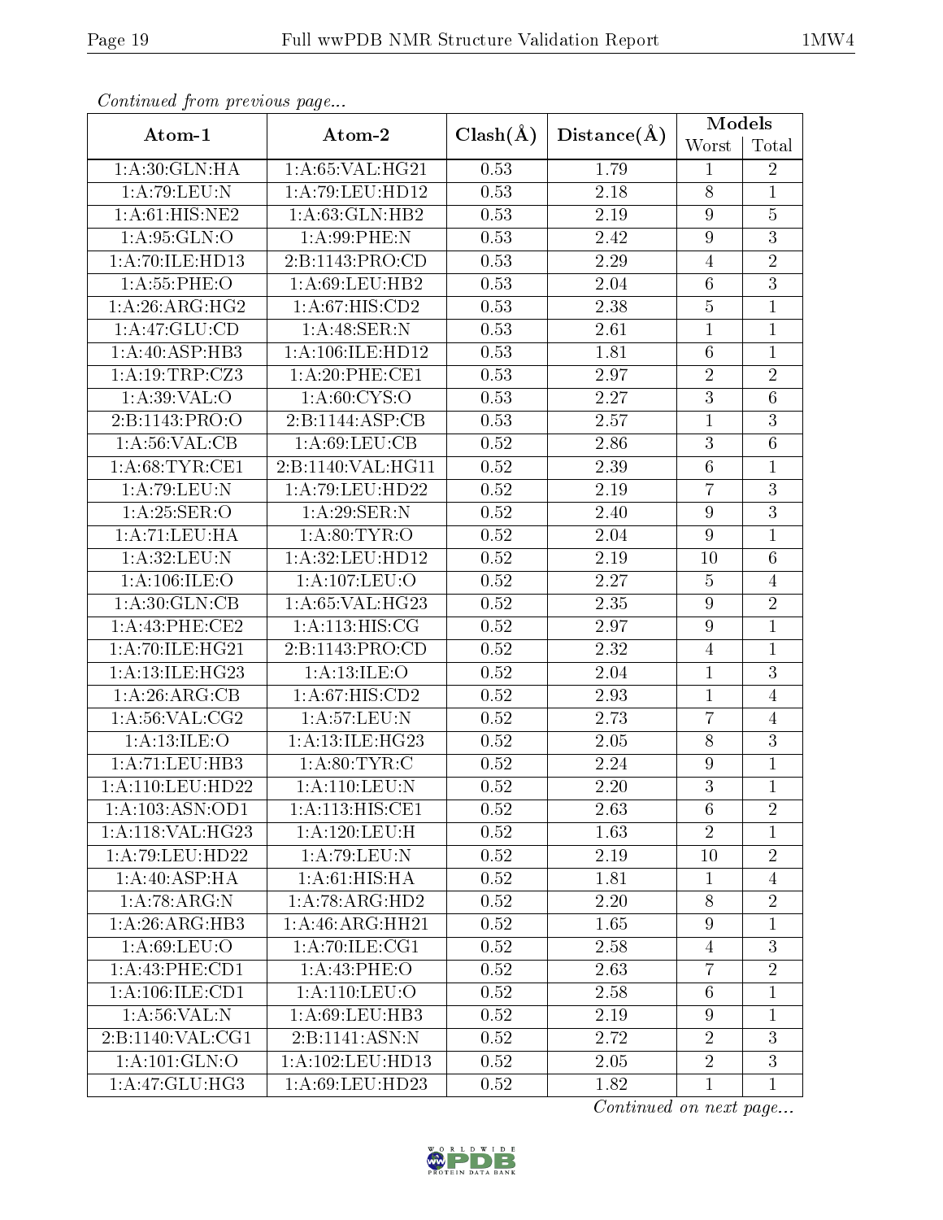*Continued from previous page...*

| Atom-1 | Atom-2 | Clash(Å) | Distance(Å) | Models | |
|---|---|---|---|---|---|
| | | | | Worst | Total |
| 1:A:30:GLN:HA | 1:A:65:VAL:HG21 | 0.53 | 1.79 | 1 | 2 |
| 1:A:79:LEU:N | 1:A:79:LEU:HD12 | 0.53 | 2.18 | 8 | 1 |
| 1:A:61:HIS:NE2 | 1:A:63:GLN:HB2 | 0.53 | 2.19 | 9 | 5 |
| 1:A:95:GLN:O | 1:A:99:PHE:N | 0.53 | 2.42 | 9 | 3 |
| 1:A:70:ILE:HD13 | 2:B:1143:PRO:CD | 0.53 | 2.29 | 4 | 2 |
| 1:A:55:PHE:O | 1:A:69:LEU:HB2 | 0.53 | 2.04 | 6 | 3 |
| 1:A:26:ARG:HG2 | 1:A:67:HIS:CD2 | 0.53 | 2.38 | 5 | 1 |
| 1:A:47:GLU:CD | 1:A:48:SER:N | 0.53 | 2.61 | 1 | 1 |
| 1:A:40:ASP:HB3 | 1:A:106:ILE:HD12 | 0.53 | 1.81 | 6 | 1 |
| 1:A:19:TRP:CZ3 | 1:A:20:PHE:CE1 | 0.53 | 2.97 | 2 | 2 |
| 1:A:39:VAL:O | 1:A:60:CYS:O | 0.53 | 2.27 | 3 | 6 |
| 2:B:1143:PRO:O | 2:B:1144:ASP:CB | 0.53 | 2.57 | 1 | 3 |
| 1:A:56:VAL:CB | 1:A:69:LEU:CB | 0.52 | 2.86 | 3 | 6 |
| 1:A:68:TYR:CE1 | 2:B:1140:VAL:HG11 | 0.52 | 2.39 | 6 | 1 |
| 1:A:79:LEU:N | 1:A:79:LEU:HD22 | 0.52 | 2.19 | 7 | 3 |
| 1:A:25:SER:O | 1:A:29:SER:N | 0.52 | 2.40 | 9 | 3 |
| 1:A:71:LEU:HA | 1:A:80:TYR:O | 0.52 | 2.04 | 9 | 1 |
| 1:A:32:LEU:N | 1:A:32:LEU:HD12 | 0.52 | 2.19 | 10 | 6 |
| 1:A:106:ILE:O | 1:A:107:LEU:O | 0.52 | 2.27 | 5 | 4 |
| 1:A:30:GLN:CB | 1:A:65:VAL:HG23 | 0.52 | 2.35 | 9 | 2 |
| 1:A:43:PHE:CE2 | 1:A:113:HIS:CG | 0.52 | 2.97 | 9 | 1 |
| 1:A:70:ILE:HG21 | 2:B:1143:PRO:CD | 0.52 | 2.32 | 4 | 1 |
| 1:A:13:ILE:HG23 | 1:A:13:ILE:O | 0.52 | 2.04 | 1 | 3 |
| 1:A:26:ARG:CB | 1:A:67:HIS:CD2 | 0.52 | 2.93 | 1 | 4 |
| 1:A:56:VAL:CG2 | 1:A:57:LEU:N | 0.52 | 2.73 | 7 | 4 |
| 1:A:13:ILE:O | 1:A:13:ILE:HG23 | 0.52 | 2.05 | 8 | 3 |
| 1:A:71:LEU:HB3 | 1:A:80:TYR:C | 0.52 | 2.24 | 9 | 1 |
| 1:A:110:LEU:HD22 | 1:A:110:LEU:N | 0.52 | 2.20 | 3 | 1 |
| 1:A:103:ASN:OD1 | 1:A:113:HIS:CE1 | 0.52 | 2.63 | 6 | 2 |
| 1:A:118:VAL:HG23 | 1:A:120:LEU:H | 0.52 | 1.63 | 2 | 1 |
| 1:A:79:LEU:HD22 | 1:A:79:LEU:N | 0.52 | 2.19 | 10 | 2 |
| 1:A:40:ASP:HA | 1:A:61:HIS:HA | 0.52 | 1.81 | 1 | 4 |
| 1:A:78:ARG:N | 1:A:78:ARG:HD2 | 0.52 | 2.20 | 8 | 2 |
| 1:A:26:ARG:HB3 | 1:A:46:ARG:HH21 | 0.52 | 1.65 | 9 | 1 |
| 1:A:69:LEU:O | 1:A:70:ILE:CG1 | 0.52 | 2.58 | 4 | 3 |
| 1:A:43:PHE:CD1 | 1:A:43:PHE:O | 0.52 | 2.63 | 7 | 2 |
| 1:A:106:ILE:CD1 | 1:A:110:LEU:O | 0.52 | 2.58 | 6 | 1 |
| 1:A:56:VAL:N | 1:A:69:LEU:HB3 | 0.52 | 2.19 | 9 | 1 |
| 2:B:1140:VAL:CG1 | 2:B:1141:ASN:N | 0.52 | 2.72 | 2 | 3 |
| 1:A:101:GLN:O | 1:A:102:LEU:HD13 | 0.52 | 2.05 | 2 | 3 |
| 1:A:47:GLU:HG3 | 1:A:69:LEU:HD23 | 0.52 | 1.82 | 1 | 1 |

*Continued on next page...*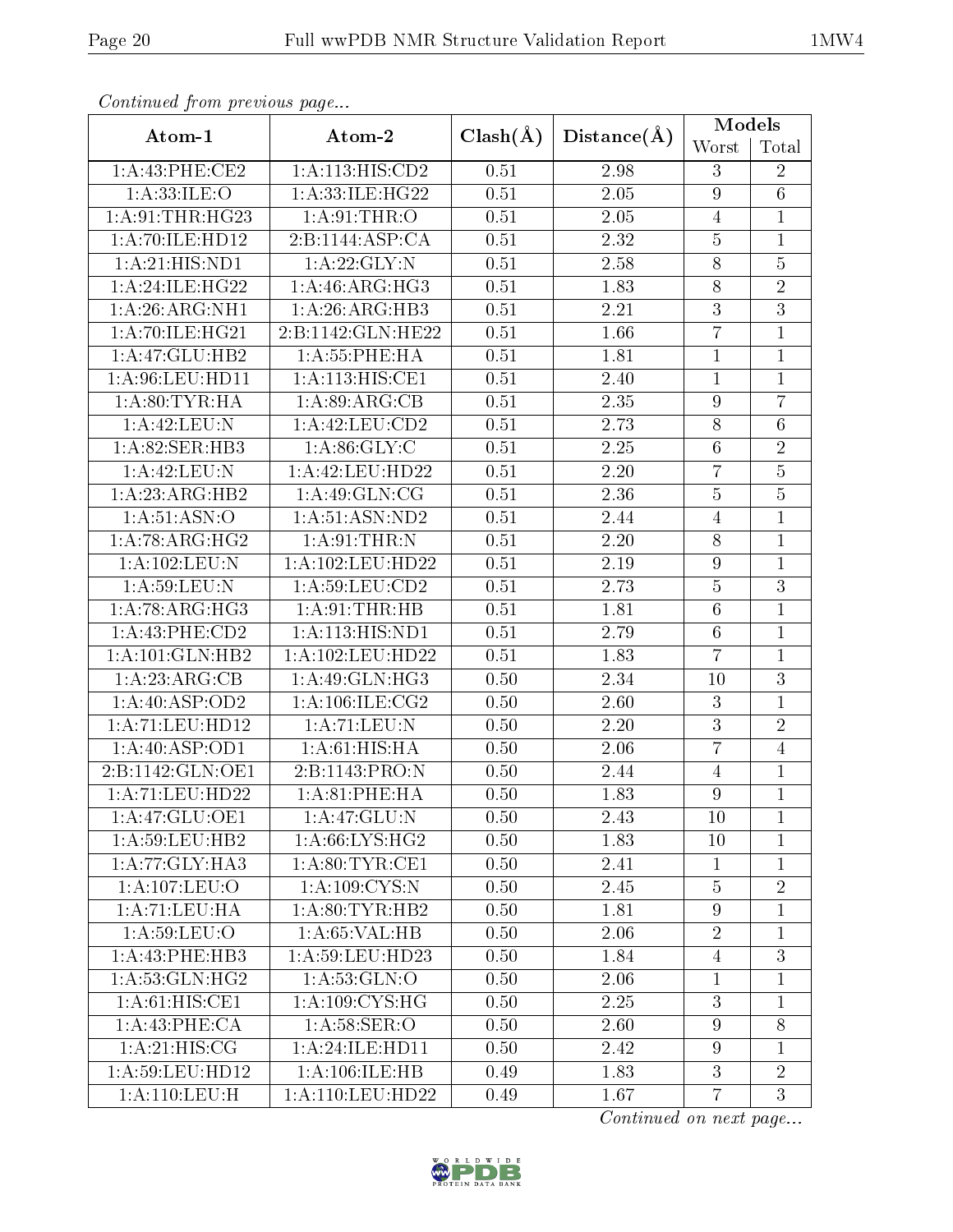*Continued from previous page...*

| Atom-1 | Atom-2 | Clash(Å) | Distance(Å) | Models | |
|---|---|---|---|---|---|
| | | | | Worst | Total |
| 1:A:43:PHE:CE2 | 1:A:113:HIS:CD2 | 0.51 | 2.98 | 3 | 2 |
| 1:A:33:ILE:O | 1:A:33:ILE:HG22 | 0.51 | 2.05 | 9 | 6 |
| 1:A:91:THR:HG23 | 1:A:91:THR:O | 0.51 | 2.05 | 4 | 1 |
| 1:A:70:ILE:HD12 | 2:B:1144:ASP:CA | 0.51 | 2.32 | 5 | 1 |
| 1:A:21:HIS:ND1 | 1:A:22:GLY:N | 0.51 | 2.58 | 8 | 5 |
| 1:A:24:ILE:HG22 | 1:A:46:ARG:HG3 | 0.51 | 1.83 | 8 | 2 |
| 1:A:26:ARG:NH1 | 1:A:26:ARG:HB3 | 0.51 | 2.21 | 3 | 3 |
| 1:A:70:ILE:HG21 | 2:B:1142:GLN:HE22 | 0.51 | 1.66 | 7 | 1 |
| 1:A:47:GLU:HB2 | 1:A:55:PHE:HA | 0.51 | 1.81 | 1 | 1 |
| 1:A:96:LEU:HD11 | 1:A:113:HIS:CE1 | 0.51 | 2.40 | 1 | 1 |
| 1:A:80:TYR:HA | 1:A:89:ARG:CB | 0.51 | 2.35 | 9 | 7 |
| 1:A:42:LEU:N | 1:A:42:LEU:CD2 | 0.51 | 2.73 | 8 | 6 |
| 1:A:82:SER:HB3 | 1:A:86:GLY:C | 0.51 | 2.25 | 6 | 2 |
| 1:A:42:LEU:N | 1:A:42:LEU:HD22 | 0.51 | 2.20 | 7 | 5 |
| 1:A:23:ARG:HB2 | 1:A:49:GLN:CG | 0.51 | 2.36 | 5 | 5 |
| 1:A:51:ASN:O | 1:A:51:ASN:ND2 | 0.51 | 2.44 | 4 | 1 |
| 1:A:78:ARG:HG2 | 1:A:91:THR:N | 0.51 | 2.20 | 8 | 1 |
| 1:A:102:LEU:N | 1:A:102:LEU:HD22 | 0.51 | 2.19 | 9 | 1 |
| 1:A:59:LEU:N | 1:A:59:LEU:CD2 | 0.51 | 2.73 | 5 | 3 |
| 1:A:78:ARG:HG3 | 1:A:91:THR:HB | 0.51 | 1.81 | 6 | 1 |
| 1:A:43:PHE:CD2 | 1:A:113:HIS:ND1 | 0.51 | 2.79 | 6 | 1 |
| 1:A:101:GLN:HB2 | 1:A:102:LEU:HD22 | 0.51 | 1.83 | 7 | 1 |
| 1:A:23:ARG:CB | 1:A:49:GLN:HG3 | 0.50 | 2.34 | 10 | 3 |
| 1:A:40:ASP:OD2 | 1:A:106:ILE:CG2 | 0.50 | 2.60 | 3 | 1 |
| 1:A:71:LEU:HD12 | 1:A:71:LEU:N | 0.50 | 2.20 | 3 | 2 |
| 1:A:40:ASP:OD1 | 1:A:61:HIS:HA | 0.50 | 2.06 | 7 | 4 |
| 2:B:1142:GLN:OE1 | 2:B:1143:PRO:N | 0.50 | 2.44 | 4 | 1 |
| 1:A:71:LEU:HD22 | 1:A:81:PHE:HA | 0.50 | 1.83 | 9 | 1 |
| 1:A:47:GLU:OE1 | 1:A:47:GLU:N | 0.50 | 2.43 | 10 | 1 |
| 1:A:59:LEU:HB2 | 1:A:66:LYS:HG2 | 0.50 | 1.83 | 10 | 1 |
| 1:A:77:GLY:HA3 | 1:A:80:TYR:CE1 | 0.50 | 2.41 | 1 | 1 |
| 1:A:107:LEU:O | 1:A:109:CYS:N | 0.50 | 2.45 | 5 | 2 |
| 1:A:71:LEU:HA | 1:A:80:TYR:HB2 | 0.50 | 1.81 | 9 | 1 |
| 1:A:59:LEU:O | 1:A:65:VAL:HB | 0.50 | 2.06 | 2 | 1 |
| 1:A:43:PHE:HB3 | 1:A:59:LEU:HD23 | 0.50 | 1.84 | 4 | 3 |
| 1:A:53:GLN:HG2 | 1:A:53:GLN:O | 0.50 | 2.06 | 1 | 1 |
| 1:A:61:HIS:CE1 | 1:A:109:CYS:HG | 0.50 | 2.25 | 3 | 1 |
| 1:A:43:PHE:CA | 1:A:58:SER:O | 0.50 | 2.60 | 9 | 8 |
| 1:A:21:HIS:CG | 1:A:24:ILE:HD11 | 0.50 | 2.42 | 9 | 1 |
| 1:A:59:LEU:HD12 | 1:A:106:ILE:HB | 0.49 | 1.83 | 3 | 2 |
| 1:A:110:LEU:H | 1:A:110:LEU:HD22 | 0.49 | 1.67 | 7 | 3 |

*Continued on next page...*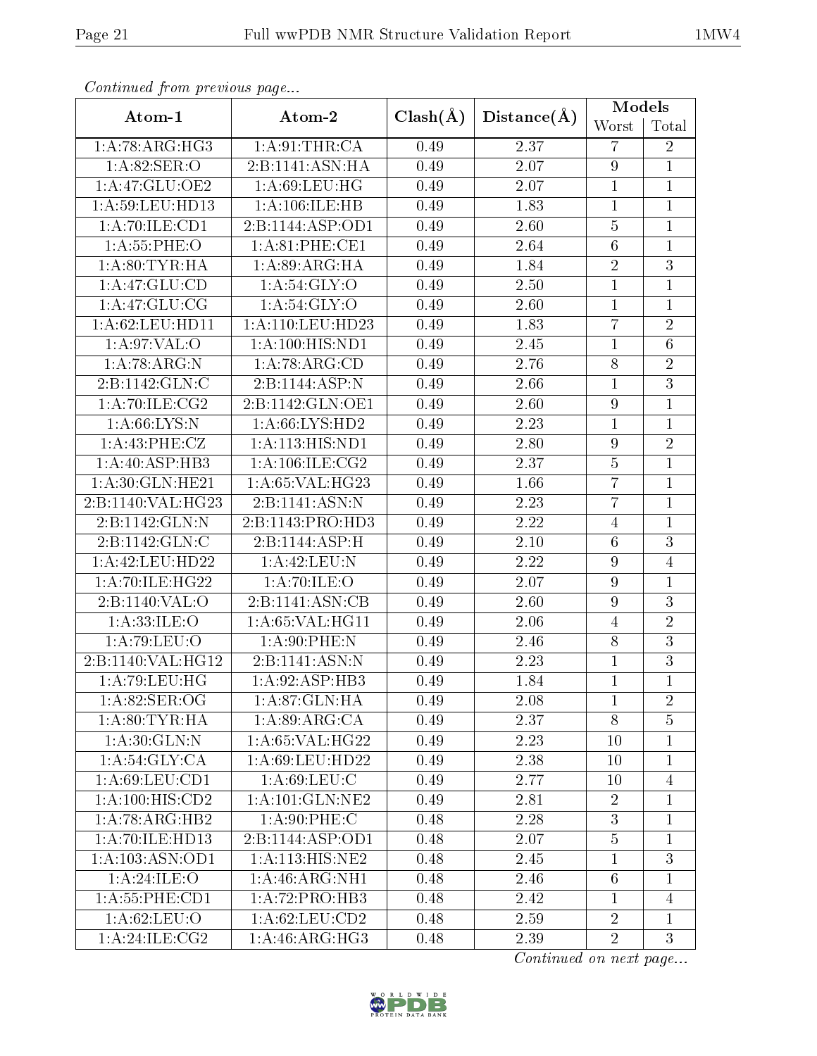*Continued from previous page...*

| Atom-1 | Atom-2 | Clash(Å) | Distance(Å) | Models | |
|---|---|---|---|---|---|
| | | | | Worst | Total |
| 1:A:78:ARG:HG3 | 1:A:91:THR:CA | 0.49 | 2.37 | 7 | 2 |
| 1:A:82:SER:O | 2:B:1141:ASN:HA | 0.49 | 2.07 | 9 | 1 |
| 1:A:47:GLU:OE2 | 1:A:69:LEU:HG | 0.49 | 2.07 | 1 | 1 |
| 1:A:59:LEU:HD13 | 1:A:106:ILE:HB | 0.49 | 1.83 | 1 | 1 |
| 1:A:70:ILE:CD1 | 2:B:1144:ASP:OD1 | 0.49 | 2.60 | 5 | 1 |
| 1:A:55:PHE:O | 1:A:81:PHE:CE1 | 0.49 | 2.64 | 6 | 1 |
| 1:A:80:TYR:HA | 1:A:89:ARG:HA | 0.49 | 1.84 | 2 | 3 |
| 1:A:47:GLU:CD | 1:A:54:GLY:O | 0.49 | 2.50 | 1 | 1 |
| 1:A:47:GLU:CG | 1:A:54:GLY:O | 0.49 | 2.60 | 1 | 1 |
| 1:A:62:LEU:HD11 | 1:A:110:LEU:HD23 | 0.49 | 1.83 | 7 | 2 |
| 1:A:97:VAL:O | 1:A:100:HIS:ND1 | 0.49 | 2.45 | 1 | 6 |
| 1:A:78:ARG:N | 1:A:78:ARG:CD | 0.49 | 2.76 | 8 | 2 |
| 2:B:1142:GLN:C | 2:B:1144:ASP:N | 0.49 | 2.66 | 1 | 3 |
| 1:A:70:ILE:CG2 | 2:B:1142:GLN:OE1 | 0.49 | 2.60 | 9 | 1 |
| 1:A:66:LYS:N | 1:A:66:LYS:HD2 | 0.49 | 2.23 | 1 | 1 |
| 1:A:43:PHE:CZ | 1:A:113:HIS:ND1 | 0.49 | 2.80 | 9 | 2 |
| 1:A:40:ASP:HB3 | 1:A:106:ILE:CG2 | 0.49 | 2.37 | 5 | 1 |
| 1:A:30:GLN:HE21 | 1:A:65:VAL:HG23 | 0.49 | 1.66 | 7 | 1 |
| 2:B:1140:VAL:HG23 | 2:B:1141:ASN:N | 0.49 | 2.23 | 7 | 1 |
| 2:B:1142:GLN:N | 2:B:1143:PRO:HD3 | 0.49 | 2.22 | 4 | 1 |
| 2:B:1142:GLN:C | 2:B:1144:ASP:H | 0.49 | 2.10 | 6 | 3 |
| 1:A:42:LEU:HD22 | 1:A:42:LEU:N | 0.49 | 2.22 | 9 | 4 |
| 1:A:70:ILE:HG22 | 1:A:70:ILE:O | 0.49 | 2.07 | 9 | 1 |
| 2:B:1140:VAL:O | 2:B:1141:ASN:CB | 0.49 | 2.60 | 9 | 3 |
| 1:A:33:ILE:O | 1:A:65:VAL:HG11 | 0.49 | 2.06 | 4 | 2 |
| 1:A:79:LEU:O | 1:A:90:PHE:N | 0.49 | 2.46 | 8 | 3 |
| 2:B:1140:VAL:HG12 | 2:B:1141:ASN:N | 0.49 | 2.23 | 1 | 3 |
| 1:A:79:LEU:HG | 1:A:92:ASP:HB3 | 0.49 | 1.84 | 1 | 1 |
| 1:A:82:SER:OG | 1:A:87:GLN:HA | 0.49 | 2.08 | 1 | 2 |
| 1:A:80:TYR:HA | 1:A:89:ARG:CA | 0.49 | 2.37 | 8 | 5 |
| 1:A:30:GLN:N | 1:A:65:VAL:HG22 | 0.49 | 2.23 | 10 | 1 |
| 1:A:54:GLY:CA | 1:A:69:LEU:HD22 | 0.49 | 2.38 | 10 | 1 |
| 1:A:69:LEU:CD1 | 1:A:69:LEU:C | 0.49 | 2.77 | 10 | 4 |
| 1:A:100:HIS:CD2 | 1:A:101:GLN:NE2 | 0.49 | 2.81 | 2 | 1 |
| 1:A:78:ARG:HB2 | 1:A:90:PHE:C | 0.48 | 2.28 | 3 | 1 |
| 1:A:70:ILE:HD13 | 2:B:1144:ASP:OD1 | 0.48 | 2.07 | 5 | 1 |
| 1:A:103:ASN:OD1 | 1:A:113:HIS:NE2 | 0.48 | 2.45 | 1 | 3 |
| 1:A:24:ILE:O | 1:A:46:ARG:NH1 | 0.48 | 2.46 | 6 | 1 |
| 1:A:55:PHE:CD1 | 1:A:72:PRO:HB3 | 0.48 | 2.42 | 1 | 4 |
| 1:A:62:LEU:O | 1:A:62:LEU:CD2 | 0.48 | 2.59 | 2 | 1 |
| 1:A:24:ILE:CG2 | 1:A:46:ARG:HG3 | 0.48 | 2.39 | 2 | 3 |

*Continued on next page...*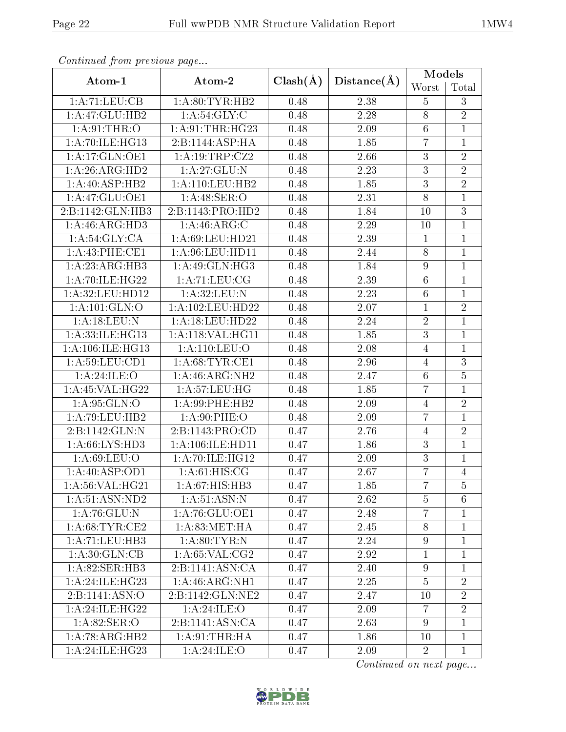*Continued from previous page...*

| Atom-1 | Atom-2 | Clash(Å) | Distance(Å) | Models | |
|---|---|---|---|---|---|
| | | | | Worst | Total |
| 1:A:71:LEU:CB | 1:A:80:TYR:HB2 | 0.48 | 2.38 | 5 | 3 |
| 1:A:47:GLU:HB2 | 1:A:54:GLY:C | 0.48 | 2.28 | 8 | 2 |
| 1:A:91:THR:O | 1:A:91:THR:HG23 | 0.48 | 2.09 | 6 | 1 |
| 1:A:70:ILE:HG13 | 2:B:1144:ASP:HA | 0.48 | 1.85 | 7 | 1 |
| 1:A:17:GLN:OE1 | 1:A:19:TRP:CZ2 | 0.48 | 2.66 | 3 | 2 |
| 1:A:26:ARG:HD2 | 1:A:27:GLU:N | 0.48 | 2.23 | 3 | 2 |
| 1:A:40:ASP:HB2 | 1:A:110:LEU:HB2 | 0.48 | 1.85 | 3 | 2 |
| 1:A:47:GLU:OE1 | 1:A:48:SER:O | 0.48 | 2.31 | 8 | 1 |
| 2:B:1142:GLN:HB3 | 2:B:1143:PRO:HD2 | 0.48 | 1.84 | 10 | 3 |
| 1:A:46:ARG:HD3 | 1:A:46:ARG:C | 0.48 | 2.29 | 10 | 1 |
| 1:A:54:GLY:CA | 1:A:69:LEU:HD21 | 0.48 | 2.39 | 1 | 1 |
| 1:A:43:PHE:CE1 | 1:A:96:LEU:HD11 | 0.48 | 2.44 | 8 | 1 |
| 1:A:23:ARG:HB3 | 1:A:49:GLN:HG3 | 0.48 | 1.84 | 9 | 1 |
| 1:A:70:ILE:HG22 | 1:A:71:LEU:CG | 0.48 | 2.39 | 6 | 1 |
| 1:A:32:LEU:HD12 | 1:A:32:LEU:N | 0.48 | 2.23 | 6 | 1 |
| 1:A:101:GLN:O | 1:A:102:LEU:HD22 | 0.48 | 2.07 | 1 | 2 |
| 1:A:18:LEU:N | 1:A:18:LEU:HD22 | 0.48 | 2.24 | 2 | 1 |
| 1:A:33:ILE:HG13 | 1:A:118:VAL:HG11 | 0.48 | 1.85 | 3 | 1 |
| 1:A:106:ILE:HG13 | 1:A:110:LEU:O | 0.48 | 2.08 | 4 | 1 |
| 1:A:59:LEU:CD1 | 1:A:68:TYR:CE1 | 0.48 | 2.96 | 4 | 3 |
| 1:A:24:ILE:O | 1:A:46:ARG:NH2 | 0.48 | 2.47 | 6 | 5 |
| 1:A:45:VAL:HG22 | 1:A:57:LEU:HG | 0.48 | 1.85 | 7 | 1 |
| 1:A:95:GLN:O | 1:A:99:PHE:HB2 | 0.48 | 2.09 | 4 | 2 |
| 1:A:79:LEU:HB2 | 1:A:90:PHE:O | 0.48 | 2.09 | 7 | 1 |
| 2:B:1142:GLN:N | 2:B:1143:PRO:CD | 0.47 | 2.76 | 4 | 2 |
| 1:A:66:LYS:HD3 | 1:A:106:ILE:HD11 | 0.47 | 1.86 | 3 | 1 |
| 1:A:69:LEU:O | 1:A:70:ILE:HG12 | 0.47 | 2.09 | 3 | 1 |
| 1:A:40:ASP:OD1 | 1:A:61:HIS:CG | 0.47 | 2.67 | 7 | 4 |
| 1:A:56:VAL:HG21 | 1:A:67:HIS:HB3 | 0.47 | 1.85 | 7 | 5 |
| 1:A:51:ASN:ND2 | 1:A:51:ASN:N | 0.47 | 2.62 | 5 | 6 |
| 1:A:76:GLU:N | 1:A:76:GLU:OE1 | 0.47 | 2.48 | 7 | 1 |
| 1:A:68:TYR:CE2 | 1:A:83:MET:HA | 0.47 | 2.45 | 8 | 1 |
| 1:A:71:LEU:HB3 | 1:A:80:TYR:N | 0.47 | 2.24 | 9 | 1 |
| 1:A:30:GLN:CB | 1:A:65:VAL:CG2 | 0.47 | 2.92 | 1 | 1 |
| 1:A:82:SER:HB3 | 2:B:1141:ASN:CA | 0.47 | 2.40 | 9 | 1 |
| 1:A:24:ILE:HG23 | 1:A:46:ARG:NH1 | 0.47 | 2.25 | 5 | 2 |
| 2:B:1141:ASN:O | 2:B:1142:GLN:NE2 | 0.47 | 2.47 | 10 | 2 |
| 1:A:24:ILE:HG22 | 1:A:24:ILE:O | 0.47 | 2.09 | 7 | 2 |
| 1:A:82:SER:O | 2:B:1141:ASN:CA | 0.47 | 2.63 | 9 | 1 |
| 1:A:78:ARG:HB2 | 1:A:91:THR:HA | 0.47 | 1.86 | 10 | 1 |
| 1:A:24:ILE:HG23 | 1:A:24:ILE:O | 0.47 | 2.09 | 2 | 1 |

*Continued on next page...*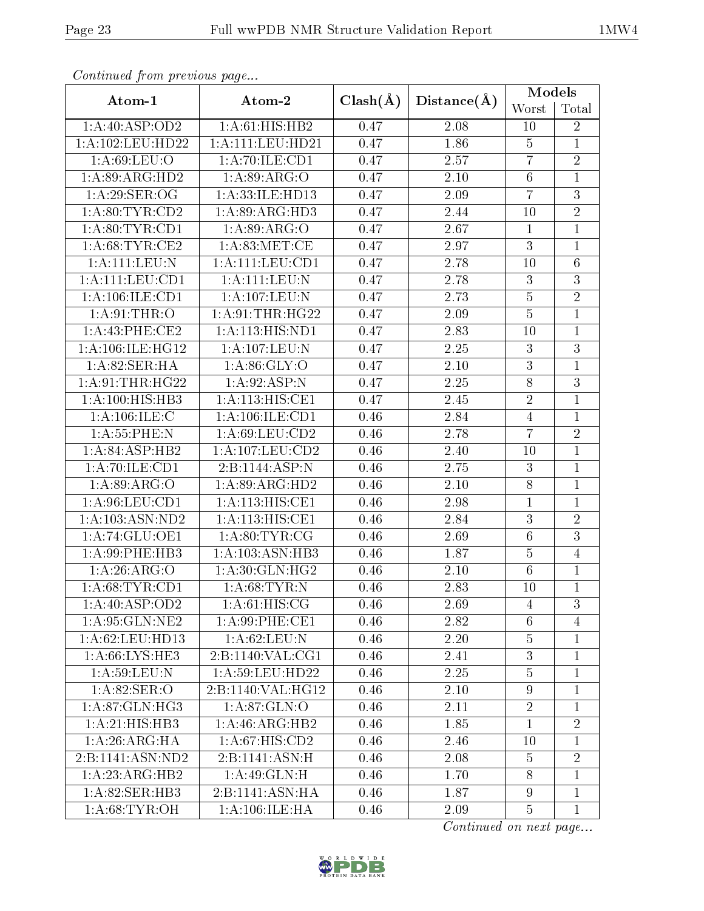*Continued from previous page...*

| Atom-1 | Atom-2 | Clash(Å) | Distance(Å) | Models | |
|---|---|---|---|---|---|
| | | | | Worst | Total |
| 1:A:40:ASP:OD2 | 1:A:61:HIS:HB2 | 0.47 | 2.08 | 10 | 2 |
| 1:A:102:LEU:HD22 | 1:A:111:LEU:HD21 | 0.47 | 1.86 | 5 | 1 |
| 1:A:69:LEU:O | 1:A:70:ILE:CD1 | 0.47 | 2.57 | 7 | 2 |
| 1:A:89:ARG:HD2 | 1:A:89:ARG:O | 0.47 | 2.10 | 6 | 1 |
| 1:A:29:SER:OG | 1:A:33:ILE:HD13 | 0.47 | 2.09 | 7 | 3 |
| 1:A:80:TYR:CD2 | 1:A:89:ARG:HD3 | 0.47 | 2.44 | 10 | 2 |
| 1:A:80:TYR:CD1 | 1:A:89:ARG:O | 0.47 | 2.67 | 1 | 1 |
| 1:A:68:TYR:CE2 | 1:A:83:MET:CE | 0.47 | 2.97 | 3 | 1 |
| 1:A:111:LEU:N | 1:A:111:LEU:CD1 | 0.47 | 2.78 | 10 | 6 |
| 1:A:111:LEU:CD1 | 1:A:111:LEU:N | 0.47 | 2.78 | 3 | 3 |
| 1:A:106:ILE:CD1 | 1:A:107:LEU:N | 0.47 | 2.73 | 5 | 2 |
| 1:A:91:THR:O | 1:A:91:THR:HG22 | 0.47 | 2.09 | 5 | 1 |
| 1:A:43:PHE:CE2 | 1:A:113:HIS:ND1 | 0.47 | 2.83 | 10 | 1 |
| 1:A:106:ILE:HG12 | 1:A:107:LEU:N | 0.47 | 2.25 | 3 | 3 |
| 1:A:82:SER:HA | 1:A:86:GLY:O | 0.47 | 2.10 | 3 | 1 |
| 1:A:91:THR:HG22 | 1:A:92:ASP:N | 0.47 | 2.25 | 8 | 3 |
| 1:A:100:HIS:HB3 | 1:A:113:HIS:CE1 | 0.47 | 2.45 | 2 | 1 |
| 1:A:106:ILE:C | 1:A:106:ILE:CD1 | 0.46 | 2.84 | 4 | 1 |
| 1:A:55:PHE:N | 1:A:69:LEU:CD2 | 0.46 | 2.78 | 7 | 2 |
| 1:A:84:ASP:HB2 | 1:A:107:LEU:CD2 | 0.46 | 2.40 | 10 | 1 |
| 1:A:70:ILE:CD1 | 2:B:1144:ASP:N | 0.46 | 2.75 | 3 | 1 |
| 1:A:89:ARG:O | 1:A:89:ARG:HD2 | 0.46 | 2.10 | 8 | 1 |
| 1:A:96:LEU:CD1 | 1:A:113:HIS:CE1 | 0.46 | 2.98 | 1 | 1 |
| 1:A:103:ASN:ND2 | 1:A:113:HIS:CE1 | 0.46 | 2.84 | 3 | 2 |
| 1:A:74:GLU:OE1 | 1:A:80:TYR:CG | 0.46 | 2.69 | 6 | 3 |
| 1:A:99:PHE:HB3 | 1:A:103:ASN:HB3 | 0.46 | 1.87 | 5 | 4 |
| 1:A:26:ARG:O | 1:A:30:GLN:HG2 | 0.46 | 2.10 | 6 | 1 |
| 1:A:68:TYR:CD1 | 1:A:68:TYR:N | 0.46 | 2.83 | 10 | 1 |
| 1:A:40:ASP:OD2 | 1:A:61:HIS:CG | 0.46 | 2.69 | 4 | 3 |
| 1:A:95:GLN:NE2 | 1:A:99:PHE:CE1 | 0.46 | 2.82 | 6 | 4 |
| 1:A:62:LEU:HD13 | 1:A:62:LEU:N | 0.46 | 2.20 | 5 | 1 |
| 1:A:66:LYS:HE3 | 2:B:1140:VAL:CG1 | 0.46 | 2.41 | 3 | 1 |
| 1:A:59:LEU:N | 1:A:59:LEU:HD22 | 0.46 | 2.25 | 5 | 1 |
| 1:A:82:SER:O | 2:B:1140:VAL:HG12 | 0.46 | 2.10 | 9 | 1 |
| 1:A:87:GLN:HG3 | 1:A:87:GLN:O | 0.46 | 2.11 | 2 | 1 |
| 1:A:21:HIS:HB3 | 1:A:46:ARG:HB2 | 0.46 | 1.85 | 1 | 2 |
| 1:A:26:ARG:HA | 1:A:67:HIS:CD2 | 0.46 | 2.46 | 10 | 1 |
| 2:B:1141:ASN:ND2 | 2:B:1141:ASN:H | 0.46 | 2.08 | 5 | 2 |
| 1:A:23:ARG:HB2 | 1:A:49:GLN:H | 0.46 | 1.70 | 8 | 1 |
| 1:A:82:SER:HB3 | 2:B:1141:ASN:HA | 0.46 | 1.87 | 9 | 1 |
| 1:A:68:TYR:OH | 1:A:106:ILE:HA | 0.46 | 2.09 | 5 | 1 |

*Continued on next page...*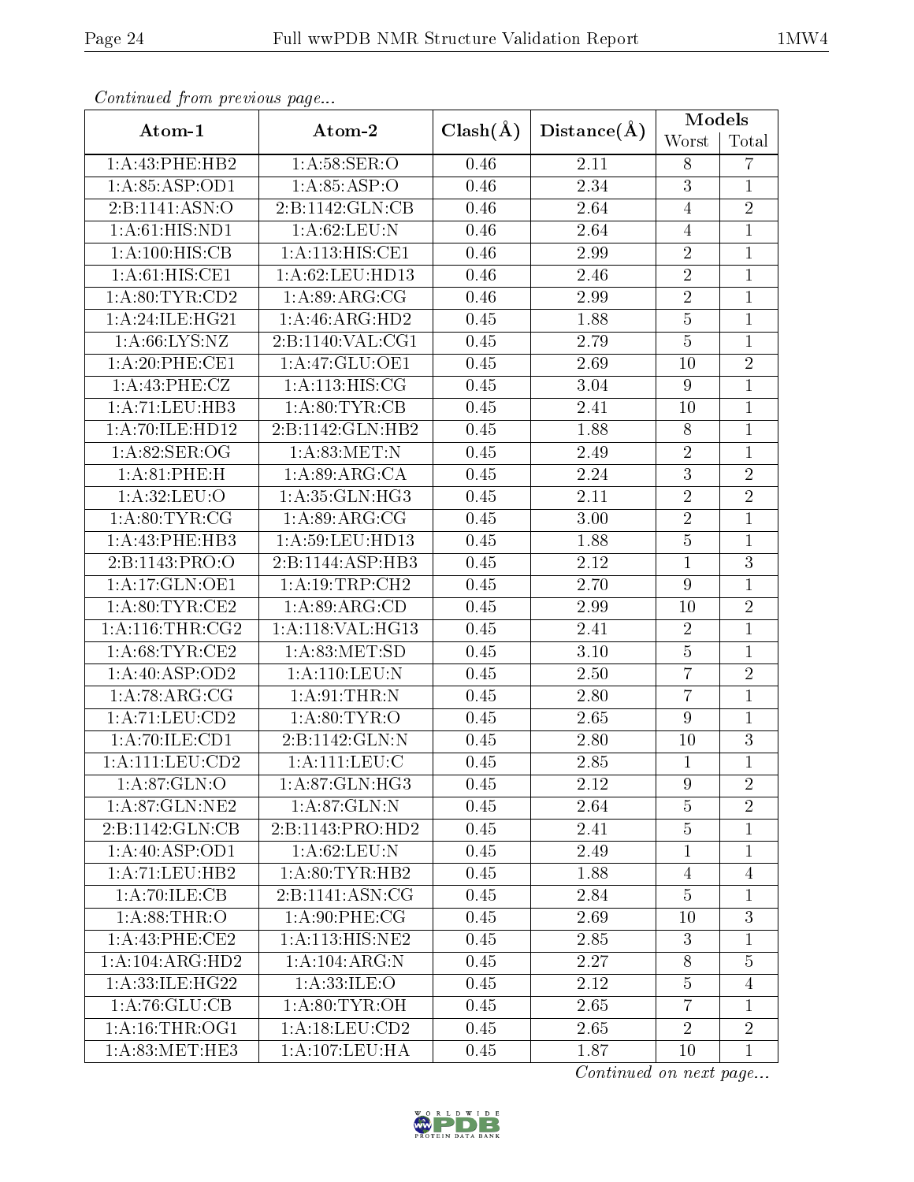*Continued from previous page...*

| Atom-1 | Atom-2 | Clash(Å) | Distance(Å) | Models | |
|---|---|---|---|---|---|
| | | | | Worst | Total |
| 1:A:43:PHE:HB2 | 1:A:58:SER:O | 0.46 | 2.11 | 8 | 7 |
| 1:A:85:ASP:OD1 | 1:A:85:ASP:O | 0.46 | 2.34 | 3 | 1 |
| 2:B:1141:ASN:O | 2:B:1142:GLN:CB | 0.46 | 2.64 | 4 | 2 |
| 1:A:61:HIS:ND1 | 1:A:62:LEU:N | 0.46 | 2.64 | 4 | 1 |
| 1:A:100:HIS:CB | 1:A:113:HIS:CE1 | 0.46 | 2.99 | 2 | 1 |
| 1:A:61:HIS:CE1 | 1:A:62:LEU:HD13 | 0.46 | 2.46 | 2 | 1 |
| 1:A:80:TYR:CD2 | 1:A:89:ARG:CG | 0.46 | 2.99 | 2 | 1 |
| 1:A:24:ILE:HG21 | 1:A:46:ARG:HD2 | 0.45 | 1.88 | 5 | 1 |
| 1:A:66:LYS:NZ | 2:B:1140:VAL:CG1 | 0.45 | 2.79 | 5 | 1 |
| 1:A:20:PHE:CE1 | 1:A:47:GLU:OE1 | 0.45 | 2.69 | 10 | 2 |
| 1:A:43:PHE:CZ | 1:A:113:HIS:CG | 0.45 | 3.04 | 9 | 1 |
| 1:A:71:LEU:HB3 | 1:A:80:TYR:CB | 0.45 | 2.41 | 10 | 1 |
| 1:A:70:ILE:HD12 | 2:B:1142:GLN:HB2 | 0.45 | 1.88 | 8 | 1 |
| 1:A:82:SER:OG | 1:A:83:MET:N | 0.45 | 2.49 | 2 | 1 |
| 1:A:81:PHE:H | 1:A:89:ARG:CA | 0.45 | 2.24 | 3 | 2 |
| 1:A:32:LEU:O | 1:A:35:GLN:HG3 | 0.45 | 2.11 | 2 | 2 |
| 1:A:80:TYR:CG | 1:A:89:ARG:CG | 0.45 | 3.00 | 2 | 1 |
| 1:A:43:PHE:HB3 | 1:A:59:LEU:HD13 | 0.45 | 1.88 | 5 | 1 |
| 2:B:1143:PRO:O | 2:B:1144:ASP:HB3 | 0.45 | 2.12 | 1 | 3 |
| 1:A:17:GLN:OE1 | 1:A:19:TRP:CH2 | 0.45 | 2.70 | 9 | 1 |
| 1:A:80:TYR:CE2 | 1:A:89:ARG:CD | 0.45 | 2.99 | 10 | 2 |
| 1:A:116:THR:CG2 | 1:A:118:VAL:HG13 | 0.45 | 2.41 | 2 | 1 |
| 1:A:68:TYR:CE2 | 1:A:83:MET:SD | 0.45 | 3.10 | 5 | 1 |
| 1:A:40:ASP:OD2 | 1:A:110:LEU:N | 0.45 | 2.50 | 7 | 2 |
| 1:A:78:ARG:CG | 1:A:91:THR:N | 0.45 | 2.80 | 7 | 1 |
| 1:A:71:LEU:CD2 | 1:A:80:TYR:O | 0.45 | 2.65 | 9 | 1 |
| 1:A:70:ILE:CD1 | 2:B:1142:GLN:N | 0.45 | 2.80 | 10 | 3 |
| 1:A:111:LEU:CD2 | 1:A:111:LEU:C | 0.45 | 2.85 | 1 | 1 |
| 1:A:87:GLN:O | 1:A:87:GLN:HG3 | 0.45 | 2.12 | 9 | 2 |
| 1:A:87:GLN:NE2 | 1:A:87:GLN:N | 0.45 | 2.64 | 5 | 2 |
| 2:B:1142:GLN:CB | 2:B:1143:PRO:HD2 | 0.45 | 2.41 | 5 | 1 |
| 1:A:40:ASP:OD1 | 1:A:62:LEU:N | 0.45 | 2.49 | 1 | 1 |
| 1:A:71:LEU:HB2 | 1:A:80:TYR:HB2 | 0.45 | 1.88 | 4 | 4 |
| 1:A:70:ILE:CB | 2:B:1141:ASN:CG | 0.45 | 2.84 | 5 | 1 |
| 1:A:88:THR:O | 1:A:90:PHE:CG | 0.45 | 2.69 | 10 | 3 |
| 1:A:43:PHE:CE2 | 1:A:113:HIS:NE2 | 0.45 | 2.85 | 3 | 1 |
| 1:A:104:ARG:HD2 | 1:A:104:ARG:N | 0.45 | 2.27 | 8 | 5 |
| 1:A:33:ILE:HG22 | 1:A:33:ILE:O | 0.45 | 2.12 | 5 | 4 |
| 1:A:76:GLU:CB | 1:A:80:TYR:OH | 0.45 | 2.65 | 7 | 1 |
| 1:A:16:THR:OG1 | 1:A:18:LEU:CD2 | 0.45 | 2.65 | 2 | 2 |
| 1:A:83:MET:HE3 | 1:A:107:LEU:HA | 0.45 | 1.87 | 10 | 1 |

*Continued on next page...*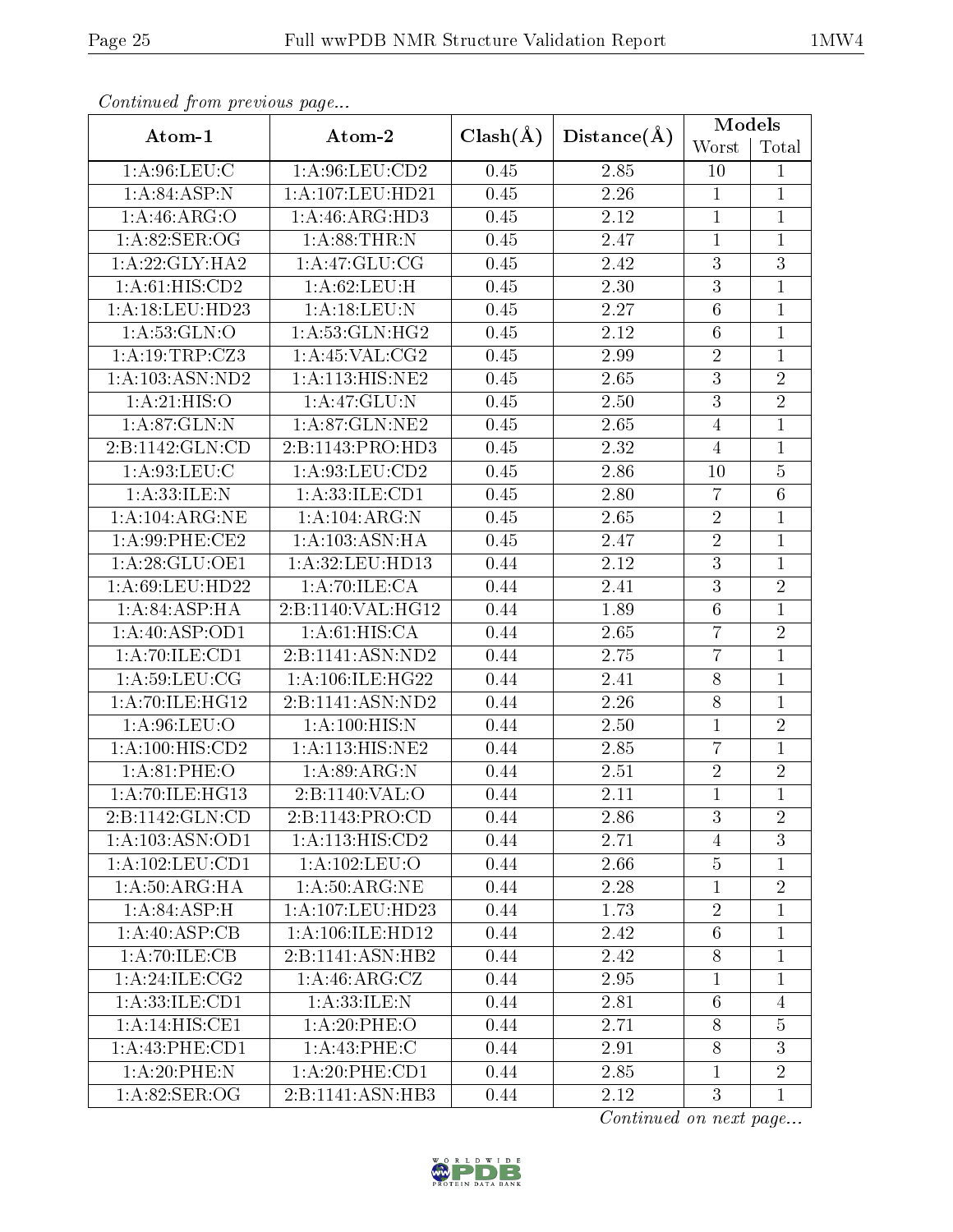*Continued from previous page...*

| Atom-1 | Atom-2 | Clash(Å) | Distance(Å) | Models | |
|---|---|---|---|---|---|
| | | | | Worst | Total |
| 1:A:96:LEU:C | 1:A:96:LEU:CD2 | 0.45 | 2.85 | 10 | 1 |
| 1:A:84:ASP:N | 1:A:107:LEU:HD21 | 0.45 | 2.26 | 1 | 1 |
| 1:A:46:ARG:O | 1:A:46:ARG:HD3 | 0.45 | 2.12 | 1 | 1 |
| 1:A:82:SER:OG | 1:A:88:THR:N | 0.45 | 2.47 | 1 | 1 |
| 1:A:22:GLY:HA2 | 1:A:47:GLU:CG | 0.45 | 2.42 | 3 | 3 |
| 1:A:61:HIS:CD2 | 1:A:62:LEU:H | 0.45 | 2.30 | 3 | 1 |
| 1:A:18:LEU:HD23 | 1:A:18:LEU:N | 0.45 | 2.27 | 6 | 1 |
| 1:A:53:GLN:O | 1:A:53:GLN:HG2 | 0.45 | 2.12 | 6 | 1 |
| 1:A:19:TRP:CZ3 | 1:A:45:VAL:CG2 | 0.45 | 2.99 | 2 | 1 |
| 1:A:103:ASN:ND2 | 1:A:113:HIS:NE2 | 0.45 | 2.65 | 3 | 2 |
| 1:A:21:HIS:O | 1:A:47:GLU:N | 0.45 | 2.50 | 3 | 2 |
| 1:A:87:GLN:N | 1:A:87:GLN:NE2 | 0.45 | 2.65 | 4 | 1 |
| 2:B:1142:GLN:CD | 2:B:1143:PRO:HD3 | 0.45 | 2.32 | 4 | 1 |
| 1:A:93:LEU:C | 1:A:93:LEU:CD2 | 0.45 | 2.86 | 10 | 5 |
| 1:A:33:ILE:N | 1:A:33:ILE:CD1 | 0.45 | 2.80 | 7 | 6 |
| 1:A:104:ARG:NE | 1:A:104:ARG:N | 0.45 | 2.65 | 2 | 1 |
| 1:A:99:PHE:CE2 | 1:A:103:ASN:HA | 0.45 | 2.47 | 2 | 1 |
| 1:A:28:GLU:OE1 | 1:A:32:LEU:HD13 | 0.44 | 2.12 | 3 | 1 |
| 1:A:69:LEU:HD22 | 1:A:70:ILE:CA | 0.44 | 2.41 | 3 | 2 |
| 1:A:84:ASP:HA | 2:B:1140:VAL:HG12 | 0.44 | 1.89 | 6 | 1 |
| 1:A:40:ASP:OD1 | 1:A:61:HIS:CA | 0.44 | 2.65 | 7 | 2 |
| 1:A:70:ILE:CD1 | 2:B:1141:ASN:ND2 | 0.44 | 2.75 | 7 | 1 |
| 1:A:59:LEU:CG | 1:A:106:ILE:HG22 | 0.44 | 2.41 | 8 | 1 |
| 1:A:70:ILE:HG12 | 2:B:1141:ASN:ND2 | 0.44 | 2.26 | 8 | 1 |
| 1:A:96:LEU:O | 1:A:100:HIS:N | 0.44 | 2.50 | 1 | 2 |
| 1:A:100:HIS:CD2 | 1:A:113:HIS:NE2 | 0.44 | 2.85 | 7 | 1 |
| 1:A:81:PHE:O | 1:A:89:ARG:N | 0.44 | 2.51 | 2 | 2 |
| 1:A:70:ILE:HG13 | 2:B:1140:VAL:O | 0.44 | 2.11 | 1 | 1 |
| 2:B:1142:GLN:CD | 2:B:1143:PRO:CD | 0.44 | 2.86 | 3 | 2 |
| 1:A:103:ASN:OD1 | 1:A:113:HIS:CD2 | 0.44 | 2.71 | 4 | 3 |
| 1:A:102:LEU:CD1 | 1:A:102:LEU:O | 0.44 | 2.66 | 5 | 1 |
| 1:A:50:ARG:HA | 1:A:50:ARG:NE | 0.44 | 2.28 | 1 | 2 |
| 1:A:84:ASP:H | 1:A:107:LEU:HD23 | 0.44 | 1.73 | 2 | 1 |
| 1:A:40:ASP:CB | 1:A:106:ILE:HD12 | 0.44 | 2.42 | 6 | 1 |
| 1:A:70:ILE:CB | 2:B:1141:ASN:HB2 | 0.44 | 2.42 | 8 | 1 |
| 1:A:24:ILE:CG2 | 1:A:46:ARG:CZ | 0.44 | 2.95 | 1 | 1 |
| 1:A:33:ILE:CD1 | 1:A:33:ILE:N | 0.44 | 2.81 | 6 | 4 |
| 1:A:14:HIS:CE1 | 1:A:20:PHE:O | 0.44 | 2.71 | 8 | 5 |
| 1:A:43:PHE:CD1 | 1:A:43:PHE:C | 0.44 | 2.91 | 8 | 3 |
| 1:A:20:PHE:N | 1:A:20:PHE:CD1 | 0.44 | 2.85 | 1 | 2 |
| 1:A:82:SER:OG | 2:B:1141:ASN:HB3 | 0.44 | 2.12 | 3 | 1 |

*Continued on next page...*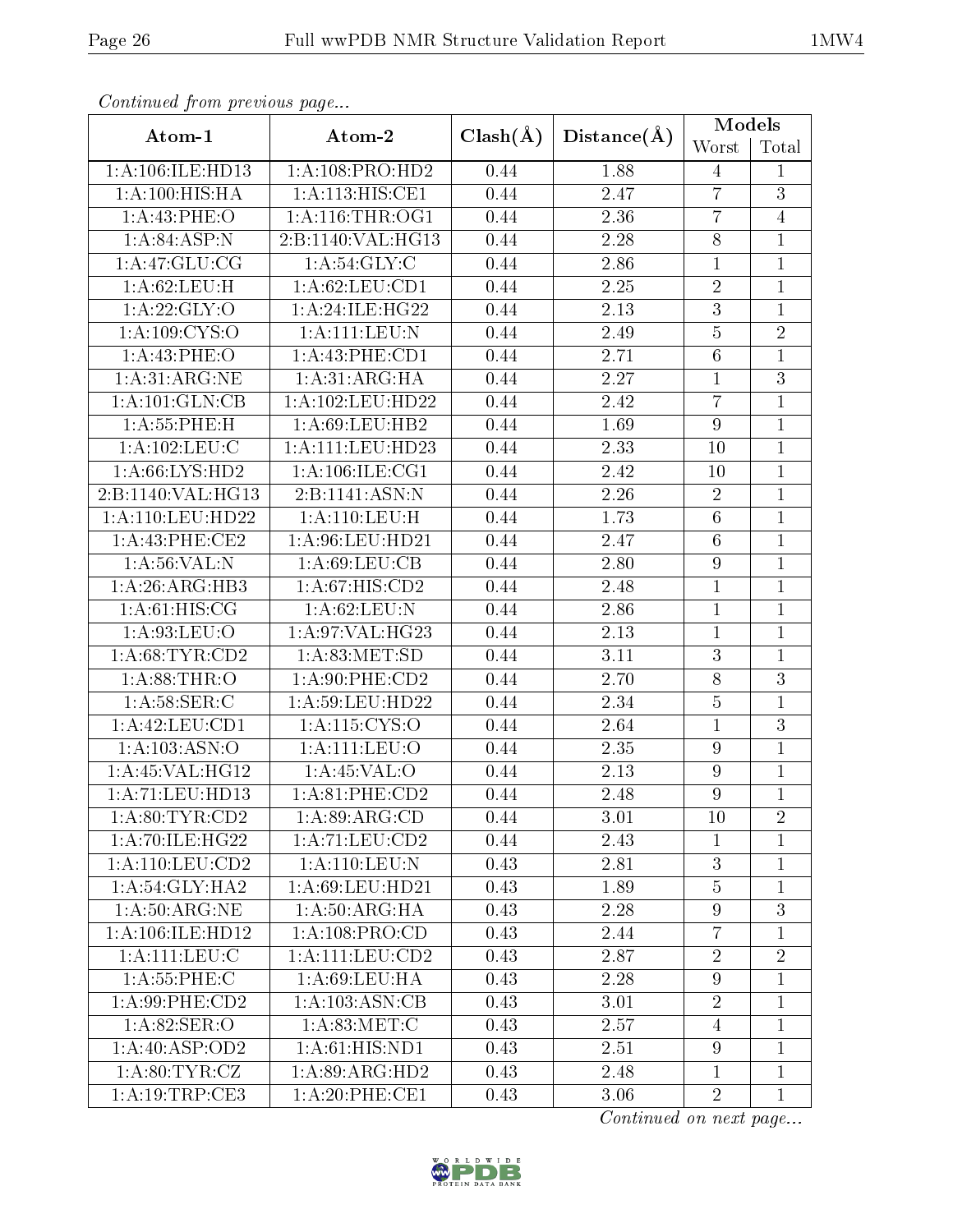*Continued from previous page...*

| Atom-1 | Atom-2 | Clash(Å) | Distance(Å) | Models | |
|---|---|---|---|---|---|
| | | | | Worst | Total |
| 1:A:106:ILE:HD13 | 1:A:108:PRO:HD2 | 0.44 | 1.88 | 4 | 1 |
| 1:A:100:HIS:HA | 1:A:113:HIS:CE1 | 0.44 | 2.47 | 7 | 3 |
| 1:A:43:PHE:O | 1:A:116:THR:OG1 | 0.44 | 2.36 | 7 | 4 |
| 1:A:84:ASP:N | 2:B:1140:VAL:HG13 | 0.44 | 2.28 | 8 | 1 |
| 1:A:47:GLU:CG | 1:A:54:GLY:C | 0.44 | 2.86 | 1 | 1 |
| 1:A:62:LEU:H | 1:A:62:LEU:CD1 | 0.44 | 2.25 | 2 | 1 |
| 1:A:22:GLY:O | 1:A:24:ILE:HG22 | 0.44 | 2.13 | 3 | 1 |
| 1:A:109:CYS:O | 1:A:111:LEU:N | 0.44 | 2.49 | 5 | 2 |
| 1:A:43:PHE:O | 1:A:43:PHE:CD1 | 0.44 | 2.71 | 6 | 1 |
| 1:A:31:ARG:NE | 1:A:31:ARG:HA | 0.44 | 2.27 | 1 | 3 |
| 1:A:101:GLN:CB | 1:A:102:LEU:HD22 | 0.44 | 2.42 | 7 | 1 |
| 1:A:55:PHE:H | 1:A:69:LEU:HB2 | 0.44 | 1.69 | 9 | 1 |
| 1:A:102:LEU:C | 1:A:111:LEU:HD23 | 0.44 | 2.33 | 10 | 1 |
| 1:A:66:LYS:HD2 | 1:A:106:ILE:CG1 | 0.44 | 2.42 | 10 | 1 |
| 2:B:1140:VAL:HG13 | 2:B:1141:ASN:N | 0.44 | 2.26 | 2 | 1 |
| 1:A:110:LEU:HD22 | 1:A:110:LEU:H | 0.44 | 1.73 | 6 | 1 |
| 1:A:43:PHE:CE2 | 1:A:96:LEU:HD21 | 0.44 | 2.47 | 6 | 1 |
| 1:A:56:VAL:N | 1:A:69:LEU:CB | 0.44 | 2.80 | 9 | 1 |
| 1:A:26:ARG:HB3 | 1:A:67:HIS:CD2 | 0.44 | 2.48 | 1 | 1 |
| 1:A:61:HIS:CG | 1:A:62:LEU:N | 0.44 | 2.86 | 1 | 1 |
| 1:A:93:LEU:O | 1:A:97:VAL:HG23 | 0.44 | 2.13 | 1 | 1 |
| 1:A:68:TYR:CD2 | 1:A:83:MET:SD | 0.44 | 3.11 | 3 | 1 |
| 1:A:88:THR:O | 1:A:90:PHE:CD2 | 0.44 | 2.70 | 8 | 3 |
| 1:A:58:SER:C | 1:A:59:LEU:HD22 | 0.44 | 2.34 | 5 | 1 |
| 1:A:42:LEU:CD1 | 1:A:115:CYS:O | 0.44 | 2.64 | 1 | 3 |
| 1:A:103:ASN:O | 1:A:111:LEU:O | 0.44 | 2.35 | 9 | 1 |
| 1:A:45:VAL:HG12 | 1:A:45:VAL:O | 0.44 | 2.13 | 9 | 1 |
| 1:A:71:LEU:HD13 | 1:A:81:PHE:CD2 | 0.44 | 2.48 | 9 | 1 |
| 1:A:80:TYR:CD2 | 1:A:89:ARG:CD | 0.44 | 3.01 | 10 | 2 |
| 1:A:70:ILE:HG22 | 1:A:71:LEU:CD2 | 0.44 | 2.43 | 1 | 1 |
| 1:A:110:LEU:CD2 | 1:A:110:LEU:N | 0.43 | 2.81 | 3 | 1 |
| 1:A:54:GLY:HA2 | 1:A:69:LEU:HD21 | 0.43 | 1.89 | 5 | 1 |
| 1:A:50:ARG:NE | 1:A:50:ARG:HA | 0.43 | 2.28 | 9 | 3 |
| 1:A:106:ILE:HD12 | 1:A:108:PRO:CD | 0.43 | 2.44 | 7 | 1 |
| 1:A:111:LEU:C | 1:A:111:LEU:CD2 | 0.43 | 2.87 | 2 | 2 |
| 1:A:55:PHE:C | 1:A:69:LEU:HA | 0.43 | 2.28 | 9 | 1 |
| 1:A:99:PHE:CD2 | 1:A:103:ASN:CB | 0.43 | 3.01 | 2 | 1 |
| 1:A:82:SER:O | 1:A:83:MET:C | 0.43 | 2.57 | 4 | 1 |
| 1:A:40:ASP:OD2 | 1:A:61:HIS:ND1 | 0.43 | 2.51 | 9 | 1 |
| 1:A:80:TYR:CZ | 1:A:89:ARG:HD2 | 0.43 | 2.48 | 1 | 1 |
| 1:A:19:TRP:CE3 | 1:A:20:PHE:CE1 | 0.43 | 3.06 | 2 | 1 |

*Continued on next page...*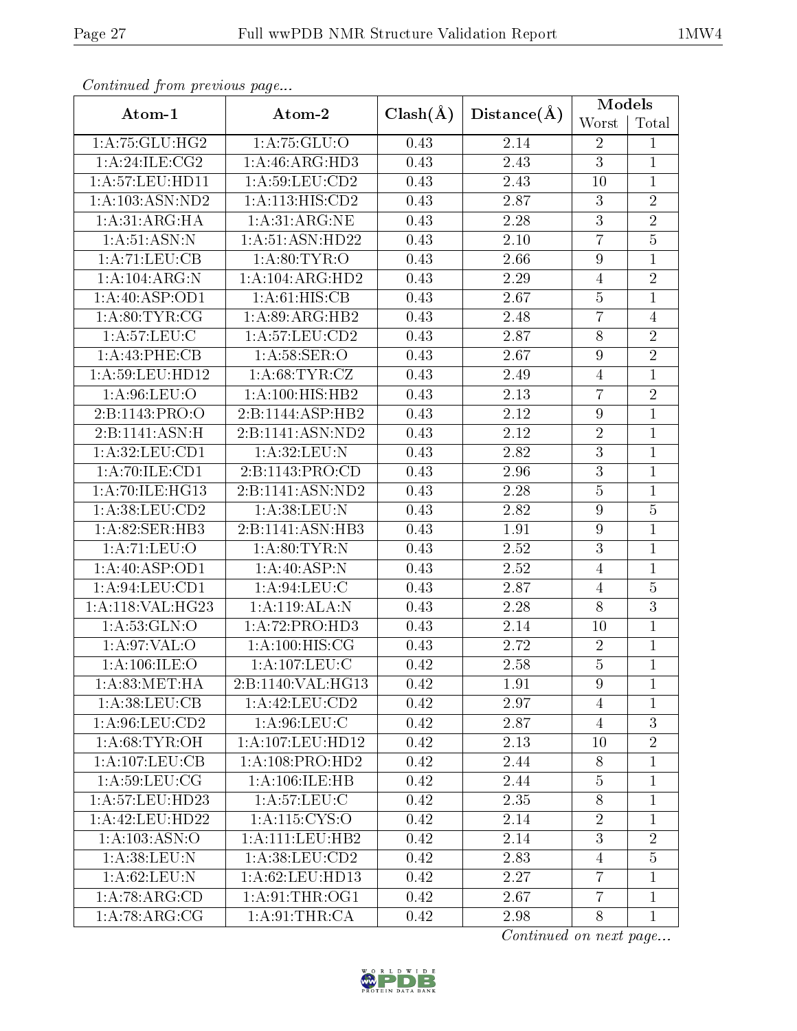*Continued from previous page...*

| Atom-1 | Atom-2 | Clash(Å) | Distance(Å) | Models | |
|---|---|---|---|---|---|
| | | | | Worst | Total |
| 1:A:75:GLU:HG2 | 1:A:75:GLU:O | 0.43 | 2.14 | 2 | 1 |
| 1:A:24:ILE:CG2 | 1:A:46:ARG:HD3 | 0.43 | 2.43 | 3 | 1 |
| 1:A:57:LEU:HD11 | 1:A:59:LEU:CD2 | 0.43 | 2.43 | 10 | 1 |
| 1:A:103:ASN:ND2 | 1:A:113:HIS:CD2 | 0.43 | 2.87 | 3 | 2 |
| 1:A:31:ARG:HA | 1:A:31:ARG:NE | 0.43 | 2.28 | 3 | 2 |
| 1:A:51:ASN:N | 1:A:51:ASN:HD22 | 0.43 | 2.10 | 7 | 5 |
| 1:A:71:LEU:CB | 1:A:80:TYR:O | 0.43 | 2.66 | 9 | 1 |
| 1:A:104:ARG:N | 1:A:104:ARG:HD2 | 0.43 | 2.29 | 4 | 2 |
| 1:A:40:ASP:OD1 | 1:A:61:HIS:CB | 0.43 | 2.67 | 5 | 1 |
| 1:A:80:TYR:CG | 1:A:89:ARG:HB2 | 0.43 | 2.48 | 7 | 4 |
| 1:A:57:LEU:C | 1:A:57:LEU:CD2 | 0.43 | 2.87 | 8 | 2 |
| 1:A:43:PHE:CB | 1:A:58:SER:O | 0.43 | 2.67 | 9 | 2 |
| 1:A:59:LEU:HD12 | 1:A:68:TYR:CZ | 0.43 | 2.49 | 4 | 1 |
| 1:A:96:LEU:O | 1:A:100:HIS:HB2 | 0.43 | 2.13 | 7 | 2 |
| 2:B:1143:PRO:O | 2:B:1144:ASP:HB2 | 0.43 | 2.12 | 9 | 1 |
| 2:B:1141:ASN:H | 2:B:1141:ASN:ND2 | 0.43 | 2.12 | 2 | 1 |
| 1:A:32:LEU:CD1 | 1:A:32:LEU:N | 0.43 | 2.82 | 3 | 1 |
| 1:A:70:ILE:CD1 | 2:B:1143:PRO:CD | 0.43 | 2.96 | 3 | 1 |
| 1:A:70:ILE:HG13 | 2:B:1141:ASN:ND2 | 0.43 | 2.28 | 5 | 1 |
| 1:A:38:LEU:CD2 | 1:A:38:LEU:N | 0.43 | 2.82 | 9 | 5 |
| 1:A:82:SER:HB3 | 2:B:1141:ASN:HB3 | 0.43 | 1.91 | 9 | 1 |
| 1:A:71:LEU:O | 1:A:80:TYR:N | 0.43 | 2.52 | 3 | 1 |
| 1:A:40:ASP:OD1 | 1:A:40:ASP:N | 0.43 | 2.52 | 4 | 1 |
| 1:A:94:LEU:CD1 | 1:A:94:LEU:C | 0.43 | 2.87 | 4 | 5 |
| 1:A:118:VAL:HG23 | 1:A:119:ALA:N | 0.43 | 2.28 | 8 | 3 |
| 1:A:53:GLN:O | 1:A:72:PRO:HD3 | 0.43 | 2.14 | 10 | 1 |
| 1:A:97:VAL:O | 1:A:100:HIS:CG | 0.43 | 2.72 | 2 | 1 |
| 1:A:106:ILE:O | 1:A:107:LEU:C | 0.42 | 2.58 | 5 | 1 |
| 1:A:83:MET:HA | 2:B:1140:VAL:HG13 | 0.42 | 1.91 | 9 | 1 |
| 1:A:38:LEU:CB | 1:A:42:LEU:CD2 | 0.42 | 2.97 | 4 | 1 |
| 1:A:96:LEU:CD2 | 1:A:96:LEU:C | 0.42 | 2.87 | 4 | 3 |
| 1:A:68:TYR:OH | 1:A:107:LEU:HD12 | 0.42 | 2.13 | 10 | 2 |
| 1:A:107:LEU:CB | 1:A:108:PRO:HD2 | 0.42 | 2.44 | 8 | 1 |
| 1:A:59:LEU:CG | 1:A:106:ILE:HB | 0.42 | 2.44 | 5 | 1 |
| 1:A:57:LEU:HD23 | 1:A:57:LEU:C | 0.42 | 2.35 | 8 | 1 |
| 1:A:42:LEU:HD22 | 1:A:115:CYS:O | 0.42 | 2.14 | 2 | 1 |
| 1:A:103:ASN:O | 1:A:111:LEU:HB2 | 0.42 | 2.14 | 3 | 2 |
| 1:A:38:LEU:N | 1:A:38:LEU:CD2 | 0.42 | 2.83 | 4 | 5 |
| 1:A:62:LEU:N | 1:A:62:LEU:HD13 | 0.42 | 2.27 | 7 | 1 |
| 1:A:78:ARG:CD | 1:A:91:THR:OG1 | 0.42 | 2.67 | 7 | 1 |
| 1:A:78:ARG:CG | 1:A:91:THR:CA | 0.42 | 2.98 | 8 | 1 |

*Continued on next page...*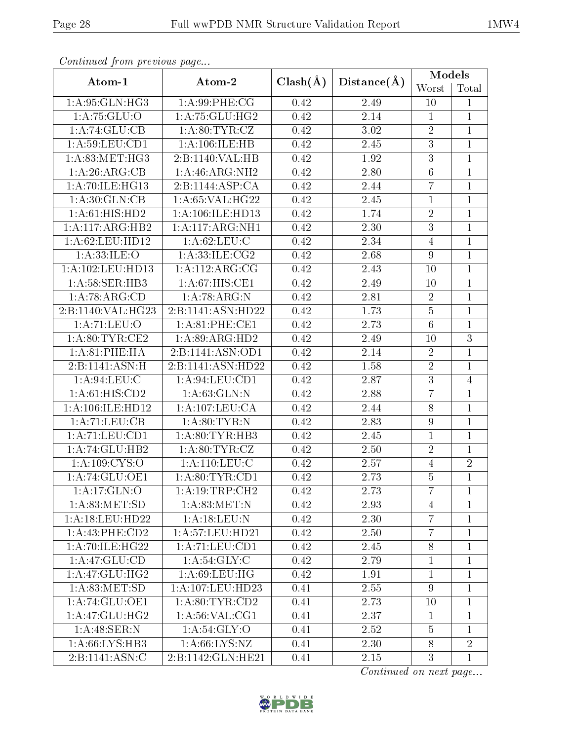*Continued from previous page...*

| Atom-1 | Atom-2 | Clash(Å) | Distance(Å) | Models | |
|---|---|---|---|---|---|
| | | | | Worst | Total |
| 1:A:95:GLN:HG3 | 1:A:99:PHE:CG | 0.42 | 2.49 | 10 | 1 |
| 1:A:75:GLU:O | 1:A:75:GLU:HG2 | 0.42 | 2.14 | 1 | 1 |
| 1:A:74:GLU:CB | 1:A:80:TYR:CZ | 0.42 | 3.02 | 2 | 1 |
| 1:A:59:LEU:CD1 | 1:A:106:ILE:HB | 0.42 | 2.45 | 3 | 1 |
| 1:A:83:MET:HG3 | 2:B:1140:VAL:HB | 0.42 | 1.92 | 3 | 1 |
| 1:A:26:ARG:CB | 1:A:46:ARG:NH2 | 0.42 | 2.80 | 6 | 1 |
| 1:A:70:ILE:HG13 | 2:B:1144:ASP:CA | 0.42 | 2.44 | 7 | 1 |
| 1:A:30:GLN:CB | 1:A:65:VAL:HG22 | 0.42 | 2.45 | 1 | 1 |
| 1:A:61:HIS:HD2 | 1:A:106:ILE:HD13 | 0.42 | 1.74 | 2 | 1 |
| 1:A:117:ARG:HB2 | 1:A:117:ARG:NH1 | 0.42 | 2.30 | 3 | 1 |
| 1:A:62:LEU:HD12 | 1:A:62:LEU:C | 0.42 | 2.34 | 4 | 1 |
| 1:A:33:ILE:O | 1:A:33:ILE:CG2 | 0.42 | 2.68 | 9 | 1 |
| 1:A:102:LEU:HD13 | 1:A:112:ARG:CG | 0.42 | 2.43 | 10 | 1 |
| 1:A:58:SER:HB3 | 1:A:67:HIS:CE1 | 0.42 | 2.49 | 10 | 1 |
| 1:A:78:ARG:CD | 1:A:78:ARG:N | 0.42 | 2.81 | 2 | 1 |
| 2:B:1140:VAL:HG23 | 2:B:1141:ASN:HD22 | 0.42 | 1.73 | 5 | 1 |
| 1:A:71:LEU:O | 1:A:81:PHE:CE1 | 0.42 | 2.73 | 6 | 1 |
| 1:A:80:TYR:CE2 | 1:A:89:ARG:HD2 | 0.42 | 2.49 | 10 | 3 |
| 1:A:81:PHE:HA | 2:B:1141:ASN:OD1 | 0.42 | 2.14 | 2 | 1 |
| 2:B:1141:ASN:H | 2:B:1141:ASN:HD22 | 0.42 | 1.58 | 2 | 1 |
| 1:A:94:LEU:C | 1:A:94:LEU:CD1 | 0.42 | 2.87 | 3 | 4 |
| 1:A:61:HIS:CD2 | 1:A:63:GLN:N | 0.42 | 2.88 | 7 | 1 |
| 1:A:106:ILE:HD12 | 1:A:107:LEU:CA | 0.42 | 2.44 | 8 | 1 |
| 1:A:71:LEU:CB | 1:A:80:TYR:N | 0.42 | 2.83 | 9 | 1 |
| 1:A:71:LEU:CD1 | 1:A:80:TYR:HB3 | 0.42 | 2.45 | 1 | 1 |
| 1:A:74:GLU:HB2 | 1:A:80:TYR:CZ | 0.42 | 2.50 | 2 | 1 |
| 1:A:109:CYS:O | 1:A:110:LEU:C | 0.42 | 2.57 | 4 | 2 |
| 1:A:74:GLU:OE1 | 1:A:80:TYR:CD1 | 0.42 | 2.73 | 5 | 1 |
| 1:A:17:GLN:O | 1:A:19:TRP:CH2 | 0.42 | 2.73 | 7 | 1 |
| 1:A:83:MET:SD | 1:A:83:MET:N | 0.42 | 2.93 | 4 | 1 |
| 1:A:18:LEU:HD22 | 1:A:18:LEU:N | 0.42 | 2.30 | 7 | 1 |
| 1:A:43:PHE:CD2 | 1:A:57:LEU:HD21 | 0.42 | 2.50 | 7 | 1 |
| 1:A:70:ILE:HG22 | 1:A:71:LEU:CD1 | 0.42 | 2.45 | 8 | 1 |
| 1:A:47:GLU:CD | 1:A:54:GLY:C | 0.42 | 2.79 | 1 | 1 |
| 1:A:47:GLU:HG2 | 1:A:69:LEU:HG | 0.42 | 1.91 | 1 | 1 |
| 1:A:83:MET:SD | 1:A:107:LEU:HD23 | 0.41 | 2.55 | 9 | 1 |
| 1:A:74:GLU:OE1 | 1:A:80:TYR:CD2 | 0.41 | 2.73 | 10 | 1 |
| 1:A:47:GLU:HG2 | 1:A:56:VAL:CG1 | 0.41 | 2.37 | 1 | 1 |
| 1:A:48:SER:N | 1:A:54:GLY:O | 0.41 | 2.52 | 5 | 1 |
| 1:A:66:LYS:HB3 | 1:A:66:LYS:NZ | 0.41 | 2.30 | 8 | 2 |
| 2:B:1141:ASN:C | 2:B:1142:GLN:HE21 | 0.41 | 2.15 | 3 | 1 |

*Continued on next page...*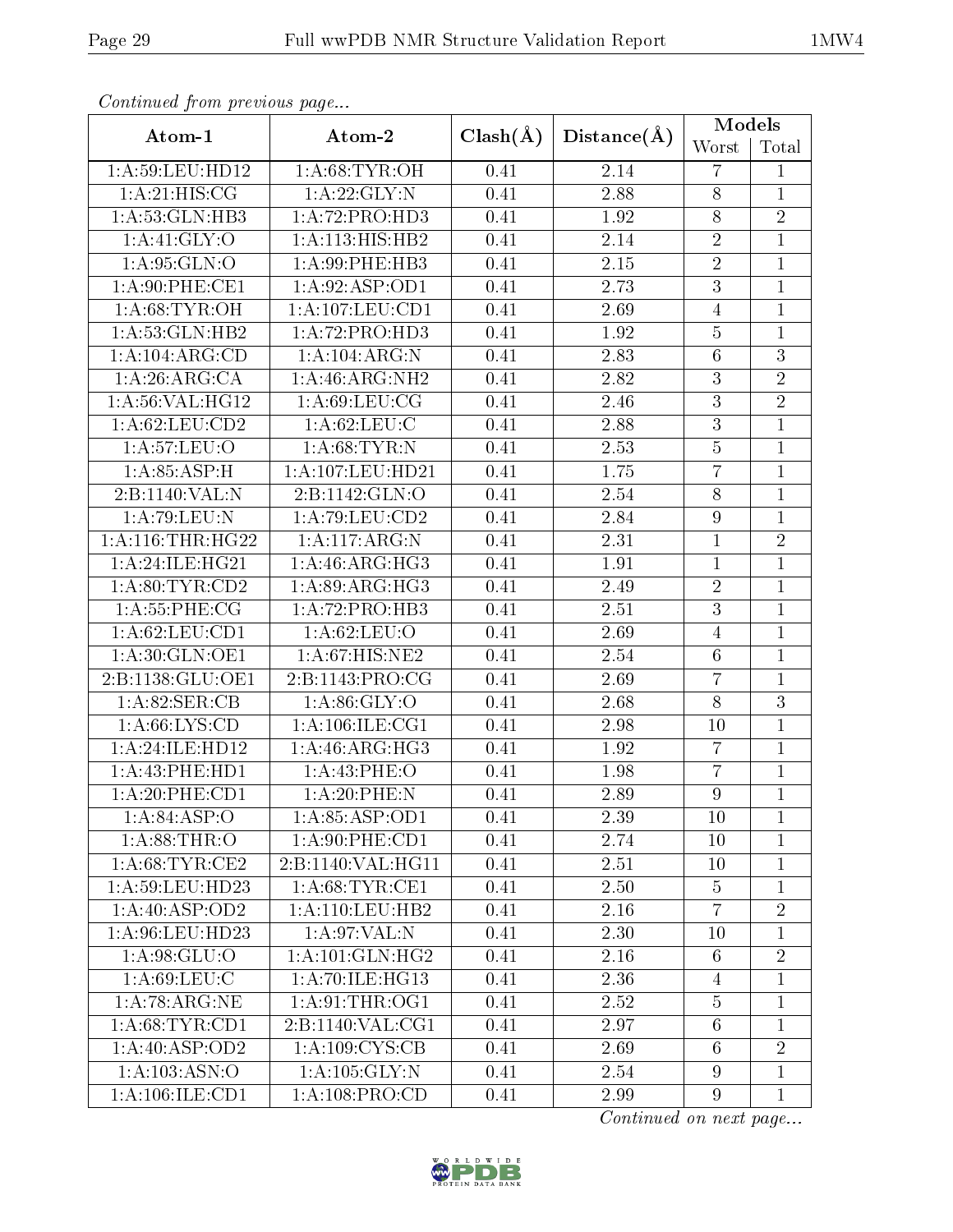*Continued from previous page...*

| Atom-1 | Atom-2 | Clash(Å) | Distance(Å) | Models | |
|---|---|---|---|---|---|
| | | | | Worst | Total |
| 1:A:59:LEU:HD12 | 1:A:68:TYR:OH | 0.41 | 2.14 | 7 | 1 |
| 1:A:21:HIS:CG | 1:A:22:GLY:N | 0.41 | 2.88 | 8 | 1 |
| 1:A:53:GLN:HB3 | 1:A:72:PRO:HD3 | 0.41 | 1.92 | 8 | 2 |
| 1:A:41:GLY:O | 1:A:113:HIS:HB2 | 0.41 | 2.14 | 2 | 1 |
| 1:A:95:GLN:O | 1:A:99:PHE:HB3 | 0.41 | 2.15 | 2 | 1 |
| 1:A:90:PHE:CE1 | 1:A:92:ASP:OD1 | 0.41 | 2.73 | 3 | 1 |
| 1:A:68:TYR:OH | 1:A:107:LEU:CD1 | 0.41 | 2.69 | 4 | 1 |
| 1:A:53:GLN:HB2 | 1:A:72:PRO:HD3 | 0.41 | 1.92 | 5 | 1 |
| 1:A:104:ARG:CD | 1:A:104:ARG:N | 0.41 | 2.83 | 6 | 3 |
| 1:A:26:ARG:CA | 1:A:46:ARG:NH2 | 0.41 | 2.82 | 3 | 2 |
| 1:A:56:VAL:HG12 | 1:A:69:LEU:CG | 0.41 | 2.46 | 3 | 2 |
| 1:A:62:LEU:CD2 | 1:A:62:LEU:C | 0.41 | 2.88 | 3 | 1 |
| 1:A:57:LEU:O | 1:A:68:TYR:N | 0.41 | 2.53 | 5 | 1 |
| 1:A:85:ASP:H | 1:A:107:LEU:HD21 | 0.41 | 1.75 | 7 | 1 |
| 2:B:1140:VAL:N | 2:B:1142:GLN:O | 0.41 | 2.54 | 8 | 1 |
| 1:A:79:LEU:N | 1:A:79:LEU:CD2 | 0.41 | 2.84 | 9 | 1 |
| 1:A:116:THR:HG22 | 1:A:117:ARG:N | 0.41 | 2.31 | 1 | 2 |
| 1:A:24:ILE:HG21 | 1:A:46:ARG:HG3 | 0.41 | 1.91 | 1 | 1 |
| 1:A:80:TYR:CD2 | 1:A:89:ARG:HG3 | 0.41 | 2.49 | 2 | 1 |
| 1:A:55:PHE:CG | 1:A:72:PRO:HB3 | 0.41 | 2.51 | 3 | 1 |
| 1:A:62:LEU:CD1 | 1:A:62:LEU:O | 0.41 | 2.69 | 4 | 1 |
| 1:A:30:GLN:OE1 | 1:A:67:HIS:NE2 | 0.41 | 2.54 | 6 | 1 |
| 2:B:1138:GLU:OE1 | 2:B:1143:PRO:CG | 0.41 | 2.69 | 7 | 1 |
| 1:A:82:SER:CB | 1:A:86:GLY:O | 0.41 | 2.68 | 8 | 3 |
| 1:A:66:LYS:CD | 1:A:106:ILE:CG1 | 0.41 | 2.98 | 10 | 1 |
| 1:A:24:ILE:HD12 | 1:A:46:ARG:HG3 | 0.41 | 1.92 | 7 | 1 |
| 1:A:43:PHE:HD1 | 1:A:43:PHE:O | 0.41 | 1.98 | 7 | 1 |
| 1:A:20:PHE:CD1 | 1:A:20:PHE:N | 0.41 | 2.89 | 9 | 1 |
| 1:A:84:ASP:O | 1:A:85:ASP:OD1 | 0.41 | 2.39 | 10 | 1 |
| 1:A:88:THR:O | 1:A:90:PHE:CD1 | 0.41 | 2.74 | 10 | 1 |
| 1:A:68:TYR:CE2 | 2:B:1140:VAL:HG11 | 0.41 | 2.51 | 10 | 1 |
| 1:A:59:LEU:HD23 | 1:A:68:TYR:CE1 | 0.41 | 2.50 | 5 | 1 |
| 1:A:40:ASP:OD2 | 1:A:110:LEU:HB2 | 0.41 | 2.16 | 7 | 2 |
| 1:A:96:LEU:HD23 | 1:A:97:VAL:N | 0.41 | 2.30 | 10 | 1 |
| 1:A:98:GLU:O | 1:A:101:GLN:HG2 | 0.41 | 2.16 | 6 | 2 |
| 1:A:69:LEU:C | 1:A:70:ILE:HG13 | 0.41 | 2.36 | 4 | 1 |
| 1:A:78:ARG:NE | 1:A:91:THR:OG1 | 0.41 | 2.52 | 5 | 1 |
| 1:A:68:TYR:CD1 | 2:B:1140:VAL:CG1 | 0.41 | 2.97 | 6 | 1 |
| 1:A:40:ASP:OD2 | 1:A:109:CYS:CB | 0.41 | 2.69 | 6 | 2 |
| 1:A:103:ASN:O | 1:A:105:GLY:N | 0.41 | 2.54 | 9 | 1 |
| 1:A:106:ILE:CD1 | 1:A:108:PRO:CD | 0.41 | 2.99 | 9 | 1 |

*Continued on next page...*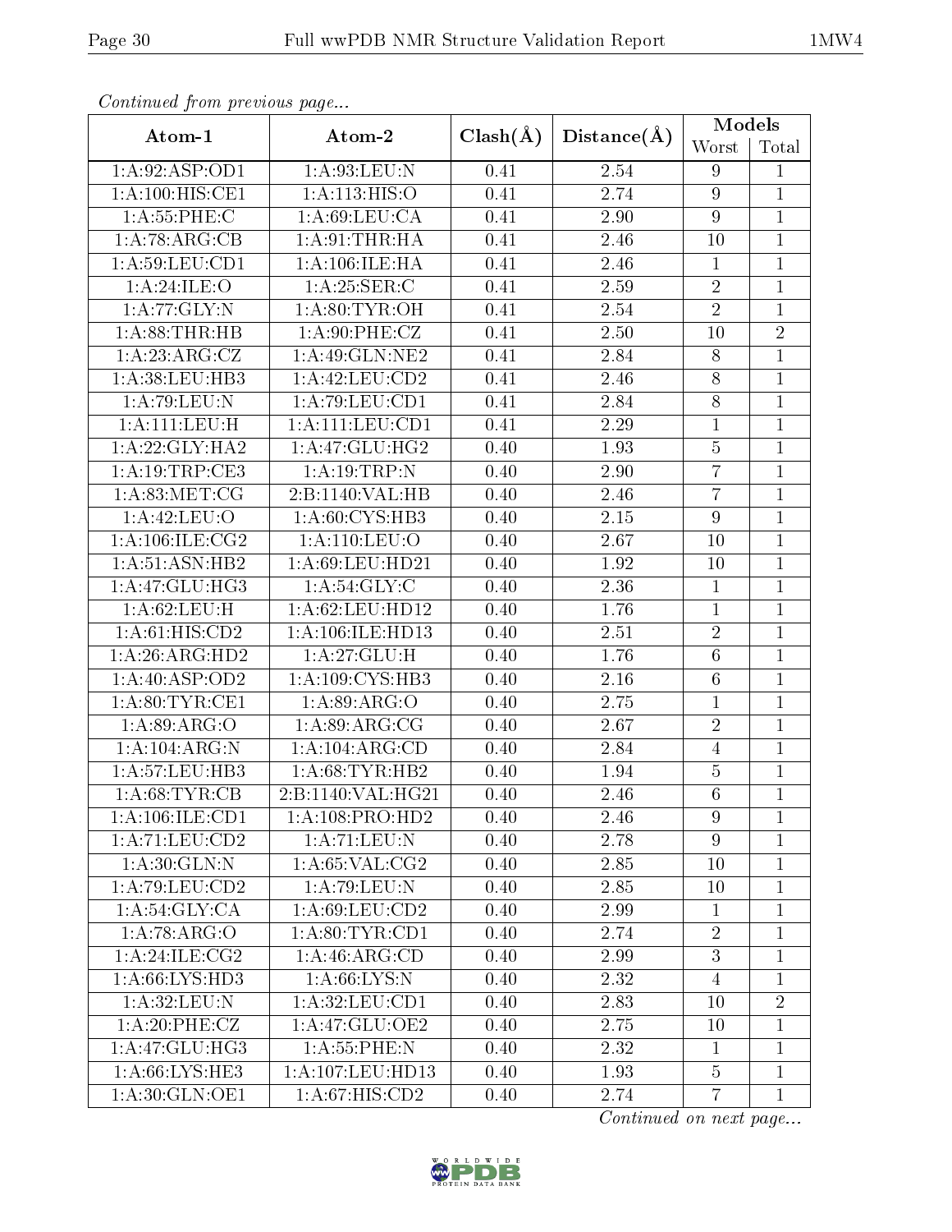*Continued from previous page...*

| Atom-1 | Atom-2 | Clash(Å) | Distance(Å) | Models | |
|---|---|---|---|---|---|
| | | | | Worst | Total |
| 1:A:92:ASP:OD1 | 1:A:93:LEU:N | 0.41 | 2.54 | 9 | 1 |
| 1:A:100:HIS:CE1 | 1:A:113:HIS:O | 0.41 | 2.74 | 9 | 1 |
| 1:A:55:PHE:C | 1:A:69:LEU:CA | 0.41 | 2.90 | 9 | 1 |
| 1:A:78:ARG:CB | 1:A:91:THR:HA | 0.41 | 2.46 | 10 | 1 |
| 1:A:59:LEU:CD1 | 1:A:106:ILE:HA | 0.41 | 2.46 | 1 | 1 |
| 1:A:24:ILE:O | 1:A:25:SER:C | 0.41 | 2.59 | 2 | 1 |
| 1:A:77:GLY:N | 1:A:80:TYR:OH | 0.41 | 2.54 | 2 | 1 |
| 1:A:88:THR:HB | 1:A:90:PHE:CZ | 0.41 | 2.50 | 10 | 2 |
| 1:A:23:ARG:CZ | 1:A:49:GLN:NE2 | 0.41 | 2.84 | 8 | 1 |
| 1:A:38:LEU:HB3 | 1:A:42:LEU:CD2 | 0.41 | 2.46 | 8 | 1 |
| 1:A:79:LEU:N | 1:A:79:LEU:CD1 | 0.41 | 2.84 | 8 | 1 |
| 1:A:111:LEU:H | 1:A:111:LEU:CD1 | 0.41 | 2.29 | 1 | 1 |
| 1:A:22:GLY:HA2 | 1:A:47:GLU:HG2 | 0.40 | 1.93 | 5 | 1 |
| 1:A:19:TRP:CE3 | 1:A:19:TRP:N | 0.40 | 2.90 | 7 | 1 |
| 1:A:83:MET:CG | 2:B:1140:VAL:HB | 0.40 | 2.46 | 7 | 1 |
| 1:A:42:LEU:O | 1:A:60:CYS:HB3 | 0.40 | 2.15 | 9 | 1 |
| 1:A:106:ILE:CG2 | 1:A:110:LEU:O | 0.40 | 2.67 | 10 | 1 |
| 1:A:51:ASN:HB2 | 1:A:69:LEU:HD21 | 0.40 | 1.92 | 10 | 1 |
| 1:A:47:GLU:HG3 | 1:A:54:GLY:C | 0.40 | 2.36 | 1 | 1 |
| 1:A:62:LEU:H | 1:A:62:LEU:HD12 | 0.40 | 1.76 | 1 | 1 |
| 1:A:61:HIS:CD2 | 1:A:106:ILE:HD13 | 0.40 | 2.51 | 2 | 1 |
| 1:A:26:ARG:HD2 | 1:A:27:GLU:H | 0.40 | 1.76 | 6 | 1 |
| 1:A:40:ASP:OD2 | 1:A:109:CYS:HB3 | 0.40 | 2.16 | 6 | 1 |
| 1:A:80:TYR:CE1 | 1:A:89:ARG:O | 0.40 | 2.75 | 1 | 1 |
| 1:A:89:ARG:O | 1:A:89:ARG:CG | 0.40 | 2.67 | 2 | 1 |
| 1:A:104:ARG:N | 1:A:104:ARG:CD | 0.40 | 2.84 | 4 | 1 |
| 1:A:57:LEU:HB3 | 1:A:68:TYR:HB2 | 0.40 | 1.94 | 5 | 1 |
| 1:A:68:TYR:CB | 2:B:1140:VAL:HG21 | 0.40 | 2.46 | 6 | 1 |
| 1:A:106:ILE:CD1 | 1:A:108:PRO:HD2 | 0.40 | 2.46 | 9 | 1 |
| 1:A:71:LEU:CD2 | 1:A:71:LEU:N | 0.40 | 2.78 | 9 | 1 |
| 1:A:30:GLN:N | 1:A:65:VAL:CG2 | 0.40 | 2.85 | 10 | 1 |
| 1:A:79:LEU:CD2 | 1:A:79:LEU:N | 0.40 | 2.85 | 10 | 1 |
| 1:A:54:GLY:CA | 1:A:69:LEU:CD2 | 0.40 | 2.99 | 1 | 1 |
| 1:A:78:ARG:O | 1:A:80:TYR:CD1 | 0.40 | 2.74 | 2 | 1 |
| 1:A:24:ILE:CG2 | 1:A:46:ARG:CD | 0.40 | 2.99 | 3 | 1 |
| 1:A:66:LYS:HD3 | 1:A:66:LYS:N | 0.40 | 2.32 | 4 | 1 |
| 1:A:32:LEU:N | 1:A:32:LEU:CD1 | 0.40 | 2.83 | 10 | 2 |
| 1:A:20:PHE:CZ | 1:A:47:GLU:OE2 | 0.40 | 2.75 | 10 | 1 |
| 1:A:47:GLU:HG3 | 1:A:55:PHE:N | 0.40 | 2.32 | 1 | 1 |
| 1:A:66:LYS:HE3 | 1:A:107:LEU:HD13 | 0.40 | 1.93 | 5 | 1 |
| 1:A:30:GLN:OE1 | 1:A:67:HIS:CD2 | 0.40 | 2.74 | 7 | 1 |

*Continued on next page...*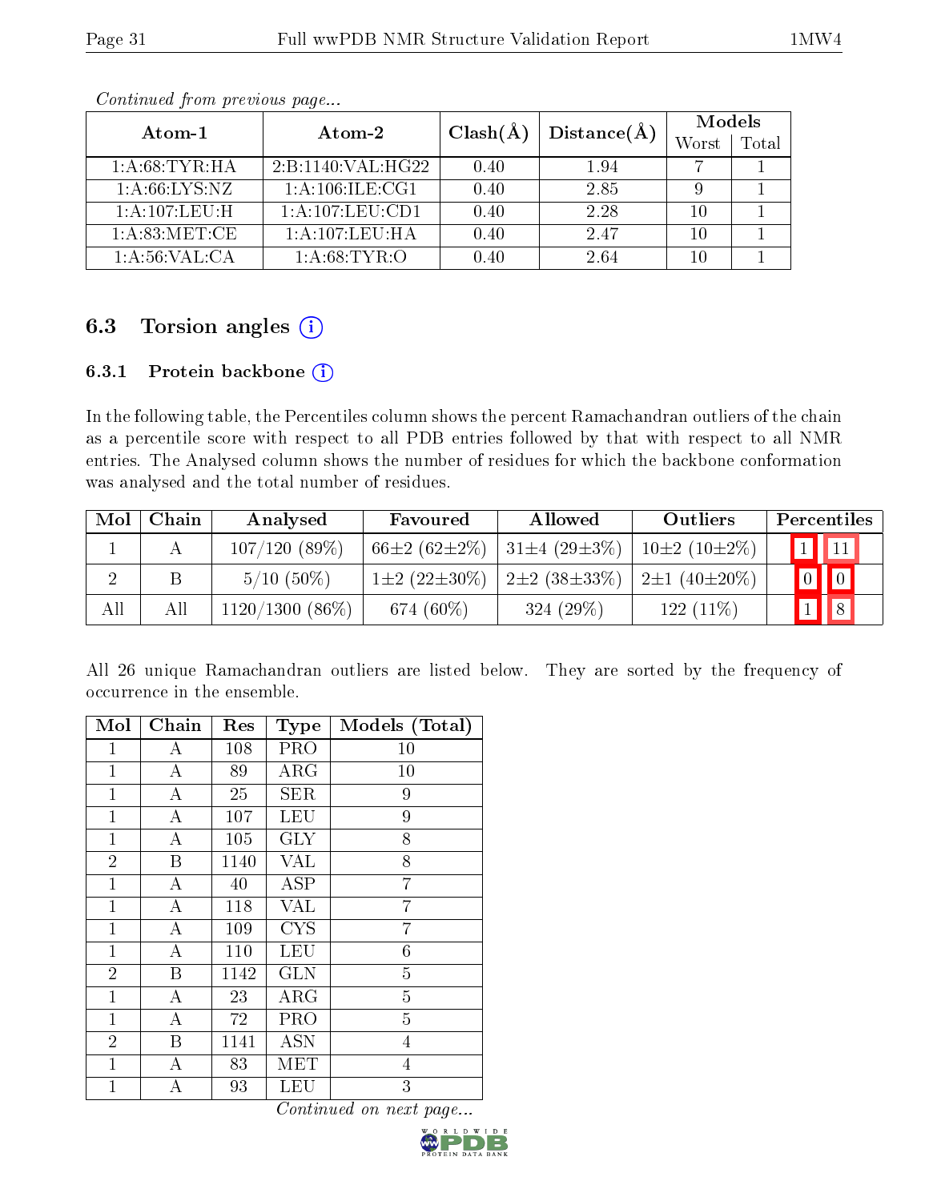*Continued from previous page...*

| Atom-1 | Atom-2 | Clash(Å) | Distance(Å) | Models | |
|---|---|---|---|---|---|
| | | | | Worst | Total |
| 1:A:68:TYR:HA | 2:B:1140:VAL:HG22 | 0.40 | 1.94 | 7 | 1 |
| 1:A:66:LYS:NZ | 1:A:106:ILE:CG1 | 0.40 | 2.85 | 9 | 1 |
| 1:A:107:LEU:H | 1:A:107:LEU:CD1 | 0.40 | 2.28 | 10 | 1 |
| 1:A:83:MET:CE | 1:A:107:LEU:HA | 0.40 | 2.47 | 10 | 1 |
| 1:A:56:VAL:CA | 1:A:68:TYR:O | 0.40 | 2.64 | 10 | 1 |

## 6.3 Torsion angles

### 6.3.1 Protein backbone

In the following table, the Percentiles column shows the percent Ramachandran outliers of the chain as a percentile score with respect to all PDB entries followed by that with respect to all NMR entries. The Analysed column shows the number of residues for which the backbone conformation was analysed and the total number of residues.

| Mol | Chain | Analysed | Favoured | Allowed | Outliers | Percentiles | |
|---|---|---|---|---|---|---|---|
| 1 | A | 107/120 (89%) | 66±2 (62±2%) | 31±4 (29±3%) | 10±2 (10±2%) | 1 | 11 |
| 2 | B | 5/10 (50%) | 1±2 (22±30%) | 2±2 (38±33%) | 2±1 (40±20%) | 0 | 0 |
| All | All | 1120/1300 (86%) | 674 (60%) | 324 (29%) | 122 (11%) | 1 | 8 |

All 26 unique Ramachandran outliers are listed below. They are sorted by the frequency of occurrence in the ensemble.

| Mol | Chain | Res | Type | Models (Total) |
|---|---|---|---|---|
| 1 | A | 108 | PRO | 10 |
| 1 | A | 89 | ARG | 10 |
| 1 | A | 25 | SER | 9 |
| 1 | A | 107 | LEU | 9 |
| 1 | A | 105 | GLY | 8 |
| 2 | B | 1140 | VAL | 8 |
| 1 | A | 40 | ASP | 7 |
| 1 | A | 118 | VAL | 7 |
| 1 | A | 109 | CYS | 7 |
| 1 | A | 110 | LEU | 6 |
| 2 | B | 1142 | GLN | 5 |
| 1 | A | 23 | ARG | 5 |
| 1 | A | 72 | PRO | 5 |
| 2 | B | 1141 | ASN | 4 |
| 1 | A | 83 | MET | 4 |
| 1 | A | 93 | LEU | 3 |

*Continued on next page...*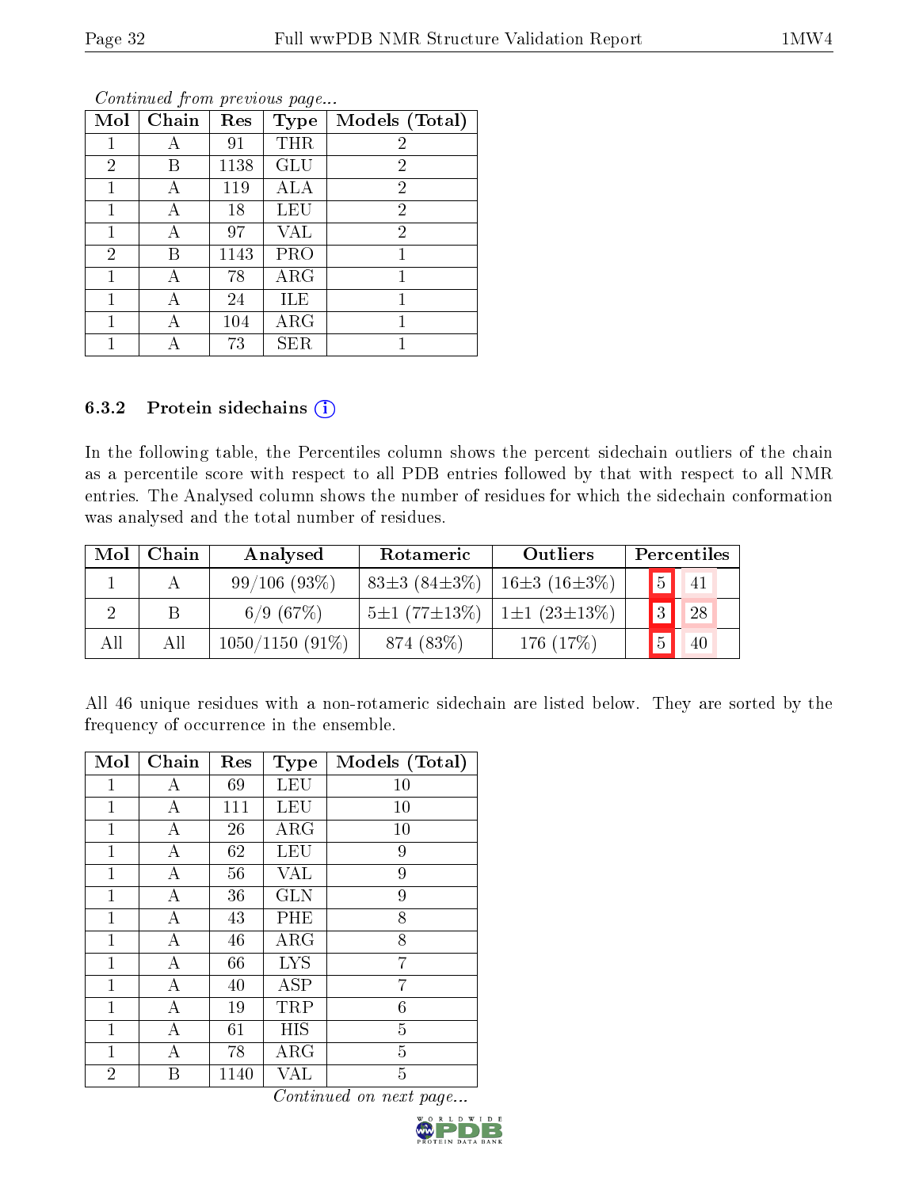*Continued from previous page...*

| Mol | Chain | Res | Type | Models (Total) |
|---|---|---|---|---|
| 1 | A | 91 | THR | 2 |
| 2 | B | 1138 | GLU | 2 |
| 1 | A | 119 | ALA | 2 |
| 1 | A | 18 | LEU | 2 |
| 1 | A | 97 | VAL | 2 |
| 2 | B | 1143 | PRO | 1 |
| 1 | A | 78 | ARG | 1 |
| 1 | A | 24 | ILE | 1 |
| 1 | A | 104 | ARG | 1 |
| 1 | A | 73 | SER | 1 |

### 6.3.2 Protein sidechains

In the following table, the Percentiles column shows the percent sidechain outliers of the chain as a percentile score with respect to all PDB entries followed by that with respect to all NMR entries. The Analysed column shows the number of residues for which the sidechain conformation was analysed and the total number of residues.

| Mol | Chain | Analysed | Rotameric | Outliers | Percentiles | |
|---|---|---|---|---|---|---|
| 1 | A | 99/106 (93%) | 83±3 (84±3%) | 16±3 (16±3%) | 5 | 41 |
| 2 | B | 6/9 (67%) | 5±1 (77±13%) | 1±1 (23±13%) | 3 | 28 |
| All | All | 1050/1150 (91%) | 874 (83%) | 176 (17%) | 5 | 40 |

All 46 unique residues with a non-rotameric sidechain are listed below. They are sorted by the frequency of occurrence in the ensemble.

| Mol | Chain | Res | Type | Models (Total) |
|---|---|---|---|---|
| 1 | A | 69 | LEU | 10 |
| 1 | A | 111 | LEU | 10 |
| 1 | A | 26 | ARG | 10 |
| 1 | A | 62 | LEU | 9 |
| 1 | A | 56 | VAL | 9 |
| 1 | A | 36 | GLN | 9 |
| 1 | A | 43 | PHE | 8 |
| 1 | A | 46 | ARG | 8 |
| 1 | A | 66 | LYS | 7 |
| 1 | A | 40 | ASP | 7 |
| 1 | A | 19 | TRP | 6 |
| 1 | A | 61 | HIS | 5 |
| 1 | A | 78 | ARG | 5 |
| 2 | B | 1140 | VAL | 5 |

*Continued on next page...*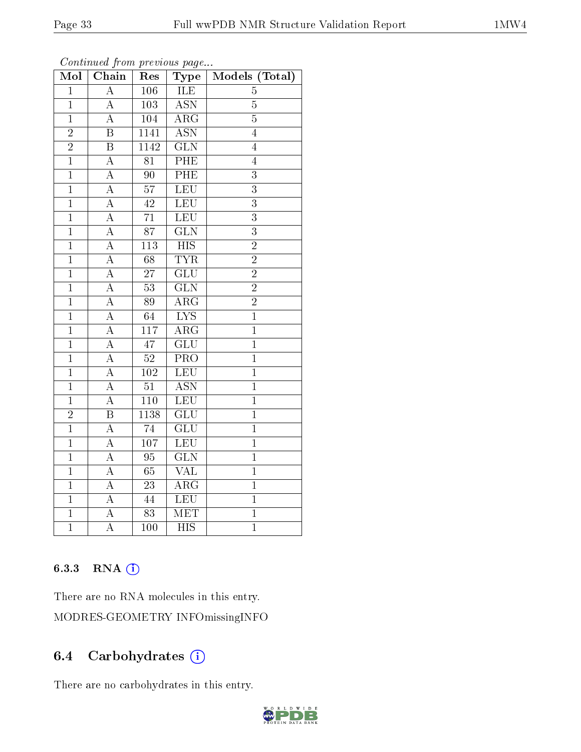*Continued from previous page...*

| Mol | Chain | Res | Type | Models (Total) |
|---|---|---|---|---|
| 1 | A | 106 | ILE | 5 |
| 1 | A | 103 | ASN | 5 |
| 1 | A | 104 | ARG | 5 |
| 2 | B | 1141 | ASN | 4 |
| 2 | B | 1142 | GLN | 4 |
| 1 | A | 81 | PHE | 4 |
| 1 | A | 90 | PHE | 3 |
| 1 | A | 57 | LEU | 3 |
| 1 | A | 42 | LEU | 3 |
| 1 | A | 71 | LEU | 3 |
| 1 | A | 87 | GLN | 3 |
| 1 | A | 113 | HIS | 2 |
| 1 | A | 68 | TYR | 2 |
| 1 | A | 27 | GLU | 2 |
| 1 | A | 53 | GLN | 2 |
| 1 | A | 89 | ARG | 2 |
| 1 | A | 64 | LYS | 1 |
| 1 | A | 117 | ARG | 1 |
| 1 | A | 47 | GLU | 1 |
| 1 | A | 52 | PRO | 1 |
| 1 | A | 102 | LEU | 1 |
| 1 | A | 51 | ASN | 1 |
| 1 | A | 110 | LEU | 1 |
| 2 | B | 1138 | GLU | 1 |
| 1 | A | 74 | GLU | 1 |
| 1 | A | 107 | LEU | 1 |
| 1 | A | 95 | GLN | 1 |
| 1 | A | 65 | VAL | 1 |
| 1 | A | 23 | ARG | 1 |
| 1 | A | 44 | LEU | 1 |
| 1 | A | 83 | MET | 1 |
| 1 | A | 100 | HIS | 1 |

### 6.3.3 RNA (i)

There are no RNA molecules in this entry.

MODRES-GEOMETRY INFOmissingINFO

## 6.4 Carbohydrates (i)

There are no carbohydrates in this entry.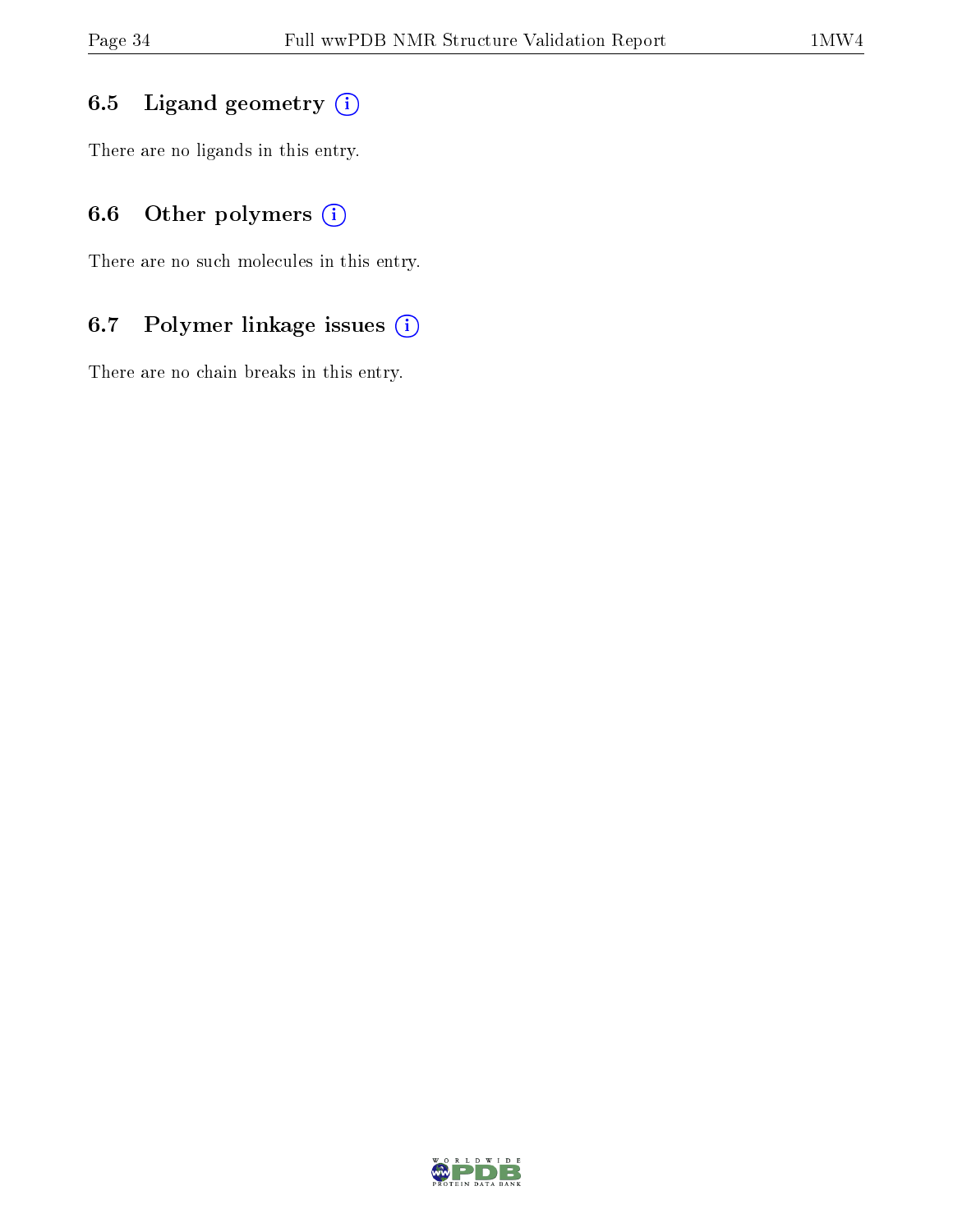### 6.5 Ligand geometry

There are no ligands in this entry.

### 6.6 Other polymers

There are no such molecules in this entry.

### 6.7 Polymer linkage issues

There are no chain breaks in this entry.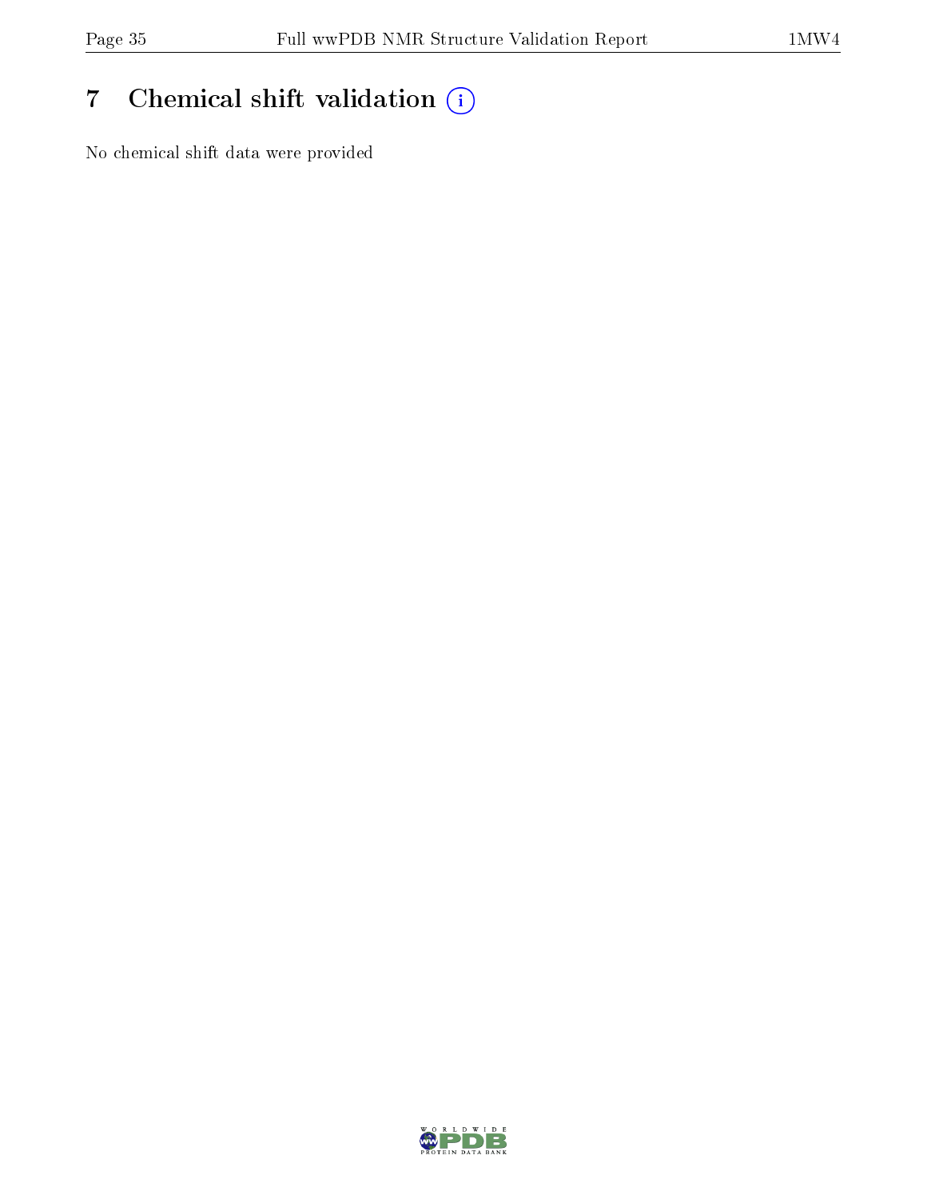# 7 Chemical shift validation

No chemical shift data were provided